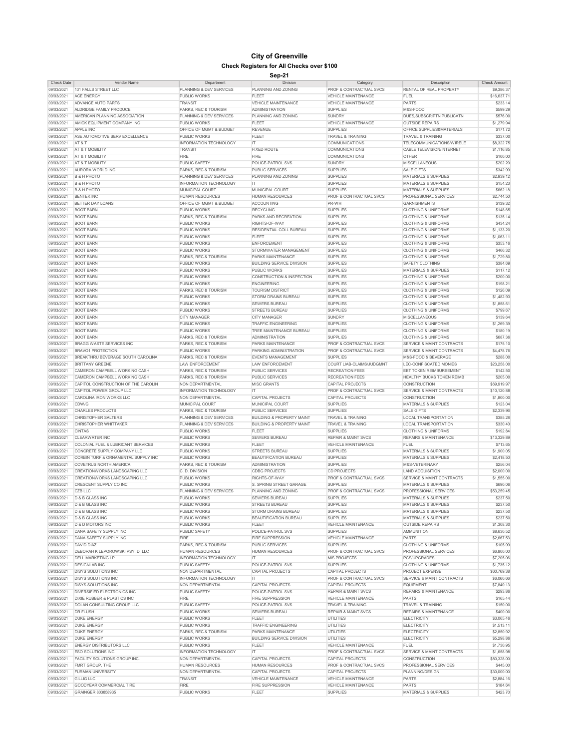# City of Greenville

## Check Registers for All Checks over $100

### Sep-21

| Check Date | Vendor Name | Department | Division | Category | Description | Check Amount |
|---|---|---|---|---|---|---|
| 09/03/2021 | 131 FALLS STREET LLC | PLANNING & DEV SERVICES | PLANNING AND ZONING | PROF & CONTRACTUAL SVCS | RENTAL OF REAL PROPERTY | $9,386.37 |
| 09/03/2021 | ACE ENERGY | PUBLIC WORKS | FLEET | VEHICLE MAINTENANCE | FUEL | $16,637.71 |
| 09/03/2021 | ADVANCE AUTO PARTS | TRANSIT | VEHICLE MAINTENANCE | VEHICLE MAINTENANCE | PARTS | $233.14 |
| 09/03/2021 | ALDRIDGE FAMILY PRODUCE | PARKS, REC & TOURISM | ADMINISTRATION | SUPPLIES | M&S-FOOD | $599.29 |
| 09/03/2021 | AMERICAN PLANNING ASSOCIATION | PLANNING & DEV SERVICES | PLANNING AND ZONING | SUNDRY | DUES,SUBSCRIPTN,PUBLICATN | $576.00 |
| 09/03/2021 | AMICK EQUIPMENT COMPANY INC | PUBLIC WORKS | FLEET | VEHICLE MAINTENANCE | OUTSIDE REPAIRS | $1,279.94 |
| 09/03/2021 | APPLE INC | OFFICE OF MGMT & BUDGET | REVENUE | SUPPLIES | OFFICE SUPPLIES&MATERIALS | $171.72 |
| 09/03/2021 | ASE AUTOMOTIVE SERV EXCELLENCE | PUBLIC WORKS | FLEET | TRAVEL & TRAINING | TRAVEL & TRAINING | $337.00 |
| 09/03/2021 | AT & T | INFORMATION TECHNOLOGY | IT | COMMUNICATIONS | TELECOMMUNICATIONS/WIRELE | $8,322.75 |
| 09/03/2021 | AT & T MOBILITY | TRANSIT | FIXED ROUTE | COMMUNICATIONS | CABLE TELEVISION/INTERNET | $1,116.85 |
| 09/03/2021 | AT & T MOBILITY | FIRE | FIRE | COMMUNICATIONS | OTHER | $100.00 |
| 09/03/2021 | AT & T MOBILITY | PUBLIC SAFETY | POLICE-PATROL SVS | SUNDRY | MISCELLANEOUS | $202.20 |
| 09/03/2021 | AURORA WORLD INC | PARKS, REC & TOURISM | PUBLIC SERVICES | SUPPLIES | SALE GIFTS | $342.99 |
| 09/03/2021 | B & H PHOTO | PLANNING & DEV SERVICES | PLANNING AND ZONING | SUPPLIES | MATERIALS & SUPPLIES | $2,939.12 |
| 09/03/2021 | B & H PHOTO | INFORMATION TECHNOLOGY | IT | SUPPLIES | MATERIALS & SUPPLIES | $154.23 |
| 09/03/2021 | B & H PHOTO | MUNICIPAL COURT | MUNICIPAL COURT | SUPPLIES | MATERIALS & SUPPLIES | $662.18 |
| 09/03/2021 | BENTEK INC | HUMAN RESOURCES | HUMAN RESOURCES | PROF & CONTRACTUAL SVCS | PROFESSIONAL SERVICES | $2,744.50 |
| 09/03/2021 | BETTER DAY LOANS | OFFICE OF MGMT & BUDGET | ACCOUNTING | PR-WH | GARNISHMENTS | $139.32 |
| 09/03/2021 | BOOT BARN | PUBLIC WORKS | RECYCLING | SUPPLIES | CLOTHING & UNIFORMS | $148.65 |
| 09/03/2021 | BOOT BARN | PARKS, REC & TOURISM | PARKS AND RECREATION | SUPPLIES | CLOTHING & UNIFORMS | $135.14 |
| 09/03/2021 | BOOT BARN | PUBLIC WORKS | RIGHTS-OF-WAY | SUPPLIES | CLOTHING & UNIFORMS | $434.24 |
| 09/03/2021 | BOOT BARN | PUBLIC WORKS | RESIDENTIAL COLL BUREAU | SUPPLIES | CLOTHING & UNIFORMS | $1,133.20 |
| 09/03/2021 | BOOT BARN | PUBLIC WORKS | FLEET | SUPPLIES | CLOTHING & UNIFORMS | $1,063.11 |
| 09/03/2021 | BOOT BARN | PUBLIC WORKS | ENFORCEMENT | SUPPLIES | CLOTHING & UNIFORMS | $353.16 |
| 09/03/2021 | BOOT BARN | PUBLIC WORKS | STORMWATER MANAGEMENT | SUPPLIES | CLOTHING & UNIFORMS | $466.32 |
| 09/03/2021 | BOOT BARN | PARKS, REC & TOURISM | PARKS MAINTENANCE | SUPPLIES | CLOTHING & UNIFORMS | $1,729.80 |
| 09/03/2021 | BOOT BARN | PUBLIC WORKS | BUILDING SERVICE DIVISION | SUPPLIES | SAFETY CLOTHING | $384.69 |
| 09/03/2021 | BOOT BARN | PUBLIC WORKS | PUBLIC WORKS | SUPPLIES | MATERIALS & SUPPLIES | $117.12 |
| 09/03/2021 | BOOT BARN | PUBLIC WORKS | CONSTRUCTION & INSPECTION | SUPPLIES | CLOTHING & UNIFORMS | $200.00 |
| 09/03/2021 | BOOT BARN | PUBLIC WORKS | ENGINEERING | SUPPLIES | CLOTHING & UNIFORMS | $198.21 |
| 09/03/2021 | BOOT BARN | PARKS, REC & TOURISM | TOURISM DISTRICT | SUPPLIES | CLOTHING & UNIFORMS | $126.09 |
| 09/03/2021 | BOOT BARN | PUBLIC WORKS | STORM DRAINS BUREAU | SUPPLIES | CLOTHING & UNIFORMS | $1,482.93 |
| 09/03/2021 | BOOT BARN | PUBLIC WORKS | SEWERS BUREAU | SUPPLIES | CLOTHING & UNIFORMS | $1,858.61 |
| 09/03/2021 | BOOT BARN | PUBLIC WORKS | STREETS BUREAU | SUPPLIES | CLOTHING & UNIFORMS | $799.67 |
| 09/03/2021 | BOOT BARN | CITY MANAGER | CITY MANAGER | SUNDRY | MISCELLANEOUS | $139.64 |
| 09/03/2021 | BOOT BARN | PUBLIC WORKS | TRAFFIC ENGINEERING | SUPPLIES | CLOTHING & UNIFORMS | $1,269.39 |
| 09/03/2021 | BOOT BARN | PUBLIC WORKS | TREE MAINTENANCE BUREAU | SUPPLIES | CLOTHING & UNIFORMS | $180.19 |
| 09/03/2021 | BOOT BARN | PARKS, REC & TOURISM | ADMINISTRATION | SUPPLIES | CLOTHING & UNIFORMS | $687.36 |
| 09/03/2021 | BRAGG WASTE SERVICES INC | PARKS, REC & TOURISM | PARKS MAINTENANCE | PROF & CONTRACTUAL SVCS | SERVICE & MAINT CONTRACTS | $175.10 |
| 09/03/2021 | BRAVO1 PROTECTION | PUBLIC WORKS | PARKING ADMINISTRATION | PROF & CONTRACTUAL SVCS | SERVICE & MAINT CONTRACTS | $4,478.76 |
| 09/03/2021 | BREAKTHRU BEVERAGE SOUTH CAROLINA | PARKS, REC & TOURISM | EVENTS MANAGEMENT | SUPPLIES | M&S-FOOD & BEVERAGE | $288.00 |
| 09/03/2021 | BRITTANY GREENE | LAW ENFORCEMENT | LAW ENFORCEMENT | COURT LIAB-CLAIMS/JUDGMNT | LEC-CONFISCATED MONIES | $23,258.00 |
| 09/03/2021 | CAMERON CAMPBELL WORKING CASH | PARKS, REC & TOURISM | PUBLIC SERVICES | RECREATION FEES | EBT TOKEN REIMBURSEMENT | $142.50 |
| 09/03/2021 | CAMERON CAMPBELL WORKING CASH | PARKS, REC & TOURISM | PUBLIC SERVICES | RECREATION FEES | HEALTHY BUCKS TOKEN REIMB | $205.00 |
| 09/03/2021 | CAPITOL CONSTRUCTION OF THE CAROLIN | NON DEPARTMENTAL | MISC GRANTS | CAPITAL PROJECTS | CONSTRUCTION | $69,919.97 |
| 09/03/2021 | CAPITOL POWER GROUP LLC | INFORMATION TECHNOLOGY | IT | PROF & CONTRACTUAL SVCS | SERVICE & MAINT CONTRACTS | $10,120.88 |
| 09/03/2021 | CAROLINA IRON WORKS LLC | NON DEPARTMENTAL | CAPITAL PROJECTS | CAPITAL PROJECTS | CONSTRUCTION | $1,800.00 |
| 09/03/2021 | CDW/G | MUNICIPAL COURT | MUNICIPAL COURT | SUPPLIES | MATERIALS & SUPPLIES | $123.04 |
| 09/03/2021 | CHARLES PRODUCTS | PARKS, REC & TOURISM | PUBLIC SERVICES | SUPPLIES | SALE GIFTS | $2,339.96 |
| 09/03/2021 | CHRISTOPHER SALTERS | PLANNING & DEV SERVICES | BUILDING & PROPERTY MAINT | TRAVEL & TRAINING | LOCAL TRANSPORTATION | $385.28 |
| 09/03/2021 | CHRISTOPHER WHITTAKER | PLANNING & DEV SERVICES | BUILDING & PROPERTY MAINT | TRAVEL & TRAINING | LOCAL TRANSPORTATION | $330.40 |
| 09/03/2021 | CINTAS | PUBLIC WORKS | FLEET | SUPPLIES | CLOTHING & UNIFORMS | $192.84 |
| 09/03/2021 | CLEARWATER INC | PUBLIC WORKS | SEWERS BUREAU | REPAIR & MAINT SVCS | REPAIRS & MAINTENANCE | $13,329.89 |
| 09/03/2021 | COLONIAL FUEL & LUBRICANT SERVICES | PUBLIC WORKS | FLEET | VEHICLE MAINTENANCE | FUEL | $713.65 |
| 09/03/2021 | CONCRETE SUPPLY COMPANY LLC | PUBLIC WORKS | STREETS BUREAU | SUPPLIES | MATERIALS & SUPPLIES | $1,900.05 |
| 09/03/2021 | CORBIN TURF & ORNAMENTAL SUPPLY INC | PUBLIC WORKS | BEAUTIFICATION BUREAU | SUPPLIES | MATERIALS & SUPPLIES | $2,418.50 |
| 09/03/2021 | COVETRUS NORTH AMERICA | PARKS, REC & TOURISM | ADMINISTRATION | SUPPLIES | M&S-VETERINARY | $256.04 |
| 09/03/2021 | CREATIONWORKS LANDSCAPING LLC | C. D. DIVISION | CDBG PROJECTS | CD PROJECTS | LAND ACQUISITION | $2,000.00 |
| 09/03/2021 | CREATIONWORKS LANDSCAPING LLC | PUBLIC WORKS | RIGHTS-OF-WAY | PROF & CONTRACTUAL SVCS | SERVICE & MAINT CONTRACTS | $1,555.00 |
| 09/03/2021 | CRESCENT SUPPLY CO INC | PUBLIC WORKS | S. SPRING STREET GARAGE | SUPPLIES | MATERIALS & SUPPLIES | $690.06 |
| 09/03/2021 | CZB LLC | PLANNING & DEV SERVICES | PLANNING AND ZONING | PROF & CONTRACTUAL SVCS | PROFESSIONAL SERVICES | $53,259.45 |
| 09/03/2021 | D & B GLASS INC | PUBLIC WORKS | SEWERS BUREAU | SUPPLIES | MATERIALS & SUPPLIES | $237.50 |
| 09/03/2021 | D & B GLASS INC | PUBLIC WORKS | STREETS BUREAU | SUPPLIES | MATERIALS & SUPPLIES | $237.50 |
| 09/03/2021 | D & B GLASS INC | PUBLIC WORKS | STORM DRAINS BUREAU | SUPPLIES | MATERIALS & SUPPLIES | $237.50 |
| 09/03/2021 | D & B GLASS INC | PUBLIC WORKS | BEAUTIFICATION BUREAU | SUPPLIES | MATERIALS & SUPPLIES | $237.50 |
| 09/03/2021 | D & D MOTORS INC | PUBLIC WORKS | FLEET | VEHICLE MAINTENANCE | OUTSIDE REPAIRS | $1,308.30 |
| 09/03/2021 | DANA SAFETY SUPPLY INC | PUBLIC SAFETY | POLICE-PATROL SVS | SUPPLIES | AMMUNITION | $8,630.52 |
| 09/03/2021 | DANA SAFETY SUPPLY INC | FIRE | FIRE SUPPRESSION | VEHICLE MAINTENANCE | PARTS | $2,667.53 |
| 09/03/2021 | DAVID DIAZ | PARKS, REC & TOURISM | PUBLIC SERVICES | SUPPLIES | CLOTHING & UNIFORMS | $105.99 |
| 09/03/2021 | DEBORAH K LEPOROWSKI PSY. D. LLC | HUMAN RESOURCES | HUMAN RESOURCES | PROF & CONTRACTUAL SVCS | PROFESSIONAL SERVICES | $6,800.00 |
| 09/03/2021 | DELL MARKETING LP | INFORMATION TECHNOLOGY | IT | MIS PROJECTS | PCS/UPGRADES | $7,205.06 |
| 09/03/2021 | DESIGNLAB INC | PUBLIC SAFETY | POLICE-PATROL SVS | SUPPLIES | CLOTHING & UNIFORMS | $1,735.12 |
| 09/03/2021 | DISYS SOLUTIONS INC | NON DEPARTMENTAL | CAPITAL PROJECTS | CAPITAL PROJECTS | PROJECT EXPENSE | $60,769.38 |
| 09/03/2021 | DISYS SOLUTIONS INC | INFORMATION TECHNOLOGY | IT | PROF & CONTRACTUAL SVCS | SERVICE & MAINT CONTRACTS | $6,060.66 |
| 09/03/2021 | DISYS SOLUTIONS INC | NON DEPARTMENTAL | CAPITAL PROJECTS | CAPITAL PROJECTS | EQUIPMENT | $7,840.13 |
| 09/03/2021 | DIVERSIFIED ELECTRONICS INC | PUBLIC SAFETY | POLICE-PATROL SVS | REPAIR & MAINT SVCS | REPAIRS & MAINTENANCE | $293.86 |
| 09/03/2021 | DIXIE RUBBER & PLASTICS INC | FIRE | FIRE SUPPRESSION | VEHICLE MAINTENANCE | PARTS | $165.44 |
| 09/03/2021 | DOLAN CONSULTING GROUP LLC | PUBLIC SAFETY | POLICE-PATROL SVS | TRAVEL & TRAINING | TRAVEL & TRAINING | $150.00 |
| 09/03/2021 | DR FLUSH | PUBLIC WORKS | SEWERS BUREAU | REPAIR & MAINT SVCS | REPAIRS & MAINTENANCE | $400.00 |
| 09/03/2021 | DUKE ENERGY | PUBLIC WORKS | FLEET | UTILITIES | ELECTRICITY | $3,065.46 |
| 09/03/2021 | DUKE ENERGY | PUBLIC WORKS | TRAFFIC ENGINEERING | UTILITIES | ELECTRICITY | $1,513.11 |
| 09/03/2021 | DUKE ENERGY | PARKS, REC & TOURISM | PARKS MAINTENANCE | UTILITIES | ELECTRICITY | $2,850.92 |
| 09/03/2021 | DUKE ENERGY | PUBLIC WORKS | BUILDING SERVICE DIVISION | UTILITIES | ELECTRICITY | $5,298.86 |
| 09/03/2021 | ENERGY DISTRIBUTORS LLC | PUBLIC WORKS | FLEET | VEHICLE MAINTENANCE | FUEL | $1,730.95 |
| 09/03/2021 | ESO SOLUTIONS INC | INFORMATION TECHNOLOGY | IT | PROF & CONTRACTUAL SVCS | SERVICE & MAINT CONTRACTS | $1,658.98 |
| 09/03/2021 | FACILITY SOLUTIONS GROUP INC. | NON DEPARTMENTAL | CAPITAL PROJECTS | CAPITAL PROJECTS | CONSTRUCTION | $80,328.00 |
| 09/03/2021 | FMRT GROUP, THE | HUMAN RESOURCES | HUMAN RESOURCES | PROF & CONTRACTUAL SVCS | PROFESSIONAL SERVICES | $445.00 |
| 09/03/2021 | FURMAN UNIVERSITY | NON DEPARTMENTAL | CAPITAL PROJECTS | CAPITAL PROJECTS | PLANNING/DESIGN | $30,000.00 |
| 09/03/2021 | GILLIG LLC | TRANSIT | VEHICLE MAINTENANCE | VEHICLE MAINTENANCE | PARTS | $2,884.16 |
| 09/03/2021 | GOODYEAR COMMERCIAL TIRE | FIRE | FIRE SUPPRESSION | VEHICLE MAINTENANCE | PARTS | $184.64 |
| 09/03/2021 | GRAINGER 803858935 | PUBLIC WORKS | FLEET | SUPPLIES | MATERIALS & SUPPLIES | $423.70 |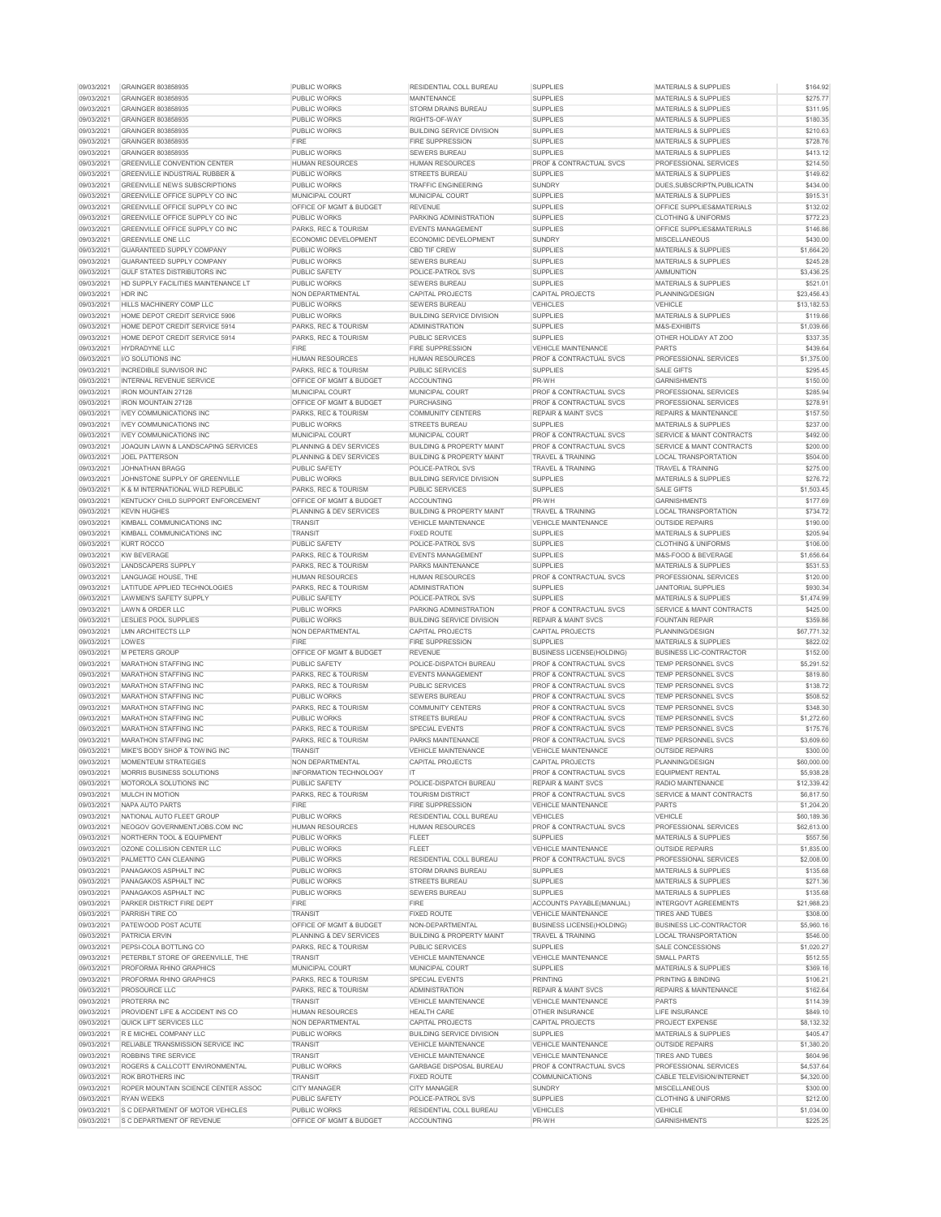| | | | | | | |
|---|---|---|---|---|---|---|
| 09/03/2021 | GRAINGER 803858935 | PUBLIC WORKS | RESIDENTIAL COLL BUREAU | SUPPLIES | MATERIALS & SUPPLIES | $164.92 |
| 09/03/2021 | GRAINGER 803858935 | PUBLIC WORKS | MAINTENANCE | SUPPLIES | MATERIALS & SUPPLIES | $275.77 |
| 09/03/2021 | GRAINGER 803858935 | PUBLIC WORKS | STORM DRAINS BUREAU | SUPPLIES | MATERIALS & SUPPLIES | $311.95 |
| 09/03/2021 | GRAINGER 803858935 | PUBLIC WORKS | RIGHTS-OF-WAY | SUPPLIES | MATERIALS & SUPPLIES | $180.35 |
| 09/03/2021 | GRAINGER 803858935 | PUBLIC WORKS | BUILDING SERVICE DIVISION | SUPPLIES | MATERIALS & SUPPLIES | $210.63 |
| 09/03/2021 | GRAINGER 803858935 | FIRE | FIRE SUPPRESSION | SUPPLIES | MATERIALS & SUPPLIES | $728.76 |
| 09/03/2021 | GRAINGER 803858935 | PUBLIC WORKS | SEWERS BUREAU | SUPPLIES | MATERIALS & SUPPLIES | $413.12 |
| 09/03/2021 | GREENVILLE CONVENTION CENTER | HUMAN RESOURCES | HUMAN RESOURCES | PROF & CONTRACTUAL SVCS | PROFESSIONAL SERVICES | $214.50 |
| 09/03/2021 | GREENVILLE INDUSTRIAL RUBBER & | PUBLIC WORKS | STREETS BUREAU | SUPPLIES | MATERIALS & SUPPLIES | $149.62 |
| 09/03/2021 | GREENVILLE NEWS SUBSCRIPTIONS | PUBLIC WORKS | TRAFFIC ENGINEERING | SUNDRY | DUES,SUBSCRIPTN,PUBLICATN | $434.00 |
| 09/03/2021 | GREENVILLE OFFICE SUPPLY CO INC | MUNICIPAL COURT | MUNICIPAL COURT | SUPPLIES | MATERIALS & SUPPLIES | $915.31 |
| 09/03/2021 | GREENVILLE OFFICE SUPPLY CO INC | OFFICE OF MGMT & BUDGET | REVENUE | SUPPLIES | OFFICE SUPPLIES&MATERIALS | $132.02 |
| 09/03/2021 | GREENVILLE OFFICE SUPPLY CO INC | PUBLIC WORKS | PARKING ADMINISTRATION | SUPPLIES | CLOTHING & UNIFORMS | $772.23 |
| 09/03/2021 | GREENVILLE OFFICE SUPPLY CO INC | PARKS, REC & TOURISM | EVENTS MANAGEMENT | SUPPLIES | OFFICE SUPPLIES&MATERIALS | $146.86 |
| 09/03/2021 | GREENVILLE ONE LLC | ECONOMIC DEVELOPMENT | ECONOMIC DEVELOPMENT | SUNDRY | MISCELLANEOUS | $430.00 |
| 09/03/2021 | GUARANTEED SUPPLY COMPANY | PUBLIC WORKS | CBD TIF CREW | SUPPLIES | MATERIALS & SUPPLIES | $1,664.20 |
| 09/03/2021 | GUARANTEED SUPPLY COMPANY | PUBLIC WORKS | SEWERS BUREAU | SUPPLIES | MATERIALS & SUPPLIES | $245.28 |
| 09/03/2021 | GULF STATES DISTRIBUTORS INC | PUBLIC SAFETY | POLICE-PATROL SVS | SUPPLIES | AMMUNITION | $3,436.25 |
| 09/03/2021 | HD SUPPLY FACILITIES MAINTENANCE LT | PUBLIC WORKS | SEWERS BUREAU | SUPPLIES | MATERIALS & SUPPLIES | $521.01 |
| 09/03/2021 | HDR INC | NON DEPARTMENTAL | CAPITAL PROJECTS | CAPITAL PROJECTS | PLANNING/DESIGN | $23,456.43 |
| 09/03/2021 | HILLS MACHINERY COMP LLC | PUBLIC WORKS | SEWERS BUREAU | VEHICLES | VEHICLE | $13,182.53 |
| 09/03/2021 | HOME DEPOT CREDIT SERVICE 5906 | PUBLIC WORKS | BUILDING SERVICE DIVISION | SUPPLIES | MATERIALS & SUPPLIES | $119.66 |
| 09/03/2021 | HOME DEPOT CREDIT SERVICE 5914 | PARKS, REC & TOURISM | ADMINISTRATION | SUPPLIES | M&S-EXHIBITS | $1,039.66 |
| 09/03/2021 | HOME DEPOT CREDIT SERVICE 5914 | PARKS, REC & TOURISM | PUBLIC SERVICES | SUPPLIES | OTHER HOLIDAY AT ZOO | $337.35 |
| 09/03/2021 | HYDRADYNE LLC | FIRE | FIRE SUPPRESSION | VEHICLE MAINTENANCE | PARTS | $439.64 |
| 09/03/2021 | I/O SOLUTIONS INC | HUMAN RESOURCES | HUMAN RESOURCES | PROF & CONTRACTUAL SVCS | PROFESSIONAL SERVICES | $1,375.00 |
| 09/03/2021 | INCREDIBLE SUNVISOR INC | PARKS, REC & TOURISM | PUBLIC SERVICES | SUPPLIES | SALE GIFTS | $295.45 |
| 09/03/2021 | INTERNAL REVENUE SERVICE | OFFICE OF MGMT & BUDGET | ACCOUNTING | PR-WH | GARNISHMENTS | $150.00 |
| 09/03/2021 | IRON MOUNTAIN 27128 | MUNICIPAL COURT | MUNICIPAL COURT | PROF & CONTRACTUAL SVCS | PROFESSIONAL SERVICES | $285.94 |
| 09/03/2021 | IRON MOUNTAIN 27128 | OFFICE OF MGMT & BUDGET | PURCHASING | PROF & CONTRACTUAL SVCS | PROFESSIONAL SERVICES | $278.91 |
| 09/03/2021 | IVEY COMMUNICATIONS INC | PARKS, REC & TOURISM | COMMUNITY CENTERS | REPAIR & MAINT SVCS | REPAIRS & MAINTENANCE | $157.50 |
| 09/03/2021 | IVEY COMMUNICATIONS INC | PUBLIC WORKS | STREETS BUREAU | SUPPLIES | MATERIALS & SUPPLIES | $237.00 |
| 09/03/2021 | IVEY COMMUNICATIONS INC | MUNICIPAL COURT | MUNICIPAL COURT | PROF & CONTRACTUAL SVCS | SERVICE & MAINT CONTRACTS | $492.00 |
| 09/03/2021 | JOAQUIN LAWN & LANDSCAPING SERVICES | PLANNING & DEV SERVICES | BUILDING & PROPERTY MAINT | PROF & CONTRACTUAL SVCS | SERVICE & MAINT CONTRACTS | $200.00 |
| 09/03/2021 | JOEL PATTERSON | PLANNING & DEV SERVICES | BUILDING & PROPERTY MAINT | TRAVEL & TRAINING | LOCAL TRANSPORTATION | $504.00 |
| 09/03/2021 | JOHNATHAN BRAGG | PUBLIC SAFETY | POLICE-PATROL SVS | TRAVEL & TRAINING | TRAVEL & TRAINING | $275.00 |
| 09/03/2021 | JOHNSTONE SUPPLY OF GREENVILLE | PUBLIC WORKS | BUILDING SERVICE DIVISION | SUPPLIES | MATERIALS & SUPPLIES | $276.72 |
| 09/03/2021 | K & M INTERNATIONAL WILD REPUBLIC | PARKS, REC & TOURISM | PUBLIC SERVICES | SUPPLIES | SALE GIFTS | $1,503.45 |
| 09/03/2021 | KENTUCKY CHILD SUPPORT ENFORCEMENT | OFFICE OF MGMT & BUDGET | ACCOUNTING | PR-WH | GARNISHMENTS | $177.69 |
| 09/03/2021 | KEVIN HUGHES | PLANNING & DEV SERVICES | BUILDING & PROPERTY MAINT | TRAVEL & TRAINING | LOCAL TRANSPORTATION | $734.72 |
| 09/03/2021 | KIMBALL COMMUNICATIONS INC | TRANSIT | VEHICLE MAINTENANCE | VEHICLE MAINTENANCE | OUTSIDE REPAIRS | $190.00 |
| 09/03/2021 | KIMBALL COMMUNICATIONS INC | TRANSIT | FIXED ROUTE | SUPPLIES | MATERIALS & SUPPLIES | $205.94 |
| 09/03/2021 | KURT ROCCO | PUBLIC SAFETY | POLICE-PATROL SVS | SUPPLIES | CLOTHING & UNIFORMS | $106.00 |
| 09/03/2021 | KW BEVERAGE | PARKS, REC & TOURISM | EVENTS MANAGEMENT | SUPPLIES | M&S-FOOD & BEVERAGE | $1,656.64 |
| 09/03/2021 | LANDSCAPERS SUPPLY | PARKS, REC & TOURISM | PARKS MAINTENANCE | SUPPLIES | MATERIALS & SUPPLIES | $531.53 |
| 09/03/2021 | LANGUAGE HOUSE, THE | HUMAN RESOURCES | HUMAN RESOURCES | PROF & CONTRACTUAL SVCS | PROFESSIONAL SERVICES | $120.00 |
| 09/03/2021 | LATITUDE APPLIED TECHNOLOGIES | PARKS, REC & TOURISM | ADMINISTRATION | SUPPLIES | JANITORIAL SUPPLIES | $930.34 |
| 09/03/2021 | LAWMEN'S SAFETY SUPPLY | PUBLIC SAFETY | POLICE-PATROL SVS | SUPPLIES | MATERIALS & SUPPLIES | $1,474.99 |
| 09/03/2021 | LAWN & ORDER LLC | PUBLIC WORKS | PARKING ADMINISTRATION | PROF & CONTRACTUAL SVCS | SERVICE & MAINT CONTRACTS | $425.00 |
| 09/03/2021 | LESLIES POOL SUPPLIES | PUBLIC WORKS | BUILDING SERVICE DIVISION | REPAIR & MAINT SVCS | FOUNTAIN REPAIR | $359.86 |
| 09/03/2021 | LMN ARCHITECTS LLP | NON DEPARTMENTAL | CAPITAL PROJECTS | CAPITAL PROJECTS | PLANNING/DESIGN | $67,771.32 |
| 09/03/2021 | LOWES | FIRE | FIRE SUPPRESSION | SUPPLIES | MATERIALS & SUPPLIES | $822.02 |
| 09/03/2021 | M PETERS GROUP | OFFICE OF MGMT & BUDGET | REVENUE | BUSINESS LICENSE(HOLDING) | BUSINESS LIC-CONTRACTOR | $152.00 |
| 09/03/2021 | MARATHON STAFFING INC | PUBLIC SAFETY | POLICE-DISPATCH BUREAU | PROF & CONTRACTUAL SVCS | TEMP PERSONNEL SVCS | $5,291.52 |
| 09/03/2021 | MARATHON STAFFING INC | PARKS, REC & TOURISM | EVENTS MANAGEMENT | PROF & CONTRACTUAL SVCS | TEMP PERSONNEL SVCS | $819.80 |
| 09/03/2021 | MARATHON STAFFING INC | PARKS, REC & TOURISM | PUBLIC SERVICES | PROF & CONTRACTUAL SVCS | TEMP PERSONNEL SVCS | $138.72 |
| 09/03/2021 | MARATHON STAFFING INC | PUBLIC WORKS | SEWERS BUREAU | PROF & CONTRACTUAL SVCS | TEMP PERSONNEL SVCS | $508.52 |
| 09/03/2021 | MARATHON STAFFING INC | PARKS, REC & TOURISM | COMMUNITY CENTERS | PROF & CONTRACTUAL SVCS | TEMP PERSONNEL SVCS | $348.30 |
| 09/03/2021 | MARATHON STAFFING INC | PUBLIC WORKS | STREETS BUREAU | PROF & CONTRACTUAL SVCS | TEMP PERSONNEL SVCS | $1,272.60 |
| 09/03/2021 | MARATHON STAFFING INC | PARKS, REC & TOURISM | SPECIAL EVENTS | PROF & CONTRACTUAL SVCS | TEMP PERSONNEL SVCS | $175.76 |
| 09/03/2021 | MARATHON STAFFING INC | PARKS, REC & TOURISM | PARKS MAINTENANCE | PROF & CONTRACTUAL SVCS | TEMP PERSONNEL SVCS | $3,609.60 |
| 09/03/2021 | MIKE'S BODY SHOP & TOWING INC | TRANSIT | VEHICLE MAINTENANCE | VEHICLE MAINTENANCE | OUTSIDE REPAIRS | $300.00 |
| 09/03/2021 | MOMENTEUM STRATEGIES | NON DEPARTMENTAL | CAPITAL PROJECTS | CAPITAL PROJECTS | PLANNING/DESIGN | $60,000.00 |
| 09/03/2021 | MORRIS BUSINESS SOLUTIONS | INFORMATION TECHNOLOGY | IT | PROF & CONTRACTUAL SVCS | EQUIPMENT RENTAL | $5,938.28 |
| 09/03/2021 | MOTOROLA SOLUTIONS INC | PUBLIC SAFETY | POLICE-DISPATCH BUREAU | REPAIR & MAINT SVCS | RADIO MAINTENANCE | $12,339.42 |
| 09/03/2021 | MULCH IN MOTION | PARKS, REC & TOURISM | TOURISM DISTRICT | PROF & CONTRACTUAL SVCS | SERVICE & MAINT CONTRACTS | $6,817.50 |
| 09/03/2021 | NAPA AUTO PARTS | FIRE | FIRE SUPPRESSION | VEHICLE MAINTENANCE | PARTS | $1,204.20 |
| 09/03/2021 | NATIONAL AUTO FLEET GROUP | PUBLIC WORKS | RESIDENTIAL COLL BUREAU | VEHICLES | VEHICLE | $60,189.36 |
| 09/03/2021 | NEOGOV GOVERNMENTJOBS.COM INC | HUMAN RESOURCES | HUMAN RESOURCES | PROF & CONTRACTUAL SVCS | PROFESSIONAL SERVICES | $62,613.00 |
| 09/03/2021 | NORTHERN TOOL & EQUIPMENT | PUBLIC WORKS | FLEET | SUPPLIES | MATERIALS & SUPPLIES | $557.56 |
| 09/03/2021 | OZONE COLLISION CENTER LLC | PUBLIC WORKS | FLEET | VEHICLE MAINTENANCE | OUTSIDE REPAIRS | $1,835.00 |
| 09/03/2021 | PALMETTO CAN CLEANING | PUBLIC WORKS | RESIDENTIAL COLL BUREAU | PROF & CONTRACTUAL SVCS | PROFESSIONAL SERVICES | $2,008.00 |
| 09/03/2021 | PANAGAKOS ASPHALT INC | PUBLIC WORKS | STORM DRAINS BUREAU | SUPPLIES | MATERIALS & SUPPLIES | $135.68 |
| 09/03/2021 | PANAGAKOS ASPHALT INC | PUBLIC WORKS | STREETS BUREAU | SUPPLIES | MATERIALS & SUPPLIES | $271.36 |
| 09/03/2021 | PANAGAKOS ASPHALT INC | PUBLIC WORKS | SEWERS BUREAU | SUPPLIES | MATERIALS & SUPPLIES | $135.68 |
| 09/03/2021 | PARKER DISTRICT FIRE DEPT | FIRE | FIRE | ACCOUNTS PAYABLE(MANUAL) | INTERGOVT AGREEMENTS | $21,988.23 |
| 09/03/2021 | PARRISH TIRE CO | TRANSIT | FIXED ROUTE | VEHICLE MAINTENANCE | TIRES AND TUBES | $308.00 |
| 09/03/2021 | PATEWOOD POST ACUTE | OFFICE OF MGMT & BUDGET | NON-DEPARTMENTAL | BUSINESS LICENSE(HOLDING) | BUSINESS LIC-CONTRACTOR | $5,960.16 |
| 09/03/2021 | PATRICIA ERVIN | PLANNING & DEV SERVICES | BUILDING & PROPERTY MAINT | TRAVEL & TRAINING | LOCAL TRANSPORTATION | $546.00 |
| 09/03/2021 | PEPSI-COLA BOTTLING CO | PARKS, REC & TOURISM | PUBLIC SERVICES | SUPPLIES | SALE CONCESSIONS | $1,020.27 |
| 09/03/2021 | PETERBILT STORE OF GREENVILLE, THE | TRANSIT | VEHICLE MAINTENANCE | VEHICLE MAINTENANCE | SMALL PARTS | $512.55 |
| 09/03/2021 | PROFORMA RHINO GRAPHICS | MUNICIPAL COURT | MUNICIPAL COURT | SUPPLIES | MATERIALS & SUPPLIES | $369.16 |
| 09/03/2021 | PROFORMA RHINO GRAPHICS | PARKS, REC & TOURISM | SPECIAL EVENTS | PRINTING | PRINTING & BINDING | $106.21 |
| 09/03/2021 | PROSOURCE LLC | PARKS, REC & TOURISM | ADMINISTRATION | REPAIR & MAINT SVCS | REPAIRS & MAINTENANCE | $162.64 |
| 09/03/2021 | PROTERRA INC | TRANSIT | VEHICLE MAINTENANCE | VEHICLE MAINTENANCE | PARTS | $114.39 |
| 09/03/2021 | PROVIDENT LIFE & ACCIDENT INS CO | HUMAN RESOURCES | HEALTH CARE | OTHER INSURANCE | LIFE INSURANCE | $849.10 |
| 09/03/2021 | QUICK LIFT SERVICES LLC | NON DEPARTMENTAL | CAPITAL PROJECTS | CAPITAL PROJECTS | PROJECT EXPENSE | $8,132.32 |
| 09/03/2021 | R E MICHEL COMPANY LLC | PUBLIC WORKS | BUILDING SERVICE DIVISION | SUPPLIES | MATERIALS & SUPPLIES | $405.47 |
| 09/03/2021 | RELIABLE TRANSMISSION SERVICE INC | TRANSIT | VEHICLE MAINTENANCE | VEHICLE MAINTENANCE | OUTSIDE REPAIRS | $1,386.20 |
| 09/03/2021 | ROBBINS TIRE SERVICE | TRANSIT | VEHICLE MAINTENANCE | VEHICLE MAINTENANCE | TIRES AND TUBES | $604.96 |
| 09/03/2021 | ROGERS & CALLCOTT ENVIRONMENTAL | PUBLIC WORKS | GARBAGE DISPOSAL BUREAU | PROF & CONTRACTUAL SVCS | PROFESSIONAL SERVICES | $4,537.64 |
| 09/03/2021 | ROK BROTHERS INC | TRANSIT | FIXED ROUTE | COMMUNICATIONS | CABLE TELEVISION/INTERNET | $4,320.00 |
| 09/03/2021 | ROPER MOUNTAIN SCIENCE CENTER ASSOC | CITY MANAGER | CITY MANAGER | SUNDRY | MISCELLANEOUS | $300.00 |
| 09/03/2021 | RYAN WEEKS | PUBLIC SAFETY | POLICE-PATROL SVS | SUPPLIES | CLOTHING & UNIFORMS | $212.00 |
| 09/03/2021 | S C DEPARTMENT OF MOTOR VEHICLES | PUBLIC WORKS | RESIDENTIAL COLL BUREAU | VEHICLES | VEHICLE | $1,034.00 |
| 09/03/2021 | S C DEPARTMENT OF REVENUE | OFFICE OF MGMT & BUDGET | ACCOUNTING | PR-WH | GARNISHMENTS | $225.25 |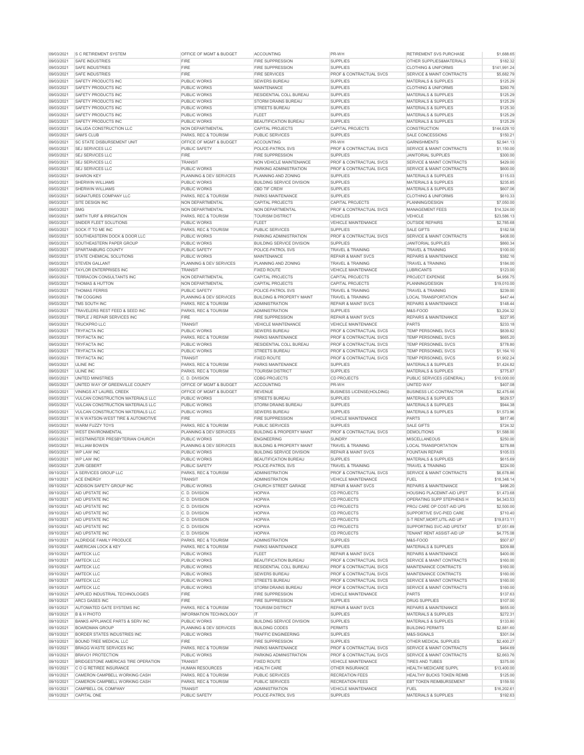| | | | | | | |
|---|---|---|---|---|---|---|
| 09/03/2021 | S C RETIREMENT SYSTEM | OFFICE OF MGMT & BUDGET | ACCOUNTING | PR-WH | RETIREMENT SVS PURCHASE | $1,688.65 |
| 09/03/2021 | SAFE INDUSTRIES | FIRE | FIRE SUPPRESSION | SUPPLIES | OTHER SUPPLIES&MATERIALS | $182.32 |
| 09/03/2021 | SAFE INDUSTRIES | FIRE | FIRE SUPPRESSION | SUPPLIES | CLOTHING & UNIFORMS | $141,991.24 |
| 09/03/2021 | SAFE INDUSTRIES | FIRE | FIRE SERVICES | PROF & CONTRACTUAL SVCS | SERVICE & MAINT CONTRACTS | $5,682.79 |
| 09/03/2021 | SAFETY PRODUCTS INC | PUBLIC WORKS | SEWERS BUREAU | SUPPLIES | MATERIALS & SUPPLIES | $125.29 |
| 09/03/2021 | SAFETY PRODUCTS INC | PUBLIC WORKS | MAINTENANCE | SUPPLIES | CLOTHING & UNIFORMS | $260.76 |
| 09/03/2021 | SAFETY PRODUCTS INC | PUBLIC WORKS | RESIDENTIAL COLL BUREAU | SUPPLIES | MATERIALS & SUPPLIES | $125.29 |
| 09/03/2021 | SAFETY PRODUCTS INC | PUBLIC WORKS | STORM DRAINS BUREAU | SUPPLIES | MATERIALS & SUPPLIES | $125.29 |
| 09/03/2021 | SAFETY PRODUCTS INC | PUBLIC WORKS | STREETS BUREAU | SUPPLIES | MATERIALS & SUPPLIES | $125.30 |
| 09/03/2021 | SAFETY PRODUCTS INC | PUBLIC WORKS | FLEET | SUPPLIES | MATERIALS & SUPPLIES | $125.29 |
| 09/03/2021 | SAFETY PRODUCTS INC | PUBLIC WORKS | BEAUTIFICATION BUREAU | SUPPLIES | MATERIALS & SUPPLIES | $125.29 |
| 09/03/2021 | SALUDA CONSTRUCTION LLC | NON DEPARTMENTAL | CAPITAL PROJECTS | CAPITAL PROJECTS | CONSTRUCTION | $144,629.10 |
| 09/03/2021 | SAM'S CLUB | PARKS, REC & TOURISM | PUBLIC SERVICES | SUPPLIES | SALE CONCESSIONS | $150.21 |
| 09/03/2021 | SC STATE DISBURSEMENT UNIT | OFFICE OF MGMT & BUDGET | ACCOUNTING | PR-WH | GARNISHMENTS | $2,941.13 |
| 09/03/2021 | SEJ SERVICES LLC | PUBLIC SAFETY | POLICE-PATROL SVS | PROF & CONTRACTUAL SVCS | SERVICE & MAINT CONTRACTS | $1,150.00 |
| 09/03/2021 | SEJ SERVICES LLC | FIRE | FIRE SUPPRESSION | SUPPLIES | JANITORIAL SUPPLIES | $300.00 |
| 09/03/2021 | SEJ SERVICES LLC | TRANSIT | NON VEHICLE MAINTENANCE | PROF & CONTRACTUAL SVCS | SERVICE & MAINT CONTRACTS | $429.00 |
| 09/03/2021 | SEJ SERVICES LLC | PUBLIC WORKS | PARKING ADMINISTRATION | PROF & CONTRACTUAL SVCS | SERVICE & MAINT CONTRACTS | $600.00 |
| 09/03/2021 | SHARON KEY | PLANNING & DEV SERVICES | PLANNING AND ZONING | SUPPLIES | MATERIALS & SUPPLIES | $115.03 |
| 09/03/2021 | SHERWIN WILLIAMS | PUBLIC WORKS | BUILDING SERVICE DIVISION | SUPPLIES | MATERIALS & SUPPLIES | $235.85 |
| 09/03/2021 | SHERWIN WILLIAMS | PUBLIC WORKS | CBD TIF CREW | SUPPLIES | MATERIALS & SUPPLIES | $607.06 |
| 09/03/2021 | SIGNATURES COMPANY LLC | PARKS, REC & TOURISM | PARKS MAINTENANCE | SUPPLIES | CLOTHING & UNIFORMS | $610.33 |
| 09/03/2021 | SITE DESIGN INC | NON DEPARTMENTAL | CAPITAL PROJECTS | CAPITAL PROJECTS | PLANNING/DESIGN | $7,050.00 |
| 09/03/2021 | SMG | NON DEPARTMENTAL | NON DEPARTMENTAL | PROF & CONTRACTUAL SVCS | MANAGEMENT FEES | $14,324.00 |
| 09/03/2021 | SMITH TURF & IRRIGATION | PARKS, REC & TOURISM | TOURISM DISTRICT | VEHICLES | VEHICLE | $23,586.13 |
| 09/03/2021 | SNIDER FLEET SOLUTIONS | PUBLIC WORKS | FLEET | VEHICLE MAINTENANCE | OUTSIDE REPAIRS | $2,785.68 |
| 09/03/2021 | SOCK IT TO ME INC | PARKS, REC & TOURISM | PUBLIC SERVICES | SUPPLIES | SALE GIFTS | $182.58 |
| 09/03/2021 | SOUTHEASTERN DOCK & DOOR LLC | PUBLIC WORKS | PARKING ADMINISTRATION | PROF & CONTRACTUAL SVCS | SERVICE & MAINT CONTRACTS | $408.00 |
| 09/03/2021 | SOUTHEASTERN PAPER GROUP | PUBLIC WORKS | BUILDING SERVICE DIVISION | SUPPLIES | JANITORIAL SUPPLIES | $860.34 |
| 09/03/2021 | SPARTANBURG COUNTY | PUBLIC SAFETY | POLICE-PATROL SVS | TRAVEL & TRAINING | TRAVEL & TRAINING | $100.00 |
| 09/03/2021 | STATE CHEMICAL SOLUTIONS | PUBLIC WORKS | MAINTENANCE | REPAIR & MAINT SVCS | REPAIRS & MAINTENANCE | $382.16 |
| 09/03/2021 | STEVEN GALLANT | PLANNING & DEV SERVICES | PLANNING AND ZONING | TRAVEL & TRAINING | TRAVEL & TRAINING | $184.00 |
| 09/03/2021 | TAYLOR ENTERPRISES INC | TRANSIT | FIXED ROUTE | VEHICLE MAINTENANCE | LUBRICANTS | $123.00 |
| 09/03/2021 | TERRACON CONSULTANTS INC | NON DEPARTMENTAL | CAPITAL PROJECTS | CAPITAL PROJECTS | PROJECT EXPENSE | $4,956.75 |
| 09/03/2021 | THOMAS & HUTTON | NON DEPARTMENTAL | CAPITAL PROJECTS | CAPITAL PROJECTS | PLANNING/DESIGN | $19,010.00 |
| 09/03/2021 | THOMAS FERRIS | PUBLIC SAFETY | POLICE-PATROL SVS | TRAVEL & TRAINING | TRAVEL & TRAINING | $239.00 |
| 09/03/2021 | TIM COGGINS | PLANNING & DEV SERVICES | BUILDING & PROPERTY MAINT | TRAVEL & TRAINING | LOCAL TRANSPORTATION | $447.44 |
| 09/03/2021 | TMS SOUTH INC | PARKS, REC & TOURISM | ADMINISTRATION | REPAIR & MAINT SVCS | REPAIRS & MAINTENANCE | $148.44 |
| 09/03/2021 | TRAVELERS REST FEED & SEED INC | PARKS, REC & TOURISM | ADMINISTRATION | SUPPLIES | M&S-FOOD | $3,204.32 |
| 09/03/2021 | TRIPLE J REPAIR SERVICES INC | FIRE | FIRE SUPPRESSION | REPAIR & MAINT SVCS | REPAIRS & MAINTENANCE | $227.95 |
| 09/03/2021 | TRUCKPRO LLC | TRANSIT | VEHICLE MAINTENANCE | VEHICLE MAINTENANCE | PARTS | $233.18 |
| 09/03/2021 | TRYFACTA INC | PUBLIC WORKS | SEWERS BUREAU | PROF & CONTRACTUAL SVCS | TEMP PERSONNEL SVCS | $839.82 |
| 09/03/2021 | TRYFACTA INC | PARKS, REC & TOURISM | PARKS MAINTENANCE | PROF & CONTRACTUAL SVCS | TEMP PERSONNEL SVCS | $665.20 |
| 09/03/2021 | TRYFACTA INC | PUBLIC WORKS | RESIDENTIAL COLL BUREAU | PROF & CONTRACTUAL SVCS | TEMP PERSONNEL SVCS | $778.80 |
| 09/03/2021 | TRYFACTA INC | PUBLIC WORKS | STREETS BUREAU | PROF & CONTRACTUAL SVCS | TEMP PERSONNEL SVCS | $1,164.10 |
| 09/03/2021 | TRYFACTA INC | TRANSIT | FIXED ROUTE | PROF & CONTRACTUAL SVCS | TEMP PERSONNEL SVCS | $1,902.24 |
| 09/03/2021 | ULINE INC | PARKS, REC & TOURISM | PARKS MAINTENANCE | SUPPLIES | MATERIALS & SUPPLIES | $1,424.82 |
| 09/03/2021 | ULINE INC | PARKS, REC & TOURISM | TOURISM DISTRICT | SUPPLIES | MATERIALS & SUPPLIES | $775.87 |
| 09/03/2021 | UNITED MINISTRIES | C. D. DIVISION | CDBG PROJECTS | CD PROJECTS | PUBLIC SERVICES (GENERAL) | $10,000.00 |
| 09/03/2021 | UNITED WAY OF GREENVILLE COUNTY | OFFICE OF MGMT & BUDGET | ACCOUNTING | PR-WH | UNITED WAY | $407.08 |
| 09/03/2021 | VININGS AT LAUREL CREEK | OFFICE OF MGMT & BUDGET | REVENUE | BUSINESS LICENSE(HOLDING) | BUSINESS LIC-CONTRACTOR | $2,475.66 |
| 09/03/2021 | VULCAN CONSTRUCTION MATERIALS LLC | PUBLIC WORKS | STREETS BUREAU | SUPPLIES | MATERIALS & SUPPLIES | $629.57 |
| 09/03/2021 | VULCAN CONSTRUCTION MATERIALS LLC | PUBLIC WORKS | STORM DRAINS BUREAU | SUPPLIES | MATERIALS & SUPPLIES | $944.38 |
| 09/03/2021 | VULCAN CONSTRUCTION MATERIALS LLC | PUBLIC WORKS | SEWERS BUREAU | SUPPLIES | MATERIALS & SUPPLIES | $1,573.96 |
| 09/03/2021 | W N WATSON-WEST TIRE & AUTOMOTIVE | FIRE | FIRE SUPPRESSION | VEHICLE MAINTENANCE | PARTS | $817.46 |
| 09/03/2021 | WARM FUZZY TOYS | PARKS, REC & TOURISM | PUBLIC SERVICES | SUPPLIES | SALE GIFTS | $724.32 |
| 09/03/2021 | WEST ENVIRONMENTAL | PLANNING & DEV SERVICES | BUILDING & PROPERTY MAINT | PROF & CONTRACTUAL SVCS | DEMOLITIONS | $1,588.00 |
| 09/03/2021 | WESTMINSTER PRESBYTERIAN CHURCH | PUBLIC WORKS | ENGINEERING | SUNDRY | MISCELLANEOUS | $250.00 |
| 09/03/2021 | WILLIAM BOWEN | PLANNING & DEV SERVICES | BUILDING & PROPERTY MAINT | TRAVEL & TRAINING | LOCAL TRANSPORTATION | $278.88 |
| 09/03/2021 | WP LAW INC | PUBLIC WORKS | BUILDING SERVICE DIVISION | REPAIR & MAINT SVCS | FOUNTAIN REPAIR | $105.03 |
| 09/03/2021 | WP LAW INC | PUBLIC WORKS | BEAUTIFICATION BUREAU | SUPPLIES | MATERIALS & SUPPLIES | $615.69 |
| 09/03/2021 | ZURI GEBERT | PUBLIC SAFETY | POLICE-PATROL SVS | TRAVEL & TRAINING | TRAVEL & TRAINING | $224.00 |
| 09/10/2021 | A SERVICES GROUP LLC | PARKS, REC & TOURISM | ADMINISTRATION | PROF & CONTRACTUAL SVCS | SERVICE & MAINT CONTRACTS | $6,678.86 |
| 09/10/2021 | ACE ENERGY | TRANSIT | ADMINISTRATION | VEHICLE MAINTENANCE | FUEL | $18,348.14 |
| 09/10/2021 | ADDISON SAFETY GROUP INC | PUBLIC WORKS | CHURCH STREET GARAGE | REPAIR & MAINT SVCS | REPAIRS & MAINTENANCE | $496.20 |
| 09/10/2021 | AID UPSTATE INC | C. D. DIVISION | HOPWA | CD PROJECTS | HOUSING PLACEMNT-AID UPST | $1,473.68 |
| 09/10/2021 | AID UPSTATE INC | C. D. DIVISION | HOPWA | CD PROJECTS | OPERATING SUPP STEPHENS H | $4,343.53 |
| 09/10/2021 | AID UPSTATE INC | C. D. DIVISION | HOPWA | CD PROJECTS | PROJ CARE OP COST-AID UPS | $2,500.00 |
| 09/10/2021 | AID UPSTATE INC | C. D. DIVISION | HOPWA | CD PROJECTS | SUPPORTIVE SVC-PIED CARE | $710.40 |
| 09/10/2021 | AID UPSTATE INC | C. D. DIVISION | HOPWA | CD PROJECTS | S-T RENT,MORT,UTIL-AID UP | $19,813.11 |
| 09/10/2021 | AID UPSTATE INC | C. D. DIVISION | HOPWA | CD PROJECTS | SUPPORTING SVC-AID UPSTAT | $7,051.69 |
| 09/10/2021 | AID UPSTATE INC | C. D. DIVISION | HOPWA | CD PROJECTS | TENANT RENT ASSIST-AID UP | $4,775.08 |
| 09/10/2021 | ALDRIDGE FAMILY PRODUCE | PARKS, REC & TOURISM | ADMINISTRATION | SUPPLIES | M&S-FOOD | $507.87 |
| 09/10/2021 | AMERICAN LOCK & KEY | PARKS, REC & TOURISM | PARKS MAINTENANCE | SUPPLIES | MATERIALS & SUPPLIES | $209.88 |
| 09/10/2021 | AMTECK LLC | PUBLIC WORKS | FLEET | REPAIR & MAINT SVCS | REPAIRS & MAINTENANCE | $400.00 |
| 09/10/2021 | AMTECK LLC | PUBLIC WORKS | BEAUTIFICATION BUREAU | PROF & CONTRACTUAL SVCS | SERVICE & MAINT CONTRACTS | $160.00 |
| 09/10/2021 | AMTECK LLC | PUBLIC WORKS | RESIDENTIAL COLL BUREAU | PROF & CONTRACTUAL SVCS | MAINTENANCE CONTRACTS | $160.00 |
| 09/10/2021 | AMTECK LLC | PUBLIC WORKS | SEWERS BUREAU | PROF & CONTRACTUAL SVCS | MAINTENANCE CONTRACTS | $160.00 |
| 09/10/2021 | AMTECK LLC | PUBLIC WORKS | STREETS BUREAU | PROF & CONTRACTUAL SVCS | SERVICE & MAINT CONTRACTS | $160.00 |
| 09/10/2021 | AMTECK LLC | PUBLIC WORKS | STORM DRAINS BUREAU | PROF & CONTRACTUAL SVCS | SERVICE & MAINT CONTRACTS | $160.00 |
| 09/10/2021 | APPLIED INDUSTRIAL TECHNOLOGIES | FIRE | FIRE SUPPRESSION | VEHICLE MAINTENANCE | PARTS | $137.63 |
| 09/10/2021 | ARC3 GASES INC | FIRE | FIRE SUPPRESSION | SUPPLIES | DRUG SUPPLIES | $107.00 |
| 09/10/2021 | AUTOMATED GATE SYSTEMS INC | PARKS, REC & TOURISM | TOURISM DISTRICT | REPAIR & MAINT SVCS | REPAIRS & MAINTENANCE | $655.00 |
| 09/10/2021 | B & H PHOTO | INFORMATION TECHNOLOGY | IT | SUPPLIES | MATERIALS & SUPPLIES | $272.31 |
| 09/10/2021 | BANKS APPLIANCE PARTS & SERV INC | PUBLIC WORKS | BUILDING SERVICE DIVISION | SUPPLIES | MATERIALS & SUPPLIES | $133.80 |
| 09/10/2021 | BOARDMAN GROUP | PLANNING & DEV SERVICES | BUILDING CODES | PERMITS | BUILDING PERMITS | $2,881.60 |
| 09/10/2021 | BORDER STATES INDUSTRIES INC | PUBLIC WORKS | TRAFFIC ENGINEERING | SUPPLIES | M&S-SIGNALS | $301.04 |
| 09/10/2021 | BOUND TREE MEDICAL LLC | FIRE | FIRE SUPPRESSION | SUPPLIES | OTHER MEDICAL SUPPLIES | $2,400.27 |
| 09/10/2021 | BRAGG WASTE SERVICES INC | PARKS, REC & TOURISM | PARKS MAINTENANCE | PROF & CONTRACTUAL SVCS | SERVICE & MAINT CONTRACTS | $464.69 |
| 09/10/2021 | BRAVO1 PROTECTION | PUBLIC WORKS | PARKING ADMINISTRATION | PROF & CONTRACTUAL SVCS | SERVICE & MAINT CONTRACTS | $2,663.76 |
| 09/10/2021 | BRIDGESTONE AMERICAS TIRE OPERATION | TRANSIT | FIXED ROUTE | VEHICLE MAINTENANCE | TIRES AND TUBES | $375.00 |
| 09/10/2021 | C O G RETIREE INSURANCE | HUMAN RESOURCES | HEALTH CARE | OTHER INSURANCE | HEALTH MEDICARE SUPPL | $13,400.00 |
| 09/10/2021 | CAMERON CAMPBELL WORKING CASH | PARKS, REC & TOURISM | PUBLIC SERVICES | RECREATION FEES | HEALTHY BUCKS TOKEN REIMB | $125.00 |
| 09/10/2021 | CAMERON CAMPBELL WORKING CASH | PARKS, REC & TOURISM | PUBLIC SERVICES | RECREATION FEES | EBT TOKEN REIMBURSEMENT | $159.50 |
| 09/10/2021 | CAMPBELL OIL COMPANY | TRANSIT | ADMINISTRATION | VEHICLE MAINTENANCE | FUEL | $16,202.61 |
| 09/10/2021 | CAPITAL ONE | PUBLIC SAFETY | POLICE-PATROL SVS | SUPPLIES | MATERIALS & SUPPLIES | $192.63 |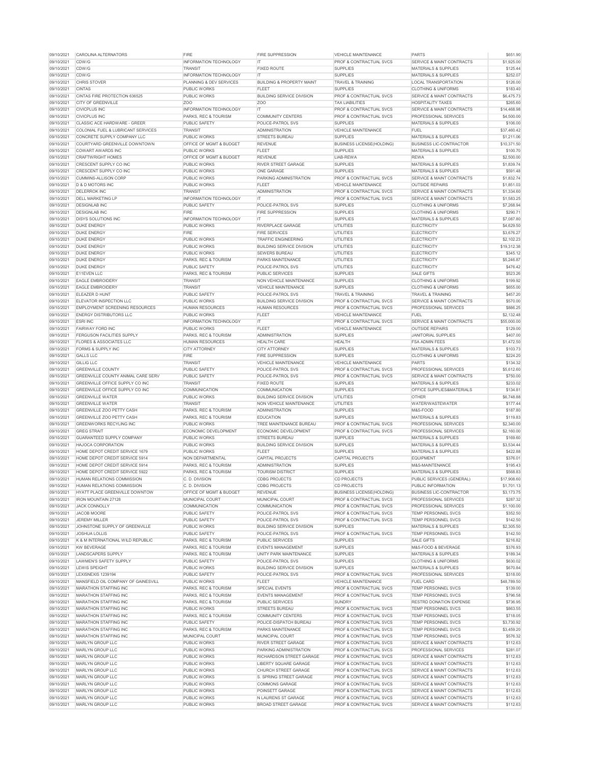| 09/10/2021 | CAROLINA ALTERNATORS | FIRE | FIRE SUPPRESSION | VEHICLE MAINTENANCE | PARTS | $651.90 |
|---|---|---|---|---|---|---|
| 09/10/2021 | CDW/G | INFORMATION TECHNOLOGY | IT | PROF & CONTRACTUAL SVCS | SERVICE & MAINT CONTRACTS | $1,925.00 |
| 09/10/2021 | CDW/G | TRANSIT | FIXED ROUTE | SUPPLIES | MATERIALS & SUPPLIES | $125.44 |
| 09/10/2021 | CDW/G | INFORMATION TECHNOLOGY | IT | SUPPLIES | MATERIALS & SUPPLIES | $252.07 |
| 09/10/2021 | CHRIS STOVER | PLANNING & DEV SERVICES | BUILDING & PROPERTY MAINT | TRAVEL & TRAINING | LOCAL TRANSPORTATION | $126.00 |
| 09/10/2021 | CINTAS | PUBLIC WORKS | FLEET | SUPPLIES | CLOTHING & UNIFORMS | $183.40 |
| 09/10/2021 | CINTAS FIRE PROTECTION 636525 | PUBLIC WORKS | BUILDING SERVICE DIVISION | PROF & CONTRACTUAL SVCS | SERVICE & MAINT CONTRACTS | $6,475.73 |
| 09/10/2021 | CITY OF GREENVILLE | ZOO | ZOO | TAX LIABILITIES | HOSPITALITY TAXES | $265.60 |
| 09/10/2021 | CIVICPLUS INC | INFORMATION TECHNOLOGY | IT | PROF & CONTRACTUAL SVCS | SERVICE & MAINT CONTRACTS | $14,468.98 |
| 09/10/2021 | CIVICPLUS INC | PARKS, REC & TOURISM | COMMUNITY CENTERS | PROF & CONTRACTUAL SVCS | PROFESSIONAL SERVICES | $4,500.00 |
| 09/10/2021 | CLASSIC ACE HARDWARE - GREER | PUBLIC SAFETY | POLICE-PATROL SVS | SUPPLIES | MATERIALS & SUPPLIES | $106.00 |
| 09/10/2021 | COLONIAL FUEL & LUBRICANT SERVICES | TRANSIT | ADMINISTRATION | VEHICLE MAINTENANCE | FUEL | $37,460.42 |
| 09/10/2021 | CONCRETE SUPPLY COMPANY LLC | PUBLIC WORKS | STREETS BUREAU | SUPPLIES | MATERIALS & SUPPLIES | $1,211.06 |
| 09/10/2021 | COURTYARD GREENVILLE DOWNTOWN | OFFICE OF MGMT & BUDGET | REVENUE | BUSINESS LICENSE(HOLDING) | BUSINESS LIC-CONTRACTOR | $10,371.50 |
| 09/10/2021 | COWART AWARDS INC | PUBLIC WORKS | FLEET | SUPPLIES | MATERIALS & SUPPLIES | $100.70 |
| 09/10/2021 | CRAFTWRIGHT HOMES | OFFICE OF MGMT & BUDGET | REVENUE | LIAB-REWA | REWA | $2,500.00 |
| 09/10/2021 | CRESCENT SUPPLY CO INC | PUBLIC WORKS | RIVER STREET GARAGE | SUPPLIES | MATERIALS & SUPPLIES | $1,839.74 |
| 09/10/2021 | CRESCENT SUPPLY CO INC | PUBLIC WORKS | ONE GARAGE | SUPPLIES | MATERIALS & SUPPLIES | $591.48 |
| 09/10/2021 | CUMMINS-ALLISON CORP | PUBLIC WORKS | PARKING ADMINISTRATION | PROF & CONTRACTUAL SVCS | SERVICE & MAINT CONTRACTS | $1,832.74 |
| 09/10/2021 | D & D MOTORS INC | PUBLIC WORKS | FLEET | VEHICLE MAINTENANCE | OUTSIDE REPAIRS | $1,851.03 |
| 09/10/2021 | DELERROK INC | TRANSIT | ADMINISTRATION | PROF & CONTRACTUAL SVCS | SERVICE & MAINT CONTRACTS | $1,334.60 |
| 09/10/2021 | DELL MARKETING LP | INFORMATION TECHNOLOGY | IT | PROF & CONTRACTUAL SVCS | SERVICE & MAINT CONTRACTS | $1,583.25 |
| 09/10/2021 | DESIGNLAB INC | PUBLIC SAFETY | POLICE-PATROL SVS | SUPPLIES | CLOTHING & UNIFORMS | $7,268.94 |
| 09/10/2021 | DESIGNLAB INC | FIRE | FIRE SUPPRESSION | SUPPLIES | CLOTHING & UNIFORMS | $290.71 |
| 09/10/2021 | DISYS SOLUTIONS INC | INFORMATION TECHNOLOGY | IT | SUPPLIES | MATERIALS & SUPPLIES | $7,087.80 |
| 09/10/2021 | DUKE ENERGY | PUBLIC WORKS | RIVERPLACE GARAGE | UTILITIES | ELECTRICITY | $4,629.50 |
| 09/10/2021 | DUKE ENERGY | FIRE | FIRE SERVICES | UTILITIES | ELECTRICITY | $3,676.27 |
| 09/10/2021 | DUKE ENERGY | PUBLIC WORKS | TRAFFIC ENGINEERING | UTILITIES | ELECTRICITY | $2,102.23 |
| 09/10/2021 | DUKE ENERGY | PUBLIC WORKS | BUILDING SERVICE DIVISION | UTILITIES | ELECTRICITY | $19,312.38 |
| 09/10/2021 | DUKE ENERGY | PUBLIC WORKS | SEWERS BUREAU | UTILITIES | ELECTRICITY | $345.12 |
| 09/10/2021 | DUKE ENERGY | PARKS, REC & TOURISM | PARKS MAINTENANCE | UTILITIES | ELECTRICITY | $5,246.87 |
| 09/10/2021 | DUKE ENERGY | PUBLIC SAFETY | POLICE-PATROL SVS | UTILITIES | ELECTRICITY | $476.42 |
| 09/10/2021 | E11EVEN LLC | PARKS, REC & TOURISM | PUBLIC SERVICES | SUPPLIES | SALE GIFTS | $523.26 |
| 09/10/2021 | EAGLE EMBROIDERY | TRANSIT | NON VEHICLE MAINTENANCE | SUPPLIES | CLOTHING & UNIFORMS | $199.92 |
| 09/10/2021 | EAGLE EMBROIDERY | TRANSIT | VEHICLE MAINTENANCE | SUPPLIES | CLOTHING & UNIFORMS | $655.00 |
| 09/10/2021 | ELEAZER D HUNT | PUBLIC SAFETY | POLICE-PATROL SVS | TRAVEL & TRAINING | TRAVEL & TRAINING | $457.20 |
| 09/10/2021 | ELEVATOR INSPECTION LLC | PUBLIC WORKS | BUILDING SERVICE DIVISION | PROF & CONTRACTUAL SVCS | SERVICE & MAINT CONTRACTS | $570.00 |
| 09/10/2021 | EMPLOYMENT SCREENING RESOURCES | HUMAN RESOURCES | HUMAN RESOURCES | PROF & CONTRACTUAL SVCS | PROFESSIONAL SERVICES | $886.25 |
| 09/10/2021 | ENERGY DISTRIBUTORS LLC | PUBLIC WORKS | FLEET | VEHICLE MAINTENANCE | FUEL | $2,132.48 |
| 09/10/2021 | ESRI INC | INFORMATION TECHNOLOGY | IT | PROF & CONTRACTUAL SVCS | SERVICE & MAINT CONTRACTS | $55,000.00 |
| 09/10/2021 | FAIRWAY FORD INC | PUBLIC WORKS | FLEET | VEHICLE MAINTENANCE | OUTSIDE REPAIRS | $129.00 |
| 09/10/2021 | FERGUSON FACILITIES SUPPLY | PARKS, REC & TOURISM | ADMINISTRATION | SUPPLIES | JANITORIAL SUPPLIES | $407.00 |
| 09/10/2021 | FLORES & ASSOCIATES LLC | HUMAN RESOURCES | HEALTH CARE | HEALTH | FSA ADMIN FEES | $1,472.50 |
| 09/10/2021 | FORMS & SUPPLY INC | CITY ATTORNEY | CITY ATTORNEY | SUPPLIES | MATERIALS & SUPPLIES | $103.73 |
| 09/10/2021 | GALLS LLC | FIRE | FIRE SUPPRESSION | SUPPLIES | CLOTHING & UNIFORMS | $224.20 |
| 09/10/2021 | GILLIG LLC | TRANSIT | VEHICLE MAINTENANCE | VEHICLE MAINTENANCE | PARTS | $134.32 |
| 09/10/2021 | GREENVILLE COUNTY | PUBLIC SAFETY | POLICE-PATROL SVS | PROF & CONTRACTUAL SVCS | PROFESSIONAL SERVICES | $5,612.60 |
| 09/10/2021 | GREENVILLE COUNTY ANIMAL CARE SERV | PUBLIC SAFETY | POLICE-PATROL SVS | PROF & CONTRACTUAL SVCS | SERVICE & MAINT CONTRACTS | $750.00 |
| 09/10/2021 | GREENVILLE OFFICE SUPPLY CO INC | TRANSIT | FIXED ROUTE | SUPPLIES | MATERIALS & SUPPLIES | $233.02 |
| 09/10/2021 | GREENVILLE OFFICE SUPPLY CO INC | COMMUNICATION | COMMUNICATION | SUPPLIES | OFFICE SUPPLIES&MATERIALS | $134.81 |
| 09/10/2021 | GREENVILLE WATER | PUBLIC WORKS | BUILDING SERVICE DIVISION | UTILITIES | OTHER | $6,748.88 |
| 09/10/2021 | GREENVILLE WATER | TRANSIT | NON VEHICLE MAINTENANCE | UTILITIES | WATER/WASTEWATER | $177.44 |
| 09/10/2021 | GREENVILLE ZOO PETTY CASH | PARKS, REC & TOURISM | ADMINISTRATION | SUPPLIES | M&S-FOOD | $187.80 |
| 09/10/2021 | GREENVILLE ZOO PETTY CASH | PARKS, REC & TOURISM | EDUCATION | SUPPLIES | MATERIALS & SUPPLIES | $119.83 |
| 09/10/2021 | GREENWORKS RECYLING INC | PUBLIC WORKS | TREE MAINTENANCE BUREAU | PROF & CONTRACTUAL SVCS | PROFESSIONAL SERVICES | $2,340.00 |
| 09/10/2021 | GREG STRAIT | ECONOMIC DEVELOPMENT | ECONOMIC DEVELOPMENT | PROF & CONTRACTUAL SVCS | PROFESSIONAL SERVICES | $2,160.00 |
| 09/10/2021 | GUARANTEED SUPPLY COMPANY | PUBLIC WORKS | STREETS BUREAU | SUPPLIES | MATERIALS & SUPPLIES | $169.60 |
| 09/10/2021 | HAJOCA CORPORATION | PUBLIC WORKS | BUILDING SERVICE DIVISION | SUPPLIES | MATERIALS & SUPPLIES | $3,534.44 |
| 09/10/2021 | HOME DEPOT CREDIT SERVICE 1679 | PUBLIC WORKS | FLEET | SUPPLIES | MATERIALS & SUPPLIES | $422.88 |
| 09/10/2021 | HOME DEPOT CREDIT SERVICE 5914 | NON DEPARTMENTAL | CAPITAL PROJECTS | CAPITAL PROJECTS | EQUIPMENT | $376.01 |
| 09/10/2021 | HOME DEPOT CREDIT SERVICE 5914 | PARKS, REC & TOURISM | ADMINISTRATION | SUPPLIES | M&S-MAINTENANCE | $195.43 |
| 09/10/2021 | HOME DEPOT CREDIT SERVICE 5922 | PARKS, REC & TOURISM | TOURISM DISTRICT | SUPPLIES | MATERIALS & SUPPLIES | $568.83 |
| 09/10/2021 | HUMAN RELATIONS COMMISSION | C. D. DIVISION | CDBG PROJECTS | CD PROJECTS | PUBLIC SERVICES (GENERAL) | $17,908.60 |
| 09/10/2021 | HUMAN RELATIONS COMMISSION | C. D. DIVISION | CDBG PROJECTS | CD PROJECTS | PUBLIC INFORMATION | $1,701.13 |
| 09/10/2021 | HYATT PLACE GREENVILLE DOWNTOW | OFFICE OF MGMT & BUDGET | REVENUE | BUSINESS LICENSE(HOLDING) | BUSINESS LIC-CONTRACTOR | $3,173.75 |
| 09/10/2021 | IRON MOUNTAIN 27128 | MUNICIPAL COURT | MUNICIPAL COURT | PROF & CONTRACTUAL SVCS | PROFESSIONAL SERVICES | $287.32 |
| 09/10/2021 | JACK CONNOLLY | COMMUNICATION | COMMUNICATION | PROF & CONTRACTUAL SVCS | PROFESSIONAL SERVICES | $1,100.00 |
| 09/10/2021 | JACOB MOORE | PUBLIC SAFETY | POLICE-PATROL SVS | PROF & CONTRACTUAL SVCS | TEMP PERSONNEL SVCS | $352.50 |
| 09/10/2021 | JEREMY MILLER | PUBLIC SAFETY | POLICE-PATROL SVS | PROF & CONTRACTUAL SVCS | TEMP PERSONNEL SVCS | $142.50 |
| 09/10/2021 | JOHNSTONE SUPPLY OF GREENVILLE | PUBLIC WORKS | BUILDING SERVICE DIVISION | SUPPLIES | MATERIALS & SUPPLIES | $2,305.50 |
| 09/10/2021 | JOSHUA LOLLIS | PUBLIC SAFETY | POLICE-PATROL SVS | PROF & CONTRACTUAL SVCS | TEMP PERSONNEL SVCS | $142.50 |
| 09/10/2021 | K & M INTERNATIONAL WILD REPUBLIC | PARKS, REC & TOURISM | PUBLIC SERVICES | SUPPLIES | SALE GIFTS | $216.82 |
| 09/10/2021 | KW BEVERAGE | PARKS, REC & TOURISM | EVENTS MANAGEMENT | SUPPLIES | M&S-FOOD & BEVERAGE | $376.93 |
| 09/10/2021 | LANDSCAPERS SUPPLY | PARKS, REC & TOURISM | UNITY PARK MAINTENANCE | SUPPLIES | MATERIALS & SUPPLIES | $189.34 |
| 09/10/2021 | LAWMEN'S SAFETY SUPPLY | PUBLIC SAFETY | POLICE-PATROL SVS | SUPPLIES | CLOTHING & UNIFORMS | $630.02 |
| 09/10/2021 | LEWIS SPEIGHT | PUBLIC WORKS | BUILDING SERVICE DIVISION | SUPPLIES | MATERIALS & SUPPLIES | $670.84 |
| 09/10/2021 | LEXISNEXIS 1239194 | PUBLIC SAFETY | POLICE-PATROL SVS | PROF & CONTRACTUAL SVCS | PROFESSIONAL SERVICES | $318.00 |
| 09/10/2021 | MANSFIELD OIL COMPANY OF GAINESVILL | PUBLIC WORKS | FLEET | VEHICLE MAINTENANCE | FUEL CARD | $48,789.50 |
| 09/10/2021 | MARATHON STAFFING INC | PARKS, REC & TOURISM | SPECIAL EVENTS | PROF & CONTRACTUAL SVCS | TEMP PERSONNEL SVCS | $139.00 |
| 09/10/2021 | MARATHON STAFFING INC | PARKS, REC & TOURISM | EVENTS MANAGEMENT | PROF & CONTRACTUAL SVCS | TEMP PERSONNEL SVCS | $796.58 |
| 09/10/2021 | MARATHON STAFFING INC | PARKS, REC & TOURISM | PUBLIC SERVICES | SUNDRY | RESTRD DONATION EXPENSE | $736.95 |
| 09/10/2021 | MARATHON STAFFING INC | PUBLIC WORKS | STREETS BUREAU | PROF & CONTRACTUAL SVCS | TEMP PERSONNEL SVCS | $863.55 |
| 09/10/2021 | MARATHON STAFFING INC | PARKS, REC & TOURISM | COMMUNITY CENTERS | PROF & CONTRACTUAL SVCS | TEMP PERSONNEL SVCS | $718.05 |
| 09/10/2021 | MARATHON STAFFING INC | PUBLIC SAFETY | POLICE-DISPATCH BUREAU | PROF & CONTRACTUAL SVCS | TEMP PERSONNEL SVCS | $3,730.92 |
| 09/10/2021 | MARATHON STAFFING INC | PARKS, REC & TOURISM | PARKS MAINTENANCE | PROF & CONTRACTUAL SVCS | TEMP PERSONNEL SVCS | $3,459.20 |
| 09/10/2021 | MARATHON STAFFING INC | MUNICIPAL COURT | MUNICIPAL COURT | PROF & CONTRACTUAL SVCS | TEMP PERSONNEL SVCS | $576.32 |
| 09/10/2021 | MARLYN GROUP LLC | PUBLIC WORKS | RIVER STREET GARAGE | PROF & CONTRACTUAL SVCS | SERVICE & MAINT CONTRACTS | $112.63 |
| 09/10/2021 | MARLYN GROUP LLC | PUBLIC WORKS | PARKING ADMINISTRATION | PROF & CONTRACTUAL SVCS | PROFESSIONAL SERVICES | $281.07 |
| 09/10/2021 | MARLYN GROUP LLC | PUBLIC WORKS | RICHARDSON STREET GARAGE | PROF & CONTRACTUAL SVCS | SERVICE & MAINT CONTRACTS | $112.63 |
| 09/10/2021 | MARLYN GROUP LLC | PUBLIC WORKS | LIBERTY SQUARE GARAGE | PROF & CONTRACTUAL SVCS | SERVICE & MAINT CONTRACTS | $112.63 |
| 09/10/2021 | MARLYN GROUP LLC | PUBLIC WORKS | CHURCH STREET GARAGE | PROF & CONTRACTUAL SVCS | SERVICE & MAINT CONTRACTS | $112.63 |
| 09/10/2021 | MARLYN GROUP LLC | PUBLIC WORKS | S. SPRING STREET GARAGE | PROF & CONTRACTUAL SVCS | SERVICE & MAINT CONTRACTS | $112.63 |
| 09/10/2021 | MARLYN GROUP LLC | PUBLIC WORKS | COMMONS GARAGE | PROF & CONTRACTUAL SVCS | SERVICE & MAINT CONTRACTS | $112.63 |
| 09/10/2021 | MARLYN GROUP LLC | PUBLIC WORKS | POINSETT GARAGE | PROF & CONTRACTUAL SVCS | SERVICE & MAINT CONTRACTS | $112.63 |
| 09/10/2021 | MARLYN GROUP LLC | PUBLIC WORKS | N LAURENS ST GARAGE | PROF & CONTRACTUAL SVCS | SERVICE & MAINT CONTRACTS | $112.63 |
| 09/10/2021 | MARLYN GROUP LLC | PUBLIC WORKS | BROAD STREET GARAGE | PROF & CONTRACTUAL SVCS | SERVICE & MAINT CONTRACTS | $112.63 |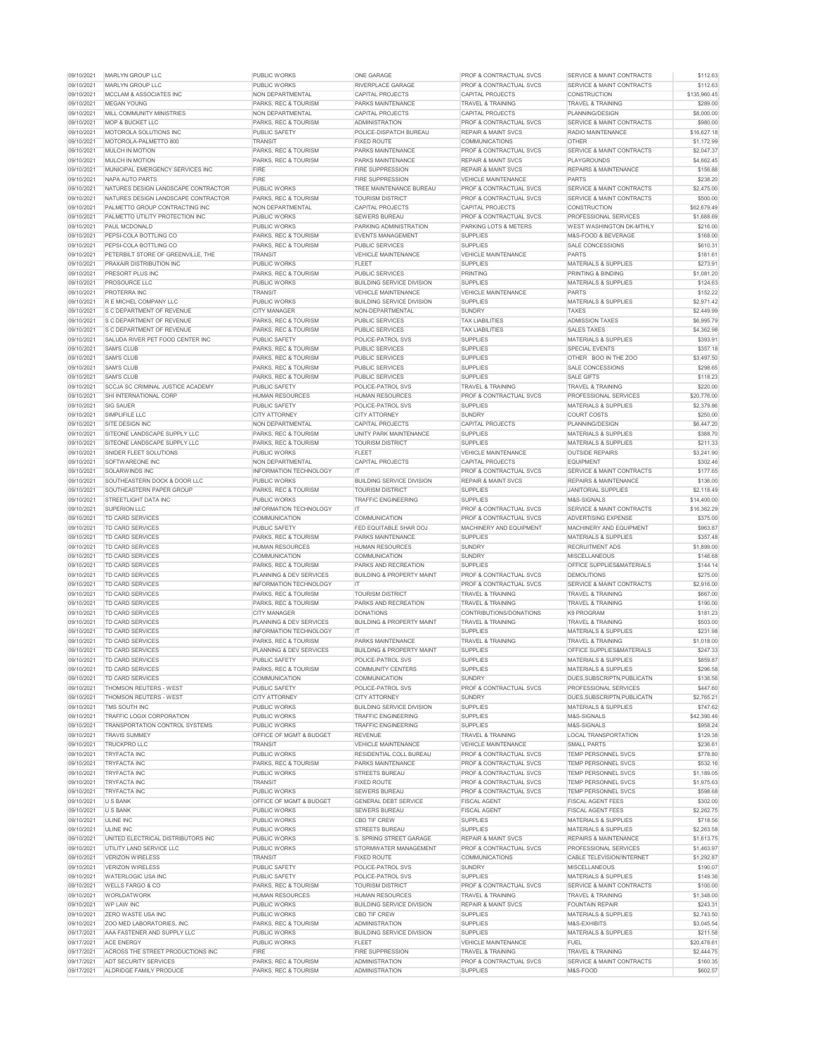| | | | | | | |
|---|---|---|---|---|---|---|
| 09/10/2021 | MARLYN GROUP LLC | PUBLIC WORKS | ONE GARAGE | PROF & CONTRACTUAL SVCS | SERVICE & MAINT CONTRACTS | $112.63 |
| 09/10/2021 | MARLYN GROUP LLC | PUBLIC WORKS | RIVERPLACE GARAGE | PROF & CONTRACTUAL SVCS | SERVICE & MAINT CONTRACTS | $112.63 |
| 09/10/2021 | MCCLAM & ASSOCIATES INC | NON DEPARTMENTAL | CAPITAL PROJECTS | CAPITAL PROJECTS | CONSTRUCTION | $135,960.45 |
| 09/10/2021 | MEGAN YOUNG | PARKS, REC & TOURISM | PARKS MAINTENANCE | TRAVEL & TRAINING | TRAVEL & TRAINING | $289.00 |
| 09/10/2021 | MILL COMMUNITY MINISTRIES | NON DEPARTMENTAL | CAPITAL PROJECTS | CAPITAL PROJECTS | PLANNING/DESIGN | $8,000.00 |
| 09/10/2021 | MOP & BUCKET LLC | PARKS, REC & TOURISM | ADMINISTRATION | PROF & CONTRACTUAL SVCS | SERVICE & MAINT CONTRACTS | $980.00 |
| 09/10/2021 | MOTOROLA SOLUTIONS INC | PUBLIC SAFETY | POLICE-DISPATCH BUREAU | REPAIR & MAINT SVCS | RADIO MAINTENANCE | $16,627.18 |
| 09/10/2021 | MOTOROLA-PALMETTO 800 | TRANSIT | FIXED ROUTE | COMMUNICATIONS | OTHER | $1,172.99 |
| 09/10/2021 | MULCH IN MOTION | PARKS, REC & TOURISM | PARKS MAINTENANCE | PROF & CONTRACTUAL SVCS | SERVICE & MAINT CONTRACTS | $2,047.37 |
| 09/10/2021 | MULCH IN MOTION | PARKS, REC & TOURISM | PARKS MAINTENANCE | REPAIR & MAINT SVCS | PLAYGROUNDS | $4,662.45 |
| 09/10/2021 | MUNICIPAL EMERGENCY SERVICES INC | FIRE | FIRE SUPPRESSION | REPAIR & MAINT SVCS | REPAIRS & MAINTENANCE | $156.88 |
| 09/10/2021 | NAPA AUTO PARTS | FIRE | FIRE SUPPRESSION | VEHICLE MAINTENANCE | PARTS | $238.20 |
| 09/10/2021 | NATURES DESIGN LANDSCAPE CONTRACTOR | PUBLIC WORKS | TREE MAINTENANCE BUREAU | PROF & CONTRACTUAL SVCS | SERVICE & MAINT CONTRACTS | $2,475.00 |
| 09/10/2021 | NATURES DESIGN LANDSCAPE CONTRACTOR | PARKS, REC & TOURISM | TOURISM DISTRICT | PROF & CONTRACTUAL SVCS | SERVICE & MAINT CONTRACTS | $500.00 |
| 09/10/2021 | PALMETTO GROUP CONTRACTING INC | NON DEPARTMENTAL | CAPITAL PROJECTS | CAPITAL PROJECTS | CONSTRUCTION | $62,679.49 |
| 09/10/2021 | PALMETTO UTILITY PROTECTION INC | PUBLIC WORKS | SEWERS BUREAU | PROF & CONTRACTUAL SVCS | PROFESSIONAL SERVICES | $1,688.69 |
| 09/10/2021 | PAUL MCDONALD | PUBLIC WORKS | PARKING ADMINISTRATION | PARKING LOTS & METERS | WEST WASHINGTON DK-MTHLY | $216.00 |
| 09/10/2021 | PEPSI-COLA BOTTLING CO | PARKS, REC & TOURISM | EVENTS MANAGEMENT | SUPPLIES | M&S-FOOD & BEVERAGE | $168.00 |
| 09/10/2021 | PEPSI-COLA BOTTLING CO | PARKS, REC & TOURISM | PUBLIC SERVICES | SUPPLIES | SALE CONCESSIONS | $610.31 |
| 09/10/2021 | PETERBILT STORE OF GREENVILLE, THE | TRANSIT | VEHICLE MAINTENANCE | VEHICLE MAINTENANCE | PARTS | $181.61 |
| 09/10/2021 | PRAXAIR DISTRIBUTION INC | PUBLIC WORKS | FLEET | SUPPLIES | MATERIALS & SUPPLIES | $273.91 |
| 09/10/2021 | PRESORT PLUS INC | PARKS, REC & TOURISM | PUBLIC SERVICES | PRINTING | PRINTING & BINDING | $1,081.20 |
| 09/10/2021 | PROSOURCE LLC | PUBLIC WORKS | BUILDING SERVICE DIVISION | SUPPLIES | MATERIALS & SUPPLIES | $124.63 |
| 09/10/2021 | PROTERRA INC | TRANSIT | VEHICLE MAINTENANCE | VEHICLE MAINTENANCE | PARTS | $152.22 |
| 09/10/2021 | R E MICHEL COMPANY LLC | PUBLIC WORKS | BUILDING SERVICE DIVISION | SUPPLIES | MATERIALS & SUPPLIES | $2,971.42 |
| 09/10/2021 | S C DEPARTMENT OF REVENUE | CITY MANAGER | NON-DEPARTMENTAL | SUNDRY | TAXES | $2,449.99 |
| 09/10/2021 | S C DEPARTMENT OF REVENUE | PARKS, REC & TOURISM | PUBLIC SERVICES | TAX LIABILITIES | ADMISSION TAXES | $6,995.79 |
| 09/10/2021 | S C DEPARTMENT OF REVENUE | PARKS, REC & TOURISM | PUBLIC SERVICES | TAX LIABILITIES | SALES TAXES | $4,362.98 |
| 09/10/2021 | SALUDA RIVER PET FOOD CENTER INC | PUBLIC SAFETY | POLICE-PATROL SVS | SUPPLIES | MATERIALS & SUPPLIES | $393.91 |
| 09/10/2021 | SAM'S CLUB | PARKS, REC & TOURISM | PUBLIC SERVICES | SUPPLIES | SPECIAL EVENTS | $357.18 |
| 09/10/2021 | SAM'S CLUB | PARKS, REC & TOURISM | PUBLIC SERVICES | SUPPLIES | OTHER BOO IN THE ZOO | $3,497.50 |
| 09/10/2021 | SAM'S CLUB | PARKS, REC & TOURISM | PUBLIC SERVICES | SUPPLIES | SALE CONCESSIONS | $298.65 |
| 09/10/2021 | SAM'S CLUB | PARKS, REC & TOURISM | PUBLIC SERVICES | SUPPLIES | SALE GIFTS | $118.23 |
| 09/10/2021 | SCCJA SC CRIMINAL JUSTICE ACADEMY | PUBLIC SAFETY | POLICE-PATROL SVS | TRAVEL & TRAINING | TRAVEL & TRAINING | $220.00 |
| 09/10/2021 | SHI INTERNATIONAL CORP | HUMAN RESOURCES | HUMAN RESOURCES | PROF & CONTRACTUAL SVCS | PROFESSIONAL SERVICES | $20,776.00 |
| 09/10/2021 | SIG SAUER | PUBLIC SAFETY | POLICE-PATROL SVS | SUPPLIES | MATERIALS & SUPPLIES | $2,379.86 |
| 09/10/2021 | SIMPLIFILE LLC | CITY ATTORNEY | CITY ATTORNEY | SUNDRY | COURT COSTS | $250.00 |
| 09/10/2021 | SITE DESIGN INC | NON DEPARTMENTAL | CAPITAL PROJECTS | CAPITAL PROJECTS | PLANNING/DESIGN | $6,447.20 |
| 09/10/2021 | SITEONE LANDSCAPE SUPPLY LLC | PARKS, REC & TOURISM | UNITY PARK MAINTENANCE | SUPPLIES | MATERIALS & SUPPLIES | $388.70 |
| 09/10/2021 | SITEONE LANDSCAPE SUPPLY LLC | PARKS, REC & TOURISM | TOURISM DISTRICT | SUPPLIES | MATERIALS & SUPPLIES | $211.33 |
| 09/10/2021 | SNIDER FLEET SOLUTIONS | PUBLIC WORKS | FLEET | VEHICLE MAINTENANCE | OUTSIDE REPAIRS | $3,241.90 |
| 09/10/2021 | SOFTWAREONE INC | NON DEPARTMENTAL | CAPITAL PROJECTS | CAPITAL PROJECTS | EQUIPMENT | $302.46 |
| 09/10/2021 | SOLARWINDS INC | INFORMATION TECHNOLOGY | IT | PROF & CONTRACTUAL SVCS | SERVICE & MAINT CONTRACTS | $177.65 |
| 09/10/2021 | SOUTHEASTERN DOCK & DOOR LLC | PUBLIC WORKS | BUILDING SERVICE DIVISION | REPAIR & MAINT SVCS | REPAIRS & MAINTENANCE | $136.00 |
| 09/10/2021 | SOUTHEASTERN PAPER GROUP | PARKS, REC & TOURISM | TOURISM DISTRICT | SUPPLIES | JANITORIAL SUPPLIES | $2,118.49 |
| 09/10/2021 | STREETLIGHT DATA INC | PUBLIC WORKS | TRAFFIC ENGINEERING | SUPPLIES | M&S-SIGNALS | $14,400.00 |
| 09/10/2021 | SUPERION LLC | INFORMATION TECHNOLOGY | IT | PROF & CONTRACTUAL SVCS | SERVICE & MAINT CONTRACTS | $16,362.29 |
| 09/10/2021 | TD CARD SERVICES | COMMUNICATION | COMMUNICATION | PROF & CONTRACTUAL SVCS | ADVERTISING EXPENSE | $375.00 |
| 09/10/2021 | TD CARD SERVICES | PUBLIC SAFETY | FED EQUITABLE SHAR DOJ | MACHINERY AND EQUIPMENT | MACHINERY AND EQUIPMENT | $963.87 |
| 09/10/2021 | TD CARD SERVICES | PARKS, REC & TOURISM | PARKS MAINTENANCE | SUPPLIES | MATERIALS & SUPPLIES | $357.48 |
| 09/10/2021 | TD CARD SERVICES | HUMAN RESOURCES | HUMAN RESOURCES | SUNDRY | RECRUITMENT ADS | $1,899.00 |
| 09/10/2021 | TD CARD SERVICES | COMMUNICATION | COMMUNICATION | SUNDRY | MISCELLANEOUS | $146.68 |
| 09/10/2021 | TD CARD SERVICES | PARKS, REC & TOURISM | PARKS AND RECREATION | SUPPLIES | OFFICE SUPPLIES&MATERIALS | $144.14 |
| 09/10/2021 | TD CARD SERVICES | PLANNING & DEV SERVICES | BUILDING & PROPERTY MAINT | PROF & CONTRACTUAL SVCS | DEMOLITIONS | $275.00 |
| 09/10/2021 | TD CARD SERVICES | INFORMATION TECHNOLOGY | IT | PROF & CONTRACTUAL SVCS | SERVICE & MAINT CONTRACTS | $2,916.00 |
| 09/10/2021 | TD CARD SERVICES | PARKS, REC & TOURISM | TOURISM DISTRICT | TRAVEL & TRAINING | TRAVEL & TRAINING | $667.00 |
| 09/10/2021 | TD CARD SERVICES | PARKS, REC & TOURISM | PARKS AND RECREATION | TRAVEL & TRAINING | TRAVEL & TRAINING | $190.00 |
| 09/10/2021 | TD CARD SERVICES | CITY MANAGER | DONATIONS | CONTRIBUTIONS/DONATIONS | K9 PROGRAM | $181.23 |
| 09/10/2021 | TD CARD SERVICES | PLANNING & DEV SERVICES | BUILDING & PROPERTY MAINT | TRAVEL & TRAINING | TRAVEL & TRAINING | $503.00 |
| 09/10/2021 | TD CARD SERVICES | INFORMATION TECHNOLOGY | IT | SUPPLIES | MATERIALS & SUPPLIES | $231.98 |
| 09/10/2021 | TD CARD SERVICES | PARKS, REC & TOURISM | PARKS MAINTENANCE | TRAVEL & TRAINING | TRAVEL & TRAINING | $1,018.00 |
| 09/10/2021 | TD CARD SERVICES | PLANNING & DEV SERVICES | BUILDING & PROPERTY MAINT | SUPPLIES | OFFICE SUPPLIES&MATERIALS | $247.33 |
| 09/10/2021 | TD CARD SERVICES | PUBLIC SAFETY | POLICE-PATROL SVS | SUPPLIES | MATERIALS & SUPPLIES | $859.87 |
| 09/10/2021 | TD CARD SERVICES | PARKS, REC & TOURISM | COMMUNITY CENTERS | SUPPLIES | MATERIALS & SUPPLIES | $296.58 |
| 09/10/2021 | TD CARD SERVICES | COMMUNICATION | COMMUNICATION | SUNDRY | DUES,SUBSCRIPTN,PUBLICATN | $136.56 |
| 09/10/2021 | THOMSON REUTERS - WEST | PUBLIC SAFETY | POLICE-PATROL SVS | PROF & CONTRACTUAL SVCS | PROFESSIONAL SERVICES | $447.60 |
| 09/10/2021 | THOMSON REUTERS - WEST | CITY ATTORNEY | CITY ATTORNEY | SUNDRY | DUES,SUBSCRIPTN,PUBLICATN | $2,765.21 |
| 09/10/2021 | TMS SOUTH INC | PUBLIC WORKS | BUILDING SERVICE DIVISION | SUPPLIES | MATERIALS & SUPPLIES | $747.62 |
| 09/10/2021 | TRAFFIC LOGIX CORPORATION | PUBLIC WORKS | TRAFFIC ENGINEERING | SUPPLIES | M&S-SIGNALS | $42,390.46 |
| 09/10/2021 | TRANSPORTATION CONTROL SYSTEMS | PUBLIC WORKS | TRAFFIC ENGINEERING | SUPPLIES | M&S-SIGNALS | $958.24 |
| 09/10/2021 | TRAVIS SUMMEY | OFFICE OF MGMT & BUDGET | REVENUE | TRAVEL & TRAINING | LOCAL TRANSPORTATION | $129.38 |
| 09/10/2021 | TRUCKPRO LLC | TRANSIT | VEHICLE MAINTENANCE | VEHICLE MAINTENANCE | SMALL PARTS | $236.61 |
| 09/10/2021 | TRYFACTA INC | PUBLIC WORKS | RESIDENTIAL COLL BUREAU | PROF & CONTRACTUAL SVCS | TEMP PERSONNEL SVCS | $778.80 |
| 09/10/2021 | TRYFACTA INC | PARKS, REC & TOURISM | PARKS MAINTENANCE | PROF & CONTRACTUAL SVCS | TEMP PERSONNEL SVCS | $532.16 |
| 09/10/2021 | TRYFACTA INC | PUBLIC WORKS | STREETS BUREAU | PROF & CONTRACTUAL SVCS | TEMP PERSONNEL SVCS | $1,189.05 |
| 09/10/2021 | TRYFACTA INC | TRANSIT | FIXED ROUTE | PROF & CONTRACTUAL SVCS | TEMP PERSONNEL SVCS | $1,975.63 |
| 09/10/2021 | TRYFACTA INC | PUBLIC WORKS | SEWERS BUREAU | PROF & CONTRACTUAL SVCS | TEMP PERSONNEL SVCS | $598.68 |
| 09/10/2021 | U S BANK | OFFICE OF MGMT & BUDGET | GENERAL DEBT SERVICE | FISCAL AGENT | FISCAL AGENT FEES | $302.00 |
| 09/10/2021 | U S BANK | PUBLIC WORKS | SEWERS BUREAU | FISCAL AGENT | FISCAL AGENT FEES | $2,262.75 |
| 09/10/2021 | ULINE INC | PUBLIC WORKS | CBD TIF CREW | SUPPLIES | MATERIALS & SUPPLIES | $718.56 |
| 09/10/2021 | ULINE INC | PUBLIC WORKS | STREETS BUREAU | SUPPLIES | MATERIALS & SUPPLIES | $2,263.58 |
| 09/10/2021 | UNITED ELECTRICAL DISTRIBUTORS INC | PUBLIC WORKS | S. SPRING STREET GARAGE | REPAIR & MAINT SVCS | REPAIRS & MAINTENANCE | $1,613.75 |
| 09/10/2021 | UTILITY LAND SERVICE LLC | PUBLIC WORKS | STORMWATER MANAGEMENT | PROF & CONTRACTUAL SVCS | PROFESSIONAL SERVICES | $1,463.97 |
| 09/10/2021 | VERIZON WIRELESS | TRANSIT | FIXED ROUTE | COMMUNICATIONS | CABLE TELEVISION/INTERNET | $1,292.87 |
| 09/10/2021 | VERIZON WIRELESS | PUBLIC SAFETY | POLICE-PATROL SVS | SUNDRY | MISCELLANEOUS | $190.07 |
| 09/10/2021 | WATERLOGIC USA INC | PUBLIC SAFETY | POLICE-PATROL SVS | SUPPLIES | MATERIALS & SUPPLIES | $149.36 |
| 09/10/2021 | WELLS FARGO & CO | PARKS, REC & TOURISM | TOURISM DISTRICT | PROF & CONTRACTUAL SVCS | SERVICE & MAINT CONTRACTS | $100.00 |
| 09/10/2021 | WORLDATWORK | HUMAN RESOURCES | HUMAN RESOURCES | TRAVEL & TRAINING | TRAVEL & TRAINING | $1,348.00 |
| 09/10/2021 | WP LAW INC | PUBLIC WORKS | BUILDING SERVICE DIVISION | REPAIR & MAINT SVCS | FOUNTAIN REPAIR | $243.31 |
| 09/10/2021 | ZERO WASTE USA INC | PUBLIC WORKS | CBD TIF CREW | SUPPLIES | MATERIALS & SUPPLIES | $2,743.50 |
| 09/10/2021 | ZOO MED LABORATORIES, INC. | PARKS, REC & TOURISM | ADMINISTRATION | SUPPLIES | M&S-EXHIBITS | $3,045.54 |
| 09/17/2021 | AAA FASTENER AND SUPPLY LLC | PUBLIC WORKS | BUILDING SERVICE DIVISION | SUPPLIES | MATERIALS & SUPPLIES | $211.58 |
| 09/17/2021 | ACE ENERGY | PUBLIC WORKS | FLEET | VEHICLE MAINTENANCE | FUEL | $20,478.61 |
| 09/17/2021 | ACROSS THE STREET PRODUCTIONS INC | FIRE | FIRE SUPPRESSION | TRAVEL & TRAINING | TRAVEL & TRAINING | $2,444.75 |
| 09/17/2021 | ADT SECURITY SERVICES | PARKS, REC & TOURISM | ADMINISTRATION | PROF & CONTRACTUAL SVCS | SERVICE & MAINT CONTRACTS | $160.35 |
| 09/17/2021 | ALDRIDGE FAMILY PRODUCE | PARKS, REC & TOURISM | ADMINISTRATION | SUPPLIES | M&S-FOOD | $602.57 |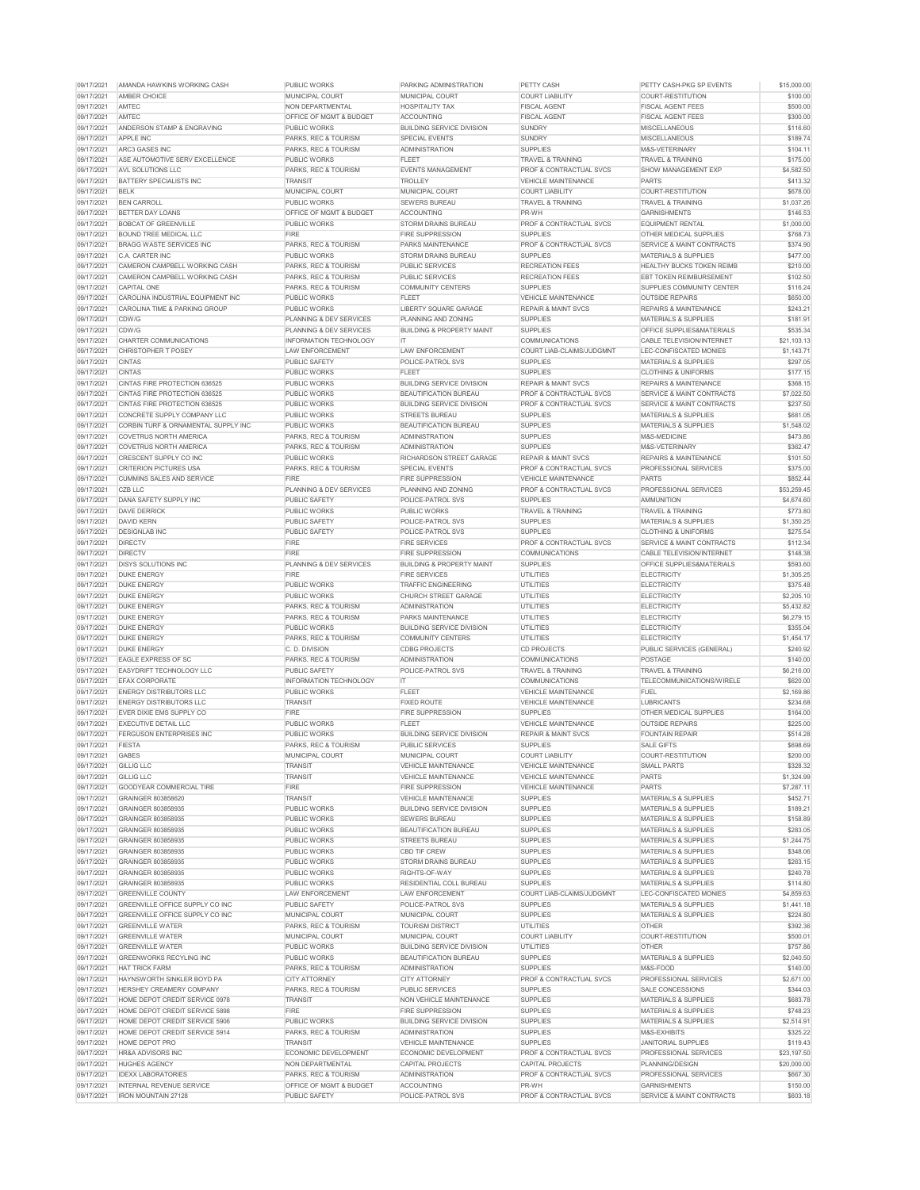| | | | | | | |
|---|---|---|---|---|---|---|
| 09/17/2021 | AMANDA HAWKINS WORKING CASH | PUBLIC WORKS | PARKING ADMINISTRATION | PETTY CASH | PETTY CASH-PKG SP EVENTS | $15,000.00 |
| 09/17/2021 | AMBER CHOICE | MUNICIPAL COURT | MUNICIPAL COURT | COURT LIABILITY | COURT-RESTITUTION | $100.00 |
| 09/17/2021 | AMTEC | NON DEPARTMENTAL | HOSPITALITY TAX | FISCAL AGENT | FISCAL AGENT FEES | $500.00 |
| 09/17/2021 | AMTEC | OFFICE OF MGMT & BUDGET | ACCOUNTING | FISCAL AGENT | FISCAL AGENT FEES | $300.00 |
| 09/17/2021 | ANDERSON STAMP & ENGRAVING | PUBLIC WORKS | BUILDING SERVICE DIVISION | SUNDRY | MISCELLANEOUS | $116.60 |
| 09/17/2021 | APPLE INC | PARKS, REC & TOURISM | SPECIAL EVENTS | SUNDRY | MISCELLANEOUS | $189.74 |
| 09/17/2021 | ARC3 GASES INC | PARKS, REC & TOURISM | ADMINISTRATION | SUPPLIES | M&S-VETERINARY | $104.11 |
| 09/17/2021 | ASE AUTOMOTIVE SERV EXCELLENCE | PUBLIC WORKS | FLEET | TRAVEL & TRAINING | TRAVEL & TRAINING | $175.00 |
| 09/17/2021 | AVL SOLUTIONS LLC | PARKS, REC & TOURISM | EVENTS MANAGEMENT | PROF & CONTRACTUAL SVCS | SHOW MANAGEMENT EXP | $4,582.50 |
| 09/17/2021 | BATTERY SPECIALISTS INC | TRANSIT | TROLLEY | VEHICLE MAINTENANCE | PARTS | $413.32 |
| 09/17/2021 | BELK | MUNICIPAL COURT | MUNICIPAL COURT | COURT LIABILITY | COURT-RESTITUTION | $678.00 |
| 09/17/2021 | BEN CARROLL | PUBLIC WORKS | SEWERS BUREAU | TRAVEL & TRAINING | TRAVEL & TRAINING | $1,037.26 |
| 09/17/2021 | BETTER DAY LOANS | OFFICE OF MGMT & BUDGET | ACCOUNTING | PR-WH | GARNISHMENTS | $146.53 |
| 09/17/2021 | BOBCAT OF GREENVILLE | PUBLIC WORKS | STORM DRAINS BUREAU | PROF & CONTRACTUAL SVCS | EQUIPMENT RENTAL | $1,000.00 |
| 09/17/2021 | BOUND TREE MEDICAL LLC | FIRE | FIRE SUPPRESSION | SUPPLIES | OTHER MEDICAL SUPPLIES | $768.73 |
| 09/17/2021 | BRAGG WASTE SERVICES INC | PARKS, REC & TOURISM | PARKS MAINTENANCE | PROF & CONTRACTUAL SVCS | SERVICE & MAINT CONTRACTS | $374.90 |
| 09/17/2021 | C.A. CARTER INC | PUBLIC WORKS | STORM DRAINS BUREAU | SUPPLIES | MATERIALS & SUPPLIES | $477.00 |
| 09/17/2021 | CAMERON CAMPBELL WORKING CASH | PARKS, REC & TOURISM | PUBLIC SERVICES | RECREATION FEES | HEALTHY BUCKS TOKEN REIMB | $210.00 |
| 09/17/2021 | CAMERON CAMPBELL WORKING CASH | PARKS, REC & TOURISM | PUBLIC SERVICES | RECREATION FEES | EBT TOKEN REIMBURSEMENT | $102.50 |
| 09/17/2021 | CAPITAL ONE | PARKS, REC & TOURISM | COMMUNITY CENTERS | SUPPLIES | SUPPLIES COMMUNITY CENTER | $116.24 |
| 09/17/2021 | CAROLINA INDUSTRIAL EQUIPMENT INC | PUBLIC WORKS | FLEET | VEHICLE MAINTENANCE | OUTSIDE REPAIRS | $650.00 |
| 09/17/2021 | CAROLINA TIME & PARKING GROUP | PUBLIC WORKS | LIBERTY SQUARE GARAGE | REPAIR & MAINT SVCS | REPAIRS & MAINTENANCE | $243.21 |
| 09/17/2021 | CDW/G | PLANNING & DEV SERVICES | PLANNING AND ZONING | SUPPLIES | MATERIALS & SUPPLIES | $181.91 |
| 09/17/2021 | CDW/G | PLANNING & DEV SERVICES | BUILDING & PROPERTY MAINT | SUPPLIES | OFFICE SUPPLIES&MATERIALS | $535.34 |
| 09/17/2021 | CHARTER COMMUNICATIONS | INFORMATION TECHNOLOGY | IT | COMMUNICATIONS | CABLE TELEVISION/INTERNET | $21,103.13 |
| 09/17/2021 | CHRISTOPHER T POSEY | LAW ENFORCEMENT | LAW ENFORCEMENT | COURT LIAB-CLAIMS/JUDGMNT | LEC-CONFISCATED MONIES | $1,143.71 |
| 09/17/2021 | CINTAS | PUBLIC SAFETY | POLICE-PATROL SVS | SUPPLIES | MATERIALS & SUPPLIES | $297.05 |
| 09/17/2021 | CINTAS | PUBLIC WORKS | FLEET | SUPPLIES | CLOTHING & UNIFORMS | $177.15 |
| 09/17/2021 | CINTAS FIRE PROTECTION 636525 | PUBLIC WORKS | BUILDING SERVICE DIVISION | REPAIR & MAINT SVCS | REPAIRS & MAINTENANCE | $368.15 |
| 09/17/2021 | CINTAS FIRE PROTECTION 636525 | PUBLIC WORKS | BEAUTIFICATION BUREAU | PROF & CONTRACTUAL SVCS | SERVICE & MAINT CONTRACTS | $7,022.50 |
| 09/17/2021 | CINTAS FIRE PROTECTION 636525 | PUBLIC WORKS | BUILDING SERVICE DIVISION | PROF & CONTRACTUAL SVCS | SERVICE & MAINT CONTRACTS | $237.50 |
| 09/17/2021 | CONCRETE SUPPLY COMPANY LLC | PUBLIC WORKS | STREETS BUREAU | SUPPLIES | MATERIALS & SUPPLIES | $681.05 |
| 09/17/2021 | CORBIN TURF & ORNAMENTAL SUPPLY INC | PUBLIC WORKS | BEAUTIFICATION BUREAU | SUPPLIES | MATERIALS & SUPPLIES | $1,548.02 |
| 09/17/2021 | COVETRUS NORTH AMERICA | PARKS, REC & TOURISM | ADMINISTRATION | SUPPLIES | M&S-MEDICINE | $473.86 |
| 09/17/2021 | COVETRUS NORTH AMERICA | PARKS, REC & TOURISM | ADMINISTRATION | SUPPLIES | M&S-VETERINARY | $362.47 |
| 09/17/2021 | CRESCENT SUPPLY CO INC | PUBLIC WORKS | RICHARDSON STREET GARAGE | REPAIR & MAINT SVCS | REPAIRS & MAINTENANCE | $101.50 |
| 09/17/2021 | CRITERION PICTURES USA | PARKS, REC & TOURISM | SPECIAL EVENTS | PROF & CONTRACTUAL SVCS | PROFESSIONAL SERVICES | $375.00 |
| 09/17/2021 | CUMMINS SALES AND SERVICE | FIRE | FIRE SUPPRESSION | VEHICLE MAINTENANCE | PARTS | $852.44 |
| 09/17/2021 | CZB LLC | PLANNING & DEV SERVICES | PLANNING AND ZONING | PROF & CONTRACTUAL SVCS | PROFESSIONAL SERVICES | $53,259.45 |
| 09/17/2021 | DANA SAFETY SUPPLY INC | PUBLIC SAFETY | POLICE-PATROL SVS | SUPPLIES | AMMUNITION | $4,674.60 |
| 09/17/2021 | DAVE DERRICK | PUBLIC WORKS | PUBLIC WORKS | TRAVEL & TRAINING | TRAVEL & TRAINING | $773.80 |
| 09/17/2021 | DAVID KERN | PUBLIC SAFETY | POLICE-PATROL SVS | SUPPLIES | MATERIALS & SUPPLIES | $1,350.25 |
| 09/17/2021 | DESIGNLAB INC | PUBLIC SAFETY | POLICE-PATROL SVS | SUPPLIES | CLOTHING & UNIFORMS | $275.54 |
| 09/17/2021 | DIRECTV | FIRE | FIRE SERVICES | PROF & CONTRACTUAL SVCS | SERVICE & MAINT CONTRACTS | $112.34 |
| 09/17/2021 | DIRECTV | FIRE | FIRE SUPPRESSION | COMMUNICATIONS | CABLE TELEVISION/INTERNET | $148.38 |
| 09/17/2021 | DISYS SOLUTIONS INC | PLANNING & DEV SERVICES | BUILDING & PROPERTY MAINT | SUPPLIES | OFFICE SUPPLIES&MATERIALS | $593.60 |
| 09/17/2021 | DUKE ENERGY | FIRE | FIRE SERVICES | UTILITIES | ELECTRICITY | $1,305.25 |
| 09/17/2021 | DUKE ENERGY | PUBLIC WORKS | TRAFFIC ENGINEERING | UTILITIES | ELECTRICITY | $375.48 |
| 09/17/2021 | DUKE ENERGY | PUBLIC WORKS | CHURCH STREET GARAGE | UTILITIES | ELECTRICITY | $2,205.10 |
| 09/17/2021 | DUKE ENERGY | PARKS, REC & TOURISM | ADMINISTRATION | UTILITIES | ELECTRICITY | $5,432.82 |
| 09/17/2021 | DUKE ENERGY | PARKS, REC & TOURISM | PARKS MAINTENANCE | UTILITIES | ELECTRICITY | $6,279.15 |
| 09/17/2021 | DUKE ENERGY | PUBLIC WORKS | BUILDING SERVICE DIVISION | UTILITIES | ELECTRICITY | $355.04 |
| 09/17/2021 | DUKE ENERGY | PARKS, REC & TOURISM | COMMUNITY CENTERS | UTILITIES | ELECTRICITY | $1,454.17 |
| 09/17/2021 | DUKE ENERGY | C. D. DIVISION | CDBG PROJECTS | CD PROJECTS | PUBLIC SERVICES (GENERAL) | $240.92 |
| 09/17/2021 | EAGLE EXPRESS OF SC | PARKS, REC & TOURISM | ADMINISTRATION | COMMUNICATIONS | POSTAGE | $140.00 |
| 09/17/2021 | EASYDRIFT TECHNOLOGY LLC | PUBLIC SAFETY | POLICE-PATROL SVS | TRAVEL & TRAINING | TRAVEL & TRAINING | $6,216.00 |
| 09/17/2021 | EFAX CORPORATE | INFORMATION TECHNOLOGY | IT | COMMUNICATIONS | TELECOMMUNICATIONS/WIRELE | $620.00 |
| 09/17/2021 | ENERGY DISTRIBUTORS LLC | PUBLIC WORKS | FLEET | VEHICLE MAINTENANCE | FUEL | $2,169.86 |
| 09/17/2021 | ENERGY DISTRIBUTORS LLC | TRANSIT | FIXED ROUTE | VEHICLE MAINTENANCE | LUBRICANTS | $234.68 |
| 09/17/2021 | EVER DIXIE EMS SUPPLY CO | FIRE | FIRE SUPPRESSION | SUPPLIES | OTHER MEDICAL SUPPLIES | $164.00 |
| 09/17/2021 | EXECUTIVE DETAIL LLC | PUBLIC WORKS | FLEET | VEHICLE MAINTENANCE | OUTSIDE REPAIRS | $225.00 |
| 09/17/2021 | FERGUSON ENTERPRISES INC | PUBLIC WORKS | BUILDING SERVICE DIVISION | REPAIR & MAINT SVCS | FOUNTAIN REPAIR | $514.28 |
| 09/17/2021 | FIESTA | PARKS, REC & TOURISM | PUBLIC SERVICES | SUPPLIES | SALE GIFTS | $698.69 |
| 09/17/2021 | GABES | MUNICIPAL COURT | MUNICIPAL COURT | COURT LIABILITY | COURT-RESTITUTION | $200.00 |
| 09/17/2021 | GILLIG LLC | TRANSIT | VEHICLE MAINTENANCE | VEHICLE MAINTENANCE | SMALL PARTS | $328.32 |
| 09/17/2021 | GILLIG LLC | TRANSIT | VEHICLE MAINTENANCE | VEHICLE MAINTENANCE | PARTS | $1,324.99 |
| 09/17/2021 | GOODYEAR COMMERCIAL TIRE | FIRE | FIRE SUPPRESSION | VEHICLE MAINTENANCE | PARTS | $7,287.11 |
| 09/17/2021 | GRAINGER 803858620 | TRANSIT | VEHICLE MAINTENANCE | SUPPLIES | MATERIALS & SUPPLIES | $452.71 |
| 09/17/2021 | GRAINGER 803858935 | PUBLIC WORKS | BUILDING SERVICE DIVISION | SUPPLIES | MATERIALS & SUPPLIES | $189.21 |
| 09/17/2021 | GRAINGER 803858935 | PUBLIC WORKS | SEWERS BUREAU | SUPPLIES | MATERIALS & SUPPLIES | $158.89 |
| 09/17/2021 | GRAINGER 803858935 | PUBLIC WORKS | BEAUTIFICATION BUREAU | SUPPLIES | MATERIALS & SUPPLIES | $283.05 |
| 09/17/2021 | GRAINGER 803858935 | PUBLIC WORKS | STREETS BUREAU | SUPPLIES | MATERIALS & SUPPLIES | $1,244.75 |
| 09/17/2021 | GRAINGER 803858935 | PUBLIC WORKS | CBD TIF CREW | SUPPLIES | MATERIALS & SUPPLIES | $348.06 |
| 09/17/2021 | GRAINGER 803858935 | PUBLIC WORKS | STORM DRAINS BUREAU | SUPPLIES | MATERIALS & SUPPLIES | $263.15 |
| 09/17/2021 | GRAINGER 803858935 | PUBLIC WORKS | RIGHTS-OF-WAY | SUPPLIES | MATERIALS & SUPPLIES | $240.78 |
| 09/17/2021 | GRAINGER 803858935 | PUBLIC WORKS | RESIDENTIAL COLL BUREAU | SUPPLIES | MATERIALS & SUPPLIES | $114.80 |
| 09/17/2021 | GREENVILLE COUNTY | LAW ENFORCEMENT | LAW ENFORCEMENT | COURT LIAB-CLAIMS/JUDGMNT | LEC-CONFISCATED MONIES | $4,859.63 |
| 09/17/2021 | GREENVILLE OFFICE SUPPLY CO INC | PUBLIC SAFETY | POLICE-PATROL SVS | SUPPLIES | MATERIALS & SUPPLIES | $1,441.18 |
| 09/17/2021 | GREENVILLE OFFICE SUPPLY CO INC | MUNICIPAL COURT | MUNICIPAL COURT | SUPPLIES | MATERIALS & SUPPLIES | $224.80 |
| 09/17/2021 | GREENVILLE WATER | PARKS, REC & TOURISM | TOURISM DISTRICT | UTILITIES | OTHER | $392.36 |
| 09/17/2021 | GREENVILLE WATER | MUNICIPAL COURT | MUNICIPAL COURT | COURT LIABILITY | COURT-RESTITUTION | $500.01 |
| 09/17/2021 | GREENVILLE WATER | PUBLIC WORKS | BUILDING SERVICE DIVISION | UTILITIES | OTHER | $757.86 |
| 09/17/2021 | GREENWORKS RECYLING INC | PUBLIC WORKS | BEAUTIFICATION BUREAU | SUPPLIES | MATERIALS & SUPPLIES | $2,040.50 |
| 09/17/2021 | HAT TRICK FARM | PARKS, REC & TOURISM | ADMINISTRATION | SUPPLIES | M&S-FOOD | $140.00 |
| 09/17/2021 | HAYNSWORTH SINKLER BOYD PA | CITY ATTORNEY | CITY ATTORNEY | PROF & CONTRACTUAL SVCS | PROFESSIONAL SERVICES | $2,671.00 |
| 09/17/2021 | HERSHEY CREAMERY COMPANY | PARKS, REC & TOURISM | PUBLIC SERVICES | SUPPLIES | SALE CONCESSIONS | $344.03 |
| 09/17/2021 | HOME DEPOT CREDIT SERVICE 0978 | TRANSIT | NON VEHICLE MAINTENANCE | SUPPLIES | MATERIALS & SUPPLIES | $683.78 |
| 09/17/2021 | HOME DEPOT CREDIT SERVICE 5898 | FIRE | FIRE SUPPRESSION | SUPPLIES | MATERIALS & SUPPLIES | $748.23 |
| 09/17/2021 | HOME DEPOT CREDIT SERVICE 5906 | PUBLIC WORKS | BUILDING SERVICE DIVISION | SUPPLIES | MATERIALS & SUPPLIES | $2,514.91 |
| 09/17/2021 | HOME DEPOT CREDIT SERVICE 5914 | PARKS, REC & TOURISM | ADMINISTRATION | SUPPLIES | M&S-EXHIBITS | $325.22 |
| 09/17/2021 | HOME DEPOT PRO | TRANSIT | VEHICLE MAINTENANCE | SUPPLIES | JANITORIAL SUPPLIES | $119.43 |
| 09/17/2021 | HR&A ADVISORS INC | ECONOMIC DEVELOPMENT | ECONOMIC DEVELOPMENT | PROF & CONTRACTUAL SVCS | PROFESSIONAL SERVICES | $23,197.50 |
| 09/17/2021 | HUGHES AGENCY | NON DEPARTMENTAL | CAPITAL PROJECTS | CAPITAL PROJECTS | PLANNING/DESIGN | $20,000.00 |
| 09/17/2021 | IDEXX LABORATORIES | PARKS, REC & TOURISM | ADMINISTRATION | PROF & CONTRACTUAL SVCS | PROFESSIONAL SERVICES | $667.30 |
| 09/17/2021 | INTERNAL REVENUE SERVICE | OFFICE OF MGMT & BUDGET | ACCOUNTING | PR-WH | GARNISHMENTS | $150.00 |
| 09/17/2021 | IRON MOUNTAIN 27128 | PUBLIC SAFETY | POLICE-PATROL SVS | PROF & CONTRACTUAL SVCS | SERVICE & MAINT CONTRACTS | $603.18 |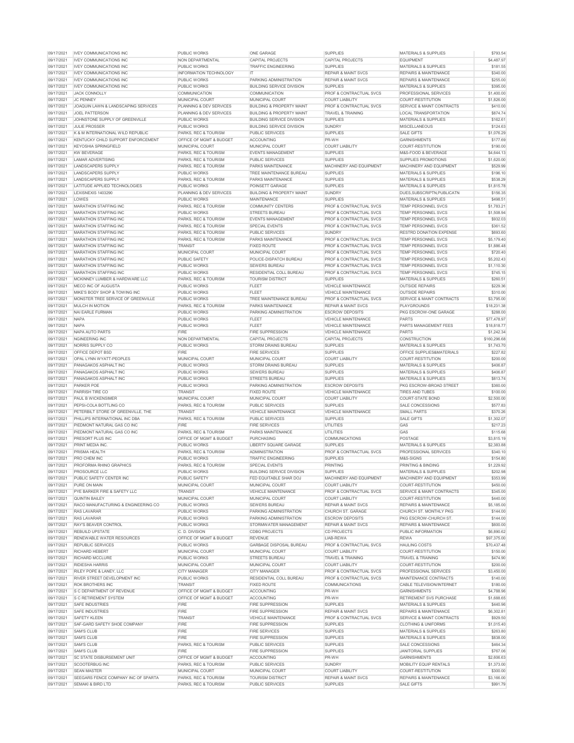| | | | | | | |
|---|---|---|---|---|---|---|
| 09/17/2021 | IVEY COMMUNICATIONS INC | PUBLIC WORKS | ONE GARAGE | SUPPLIES | MATERIALS & SUPPLIES | $793.54 |
| 09/17/2021 | IVEY COMMUNICATIONS INC | NON DEPARTMENTAL | CAPITAL PROJECTS | CAPITAL PROJECTS | EQUIPMENT | $4,487.97 |
| 09/17/2021 | IVEY COMMUNICATIONS INC | PUBLIC WORKS | TRAFFIC ENGINEERING | SUPPLIES | MATERIALS & SUPPLIES | $181.55 |
| 09/17/2021 | IVEY COMMUNICATIONS INC | INFORMATION TECHNOLOGY | IT | REPAIR & MAINT SVCS | REPAIRS & MAINTENANCE | $340.00 |
| 09/17/2021 | IVEY COMMUNICATIONS INC | PUBLIC WORKS | PARKING ADMINISTRATION | REPAIR & MAINT SVCS | REPAIRS & MAINTENANCE | $255.00 |
| 09/17/2021 | IVEY COMMUNICATIONS INC | PUBLIC WORKS | BUILDING SERVICE DIVISION | SUPPLIES | MATERIALS & SUPPLIES | $395.00 |
| 09/17/2021 | JACK CONNOLLY | COMMUNICATION | COMMUNICATION | PROF & CONTRACTUAL SVCS | PROFESSIONAL SERVICES | $1,400.00 |
| 09/17/2021 | JC PENNEY | MUNICIPAL COURT | MUNICIPAL COURT | COURT LIABILITY | COURT-RESTITUTION | $1,826.00 |
| 09/17/2021 | JOAQUIN LAWN & LANDSCAPING SERVICES | PLANNING & DEV SERVICES | BUILDING & PROPERTY MAINT | PROF & CONTRACTUAL SVCS | SERVICE & MAINT CONTRACTS | $410.00 |
| 09/17/2021 | JOEL PATTERSON | PLANNING & DEV SERVICES | BUILDING & PROPERTY MAINT | TRAVEL & TRAINING | LOCAL TRANSPORTATION | $874.74 |
| 09/17/2021 | JOHNSTONE SUPPLY OF GREENVILLE | PUBLIC WORKS | BUILDING SERVICE DIVISION | SUPPLIES | MATERIALS & SUPPLIES | $162.61 |
| 09/17/2021 | JULIE PROSSER | PUBLIC WORKS | BUILDING SERVICE DIVISION | SUNDRY | MISCELLANEOUS | $124.63 |
| 09/17/2021 | K & M INTERNATIONAL WILD REPUBLIC | PARKS, REC & TOURISM | PUBLIC SERVICES | SUPPLIES | SALE GIFTS | $1,076.29 |
| 09/17/2021 | KENTUCKY CHILD SUPPORT ENFORCEMENT | OFFICE OF MGMT & BUDGET | ACCOUNTING | PR-WH | GARNISHMENTS | $177.69 |
| 09/17/2021 | KEYOSHIA SPRINGFIELD | MUNICIPAL COURT | MUNICIPAL COURT | COURT LIABILITY | COURT-RESTITUTION | $190.00 |
| 09/17/2021 | KW BEVERAGE | PARKS, REC & TOURISM | EVENTS MANAGEMENT | SUPPLIES | M&S-FOOD & BEVERAGE | $4,644.13 |
| 09/17/2021 | LAMAR ADVERTISING | PARKS, REC & TOURISM | PUBLIC SERVICES | SUPPLIES | SUPPLIES PROMOTIONS | $1,620.00 |
| 09/17/2021 | LANDSCAPERS SUPPLY | PARKS, REC & TOURISM | PARKS MAINTENANCE | MACHINERY AND EQUIPMENT | MACHINERY AND EQUIPMENT | $529.99 |
| 09/17/2021 | LANDSCAPERS SUPPLY | PUBLIC WORKS | TREE MAINTENANCE BUREAU | SUPPLIES | MATERIALS & SUPPLIES | $196.10 |
| 09/17/2021 | LANDSCAPERS SUPPLY | PARKS, REC & TOURISM | PARKS MAINTENANCE | SUPPLIES | MATERIALS & SUPPLIES | $538.29 |
| 09/17/2021 | LATITUDE APPLIED TECHNOLOGIES | PUBLIC WORKS | POINSETT GARAGE | SUPPLIES | MATERIALS & SUPPLIES | $1,815.78 |
| 09/17/2021 | LEXISNEXIS 1403290 | PLANNING & DEV SERVICES | BUILDING & PROPERTY MAINT | SUNDRY | DUES,SUBSCRIPTN,PUBLICATN | $156.35 |
| 09/17/2021 | LOWES | PUBLIC WORKS | MAINTENANCE | SUPPLIES | MATERIALS & SUPPLIES | $498.51 |
| 09/17/2021 | MARATHON STAFFING INC | PARKS, REC & TOURISM | COMMUNITY CENTERS | PROF & CONTRACTUAL SVCS | TEMP PERSONNEL SVCS | $1,783.21 |
| 09/17/2021 | MARATHON STAFFING INC | PUBLIC WORKS | STREETS BUREAU | PROF & CONTRACTUAL SVCS | TEMP PERSONNEL SVCS | $1,508.94 |
| 09/17/2021 | MARATHON STAFFING INC | PARKS, REC & TOURISM | EVENTS MANAGEMENT | PROF & CONTRACTUAL SVCS | TEMP PERSONNEL SVCS | $932.03 |
| 09/17/2021 | MARATHON STAFFING INC | PARKS, REC & TOURISM | SPECIAL EVENTS | PROF & CONTRACTUAL SVCS | TEMP PERSONNEL SVCS | $361.52 |
| 09/17/2021 | MARATHON STAFFING INC | PARKS, REC & TOURISM | PUBLIC SERVICES | SUNDRY | RESTRD DONATION EXPENSE | $693.60 |
| 09/17/2021 | MARATHON STAFFING INC | PARKS, REC & TOURISM | PARKS MAINTENANCE | PROF & CONTRACTUAL SVCS | TEMP PERSONNEL SVCS | $5,179.40 |
| 09/17/2021 | MARATHON STAFFING INC | TRANSIT | FIXED ROUTE | PROF & CONTRACTUAL SVCS | TEMP PERSONNEL SVCS | $1,886.48 |
| 09/17/2021 | MARATHON STAFFING INC | MUNICIPAL COURT | MUNICIPAL COURT | PROF & CONTRACTUAL SVCS | TEMP PERSONNEL SVCS | $720.40 |
| 09/17/2021 | MARATHON STAFFING INC | PUBLIC SAFETY | POLICE-DISPATCH BUREAU | PROF & CONTRACTUAL SVCS | TEMP PERSONNEL SVCS | $5,202.43 |
| 09/17/2021 | MARATHON STAFFING INC | PUBLIC WORKS | SEWERS BUREAU | PROF & CONTRACTUAL SVCS | TEMP PERSONNEL SVCS | $1,110.30 |
| 09/17/2021 | MARATHON STAFFING INC | PUBLIC WORKS | RESIDENTIAL COLL BUREAU | PROF & CONTRACTUAL SVCS | TEMP PERSONNEL SVCS | $745.15 |
| 09/17/2021 | MCKINNEY LUMBER & HARDWARE LLC | PARKS, REC & TOURISM | TOURISM DISTRICT | SUPPLIES | MATERIALS & SUPPLIES | $260.51 |
| 09/17/2021 | MECO INC OF AUGUSTA | PUBLIC WORKS | FLEET | VEHICLE MAINTENANCE | OUTSIDE REPAIRS | $229.36 |
| 09/17/2021 | MIKE'S BODY SHOP & TOWING INC | PUBLIC WORKS | FLEET | VEHICLE MAINTENANCE | OUTSIDE REPAIRS | $310.00 |
| 09/17/2021 | MONSTER TREE SERVICE OF GREENVILLE | PUBLIC WORKS | TREE MAINTENANCE BUREAU | PROF & CONTRACTUAL SVCS | SERVICE & MAINT CONTRACTS | $3,795.00 |
| 09/17/2021 | MULCH IN MOTION | PARKS, REC & TOURISM | PARKS MAINTENANCE | REPAIR & MAINT SVCS | PLAYGROUNDS | $18,231.38 |
| 09/17/2021 | NAI EARLE FURMAN | PUBLIC WORKS | PARKING ADMINISTRATION | ESCROW DEPOSITS | PKG ESCROW-ONE GARAGE | $288.00 |
| 09/17/2021 | NAPA | PUBLIC WORKS | FLEET | VEHICLE MAINTENANCE | PARTS | $77,478.97 |
| 09/17/2021 | NAPA | PUBLIC WORKS | FLEET | VEHICLE MAINTENANCE | PARTS MANAGEMENT FEES | $18,818.77 |
| 09/17/2021 | NAPA AUTO PARTS | FIRE | FIRE SUPPRESSION | VEHICLE MAINTENANCE | PARTS | $1,242.34 |
| 09/17/2021 | NGINEERING INC | NON DEPARTMENTAL | CAPITAL PROJECTS | CAPITAL PROJECTS | CONSTRUCTION | $160,296.68 |
| 09/17/2021 | NORRIS SUPPLY CO | PUBLIC WORKS | STORM DRAINS BUREAU | SUPPLIES | MATERIALS & SUPPLIES | $1,743.70 |
| 09/17/2021 | OFFICE DEPOT BSD | FIRE | FIRE SERVICES | SUPPLIES | OFFICE SUPPLIES&MATERIALS | $227.82 |
| 09/17/2021 | OPAL LYNN WYATT-PEOPLES | MUNICIPAL COURT | MUNICIPAL COURT | COURT LIABILITY | COURT-RESTITUTION | $200.00 |
| 09/17/2021 | PANAGAKOS ASPHALT INC | PUBLIC WORKS | STORM DRAINS BUREAU | SUPPLIES | MATERIALS & SUPPLIES | $406.87 |
| 09/17/2021 | PANAGAKOS ASPHALT INC | PUBLIC WORKS | SEWERS BUREAU | SUPPLIES | MATERIALS & SUPPLIES | $406.87 |
| 09/17/2021 | PANAGAKOS ASPHALT INC | PUBLIC WORKS | STREETS BUREAU | SUPPLIES | MATERIALS & SUPPLIES | $813.74 |
| 09/17/2021 | PARKER POE | PUBLIC WORKS | PARKING ADMINISTRATION | ESCROW DEPOSITS | PKG ESCROW-BROAD STREET | $360.00 |
| 09/17/2021 | PARRISH TIRE CO | TRANSIT | FIXED ROUTE | VEHICLE MAINTENANCE | TIRES AND TUBES | $100.00 |
| 09/17/2021 | PAUL B WICKENSIMER | MUNICIPAL COURT | MUNICIPAL COURT | COURT LIABILITY | COURT-STATE BOND | $2,500.00 |
| 09/17/2021 | PEPSI-COLA BOTTLING CO | PARKS, REC & TOURISM | PUBLIC SERVICES | SUPPLIES | SALE CONCESSIONS | $577.83 |
| 09/17/2021 | PETERBILT STORE OF GREENVILLE, THE | TRANSIT | VEHICLE MAINTENANCE | VEHICLE MAINTENANCE | SMALL PARTS | $370.26 |
| 09/17/2021 | PHILLIPS INTERNATIONAL INC DBA | PARKS, REC & TOURISM | PUBLIC SERVICES | SUPPLIES | SALE GIFTS | $1,302.07 |
| 09/17/2021 | PIEDMONT NATURAL GAS CO INC | FIRE | FIRE SERVICES | UTILITIES | GAS | $217.23 |
| 09/17/2021 | PIEDMONT NATURAL GAS CO INC | PARKS, REC & TOURISM | PARKS MAINTENANCE | UTILITIES | GAS | $115.68 |
| 09/17/2021 | PRESORT PLUS INC | OFFICE OF MGMT & BUDGET | PURCHASING | COMMUNICATIONS | POSTAGE | $3,815.19 |
| 09/17/2021 | PRINT MEDIA INC. | PUBLIC WORKS | LIBERTY SQUARE GARAGE | SUPPLIES | MATERIALS & SUPPLIES | $2,383.88 |
| 09/17/2021 | PRISMA HEALTH | PARKS, REC & TOURISM | ADMINISTRATION | PROF & CONTRACTUAL SVCS | PROFESSIONAL SERVICES | $340.10 |
| 09/17/2021 | PRO CHEM INC | PUBLIC WORKS | TRAFFIC ENGINEERING | SUPPLIES | M&S-SIGNS | $154.80 |
| 09/17/2021 | PROFORMA RHINO GRAPHICS | PARKS, REC & TOURISM | SPECIAL EVENTS | PRINTING | PRINTING & BINDING | $1,229.92 |
| 09/17/2021 | PROSOURCE LLC | PUBLIC WORKS | BUILDING SERVICE DIVISION | SUPPLIES | MATERIALS & SUPPLIES | $202.98 |
| 09/17/2021 | PUBLIC SAFETY CENTER INC | PUBLIC SAFETY | FED EQUITABLE SHAR DOJ | MACHINERY AND EQUIPMENT | MACHINERY AND EQUIPMENT | $353.99 |
| 09/17/2021 | PURE ON MAIN | MUNICIPAL COURT | MUNICIPAL COURT | COURT LIABILITY | COURT-RESTITUTION | $450.00 |
| 09/17/2021 | PYE BARKER FIRE & SAFETY LLC | TRANSIT | VEHICLE MAINTENANCE | PROF & CONTRACTUAL SVCS | SERVICE & MAINT CONTRACTS | $345.00 |
| 09/17/2021 | QUINTIN BAILEY | MUNICIPAL COURT | MUNICIPAL COURT | COURT LIABILITY | COURT-RESTITUTION | $440.00 |
| 09/17/2021 | RACO MANUFACTURING & ENGINEERING CO | PUBLIC WORKS | SEWERS BUREAU | REPAIR & MAINT SVCS | REPAIRS & MAINTENANCE | $5,185.00 |
| 09/17/2021 | RAS LAVARAR | PUBLIC WORKS | PARKING ADMINISTRATION | CHURCH ST. GARAGE | CHURCH ST. MONTHLY PKG | $144.00 |
| 09/17/2021 | RAS LAVARAR | PUBLIC WORKS | PARKING ADMINISTRATION | ESCROW DEPOSITS | PKG ESCROW-CHURCH ST. | $144.00 |
| 09/17/2021 | RAY'S BEAVER CONTROL | PUBLIC WORKS | STORMWATER MANAGEMENT | REPAIR & MAINT SVCS | REPAIRS & MAINTENANCE | $600.00 |
| 09/17/2021 | REBUILD UPSTATE | C. D. DIVISION | CDBG PROJECTS | CD PROJECTS | PUBLIC INFORMATION | $6,890.62 |
| 09/17/2021 | RENEWABLE WATER RESOURCES | OFFICE OF MGMT & BUDGET | REVENUE | LIAB-REWA | REWA | $97,375.00 |
| 09/17/2021 | REPUBLIC SERVICES | PUBLIC WORKS | GARBAGE DISPOSAL BUREAU | PROF & CONTRACTUAL SVCS | HAULING COSTS | $70,437.48 |
| 09/17/2021 | RICHARD HEBERT | MUNICIPAL COURT | MUNICIPAL COURT | COURT LIABILITY | COURT-RESTITUTION | $150.00 |
| 09/17/2021 | RICHARD MCCLURE | PUBLIC WORKS | STREETS BUREAU | TRAVEL & TRAINING | TRAVEL & TRAINING | $474.90 |
| 09/17/2021 | RIDIESHA HARRIS | MUNICIPAL COURT | MUNICIPAL COURT | COURT LIABILITY | COURT-RESTITUTION | $200.00 |
| 09/17/2021 | RILEY POPE & LANEY, LLC | CITY MANAGER | CITY MANAGER | PROF & CONTRACTUAL SVCS | PROFESSIONAL SERVICES | $3,450.00 |
| 09/17/2021 | RIVER STREET DEVELOPMENT INC | PUBLIC WORKS | RESIDENTIAL COLL BUREAU | PROF & CONTRACTUAL SVCS | MAINTENANCE CONTRACTS | $140.00 |
| 09/17/2021 | ROK BROTHERS INC | TRANSIT | FIXED ROUTE | COMMUNICATIONS | CABLE TELEVISION/INTERNET | $180.00 |
| 09/17/2021 | S C DEPARTMENT OF REVENUE | OFFICE OF MGMT & BUDGET | ACCOUNTING | PR-WH | GARNISHMENTS | $4,788.96 |
| 09/17/2021 | S C RETIREMENT SYSTEM | OFFICE OF MGMT & BUDGET | ACCOUNTING | PR-WH | RETIREMENT SVS PURCHASE | $1,688.65 |
| 09/17/2021 | SAFE INDUSTRIES | FIRE | FIRE SUPPRESSION | SUPPLIES | MATERIALS & SUPPLIES | $440.96 |
| 09/17/2021 | SAFE INDUSTRIES | FIRE | FIRE SUPPRESSION | REPAIR & MAINT SVCS | REPAIRS & MAINTENANCE | $6,302.81 |
| 09/17/2021 | SAFETY KLEEN | TRANSIT | VEHICLE MAINTENANCE | PROF & CONTRACTUAL SVCS | SERVICE & MAINT CONTRACTS | $929.50 |
| 09/17/2021 | SAF-GARD SAFETY SHOE COMPANY | FIRE | FIRE SUPPRESSION | SUPPLIES | CLOTHING & UNIFORMS | $1,015.40 |
| 09/17/2021 | SAM'S CLUB | FIRE | FIRE SERVICES | SUPPLIES | MATERIALS & SUPPLIES | $263.80 |
| 09/17/2021 | SAM'S CLUB | FIRE | FIRE SUPPRESSION | SUPPLIES | MATERIALS & SUPPLIES | $838.00 |
| 09/17/2021 | SAM'S CLUB | PARKS, REC & TOURISM | PUBLIC SERVICES | SUPPLIES | SALE CONCESSIONS | $464.34 |
| 09/17/2021 | SAM'S CLUB | FIRE | FIRE SUPPRESSION | SUPPLIES | JANITORIAL SUPPLIES | $767.06 |
| 09/17/2021 | SC STATE DISBURSEMENT UNIT | OFFICE OF MGMT & BUDGET | ACCOUNTING | PR-WH | GARNISHMENTS | $2,606.63 |
| 09/17/2021 | SCOOTERBUG INC | PARKS, REC & TOURISM | PUBLIC SERVICES | SUNDRY | MOBILITY EQUIP RENTALS | $1,373.00 |
| 09/17/2021 | SEAN MASTER | MUNICIPAL COURT | MUNICIPAL COURT | COURT LIABILITY | COURT-RESTITUTION | $300.00 |
| 09/17/2021 | SEEGARS FENCE COMPANY INC OF SPARTA | PARKS, REC & TOURISM | TOURISM DISTRICT | REPAIR & MAINT SVCS | REPAIRS & MAINTENANCE | $3,166.00 |
| 09/17/2021 | SEMAKI & BIRD LTD | PARKS, REC & TOURISM | PUBLIC SERVICES | SUPPLIES | SALE GIFTS | $991.79 |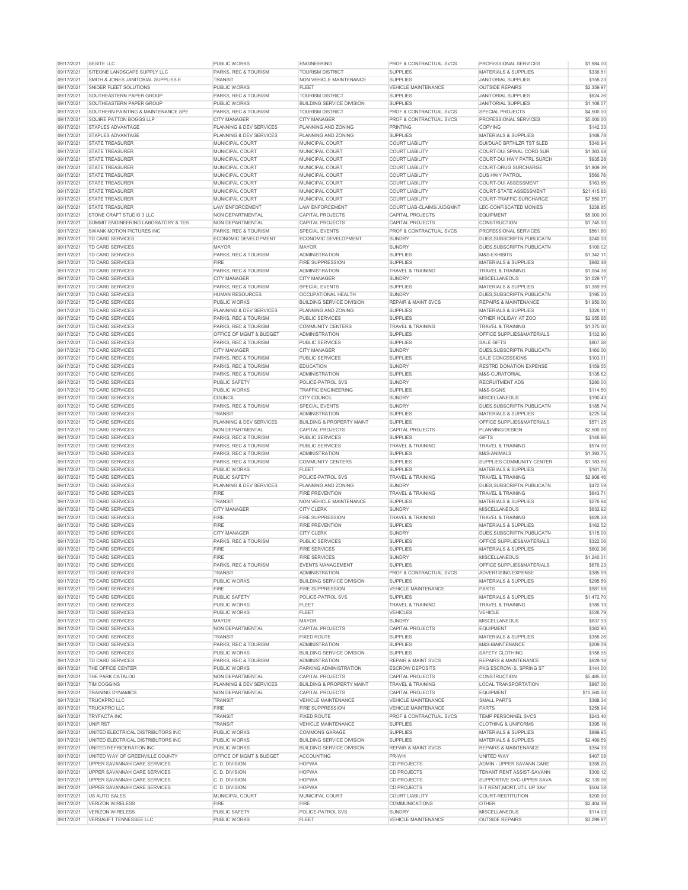| | | | | | | |
|---|---|---|---|---|---|---|
| 09/17/2021 | SESITE LLC | PUBLIC WORKS | ENGINEERING | PROF & CONTRACTUAL SVCS | PROFESSIONAL SERVICES | $1,984.00 |
| 09/17/2021 | SITEONE LANDSCAPE SUPPLY LLC | PARKS, REC & TOURISM | TOURISM DISTRICT | SUPPLIES | MATERIALS & SUPPLIES | $336.61 |
| 09/17/2021 | SMITH & JONES JANITORIAL SUPPLIES E | TRANSIT | NON VEHICLE MAINTENANCE | SUPPLIES | JANITORIAL SUPPLIES | $158.23 |
| 09/17/2021 | SNIDER FLEET SOLUTIONS | PUBLIC WORKS | FLEET | VEHICLE MAINTENANCE | OUTSIDE REPAIRS | $2,359.97 |
| 09/17/2021 | SOUTHEASTERN PAPER GROUP | PARKS, REC & TOURISM | TOURISM DISTRICT | SUPPLIES | JANITORIAL SUPPLIES | $624.26 |
| 09/17/2021 | SOUTHEASTERN PAPER GROUP | PUBLIC WORKS | BUILDING SERVICE DIVISION | SUPPLIES | JANITORIAL SUPPLIES | $1,108.07 |
| 09/17/2021 | SOUTHERN PAINTING & MAINTENANCE SPE | PARKS, REC & TOURISM | TOURISM DISTRICT | PROF & CONTRACTUAL SVCS | SPECIAL PROJECTS | $4,500.00 |
| 09/17/2021 | SQUIRE PATTON BOGGS LLP | CITY MANAGER | CITY MANAGER | PROF & CONTRACTUAL SVCS | PROFESSIONAL SERVICES | $5,000.00 |
| 09/17/2021 | STAPLES ADVANTAGE | PLANNING & DEV SERVICES | PLANNING AND ZONING | PRINTING | COPYING | $142.33 |
| 09/17/2021 | STAPLES ADVANTAGE | PLANNING & DEV SERVICES | PLANNING AND ZONING | SUPPLIES | MATERIALS & SUPPLIES | $168.78 |
| 09/17/2021 | STATE TREASURER | MUNICIPAL COURT | MUNICIPAL COURT | COURT LIABILITY | DUI/DUAC BRTHLZR TST SLED | $340.94 |
| 09/17/2021 | STATE TREASURER | MUNICIPAL COURT | MUNICIPAL COURT | COURT LIABILITY | COURT-DUI SPINAL CORD SUR | $1,363.68 |
| 09/17/2021 | STATE TREASURER | MUNICIPAL COURT | MUNICIPAL COURT | COURT LIABILITY | COURT-DUI HWY PATRL SURCH | $935.28 |
| 09/17/2021 | STATE TREASURER | MUNICIPAL COURT | MUNICIPAL COURT | COURT LIABILITY | COURT-DRUG SURCHARGE | $1,809.39 |
| 09/17/2021 | STATE TREASURER | MUNICIPAL COURT | MUNICIPAL COURT | COURT LIABILITY | DUS HWY PATROL | $560.78 |
| 09/17/2021 | STATE TREASURER | MUNICIPAL COURT | MUNICIPAL COURT | COURT LIABILITY | COURT-DUI ASSESSMENT | $163.65 |
| 09/17/2021 | STATE TREASURER | MUNICIPAL COURT | MUNICIPAL COURT | COURT LIABILITY | COURT-STATE ASSESSMENT | $21,415.83 |
| 09/17/2021 | STATE TREASURER | MUNICIPAL COURT | MUNICIPAL COURT | COURT LIABILITY | COURT-TRAFFIC SURCHARGE | $7,550.37 |
| 09/17/2021 | STATE TREASURER | LAW ENFORCEMENT | LAW ENFORCEMENT | COURT LIAB-CLAIMS/JUDGMNT | LEC-CONFISCATED MONIES | $238.85 |
| 09/17/2021 | STONE CRAFT STUDIO 3 LLC | NON DEPARTMENTAL | CAPITAL PROJECTS | CAPITAL PROJECTS | EQUIPMENT | $5,000.00 |
| 09/17/2021 | SUMMIT ENGINEERING LABORATORY & TES | NON DEPARTMENTAL | CAPITAL PROJECTS | CAPITAL PROJECTS | CONSTRUCTION | $1,745.00 |
| 09/17/2021 | SWANK MOTION PICTURES INC | PARKS, REC & TOURISM | SPECIAL EVENTS | PROF & CONTRACTUAL SVCS | PROFESSIONAL SERVICES | $561.80 |
| 09/17/2021 | TD CARD SERVICES | ECONOMIC DEVELOPMENT | ECONOMIC DEVELOPMENT | SUNDRY | DUES,SUBSCRIPTN,PUBLICATN | $240.00 |
| 09/17/2021 | TD CARD SERVICES | MAYOR | MAYOR | SUNDRY | DUES,SUBSCRIPTN,PUBLICATN | $100.02 |
| 09/17/2021 | TD CARD SERVICES | PARKS, REC & TOURISM | ADMINISTRATION | SUPPLIES | M&S-EXHIBITS | $1,342.11 |
| 09/17/2021 | TD CARD SERVICES | FIRE | FIRE SUPPRESSION | SUPPLIES | MATERIALS & SUPPLIES | $982.48 |
| 09/17/2021 | TD CARD SERVICES | PARKS, REC & TOURISM | ADMINISTRATION | TRAVEL & TRAINING | TRAVEL & TRAINING | $1,054.38 |
| 09/17/2021 | TD CARD SERVICES | CITY MANAGER | CITY MANAGER | SUNDRY | MISCELLANEOUS | $1,029.17 |
| 09/17/2021 | TD CARD SERVICES | PARKS, REC & TOURISM | SPECIAL EVENTS | SUPPLIES | MATERIALS & SUPPLIES | $1,359.99 |
| 09/17/2021 | TD CARD SERVICES | HUMAN RESOURCES | OCCUPATIONAL HEALTH | SUNDRY | DUES,SUBSCRIPTN,PUBLICATN | $195.00 |
| 09/17/2021 | TD CARD SERVICES | PUBLIC WORKS | BUILDING SERVICE DIVISION | REPAIR & MAINT SVCS | REPAIRS & MAINTENANCE | $1,950.00 |
| 09/17/2021 | TD CARD SERVICES | PLANNING & DEV SERVICES | PLANNING AND ZONING | SUPPLIES | MATERIALS & SUPPLIES | $326.11 |
| 09/17/2021 | TD CARD SERVICES | PARKS, REC & TOURISM | PUBLIC SERVICES | SUPPLIES | OTHER HOLIDAY AT ZOO | $2,055.65 |
| 09/17/2021 | TD CARD SERVICES | PARKS, REC & TOURISM | COMMUNITY CENTERS | TRAVEL & TRAINING | TRAVEL & TRAINING | $1,375.00 |
| 09/17/2021 | TD CARD SERVICES | OFFICE OF MGMT & BUDGET | ADMINISTRATION | SUPPLIES | OFFICE SUPPLIES&MATERIALS | $132.90 |
| 09/17/2021 | TD CARD SERVICES | PARKS, REC & TOURISM | PUBLIC SERVICES | SUPPLIES | SALE GIFTS | $807.28 |
| 09/17/2021 | TD CARD SERVICES | CITY MANAGER | CITY MANAGER | SUNDRY | DUES,SUBSCRIPTN,PUBLICATN | $160.00 |
| 09/17/2021 | TD CARD SERVICES | PARKS, REC & TOURISM | PUBLIC SERVICES | SUPPLIES | SALE CONCESSIONS | $103.01 |
| 09/17/2021 | TD CARD SERVICES | PARKS, REC & TOURISM | EDUCATION | SUNDRY | RESTRD DONATION EXPENSE | $159.55 |
| 09/17/2021 | TD CARD SERVICES | PARKS, REC & TOURISM | ADMINISTRATION | SUPPLIES | M&S-CURATORIAL | $135.62 |
| 09/17/2021 | TD CARD SERVICES | PUBLIC SAFETY | POLICE-PATROL SVS | SUNDRY | RECRUITMENT ADS | $280.00 |
| 09/17/2021 | TD CARD SERVICES | PUBLIC WORKS | TRAFFIC ENGINEERING | SUPPLIES | M&S-SIGNS | $114.50 |
| 09/17/2021 | TD CARD SERVICES | COUNCIL | CITY COUNCIL | SUNDRY | MISCELLANEOUS | $190.43 |
| 09/17/2021 | TD CARD SERVICES | PARKS, REC & TOURISM | SPECIAL EVENTS | SUNDRY | DUES,SUBSCRIPTN,PUBLICATN | $185.74 |
| 09/17/2021 | TD CARD SERVICES | TRANSIT | ADMINISTRATION | SUPPLIES | MATERIALS & SUPPLIES | $225.04 |
| 09/17/2021 | TD CARD SERVICES | PLANNING & DEV SERVICES | BUILDING & PROPERTY MAINT | SUPPLIES | OFFICE SUPPLIES&MATERIALS | $571.25 |
| 09/17/2021 | TD CARD SERVICES | NON DEPARTMENTAL | CAPITAL PROJECTS | CAPITAL PROJECTS | PLANNING/DESIGN | $2,500.00 |
| 09/17/2021 | TD CARD SERVICES | PARKS, REC & TOURISM | PUBLIC SERVICES | SUPPLIES | GIFTS | $146.96 |
| 09/17/2021 | TD CARD SERVICES | PARKS, REC & TOURISM | PUBLIC SERVICES | TRAVEL & TRAINING | TRAVEL & TRAINING | $574.00 |
| 09/17/2021 | TD CARD SERVICES | PARKS, REC & TOURISM | ADMINISTRATION | SUPPLIES | M&S-ANIMALS | $1,393.75 |
| 09/17/2021 | TD CARD SERVICES | PARKS, REC & TOURISM | COMMUNITY CENTERS | SUPPLIES | SUPPLIES COMMUNITY CENTER | $1,183.50 |
| 09/17/2021 | TD CARD SERVICES | PUBLIC WORKS | FLEET | SUPPLIES | MATERIALS & SUPPLIES | $161.74 |
| 09/17/2021 | TD CARD SERVICES | PUBLIC SAFETY | POLICE-PATROL SVS | TRAVEL & TRAINING | TRAVEL & TRAINING | $2,908.46 |
| 09/17/2021 | TD CARD SERVICES | PLANNING & DEV SERVICES | PLANNING AND ZONING | SUNDRY | DUES,SUBSCRIPTN,PUBLICATN | $472.59 |
| 09/17/2021 | TD CARD SERVICES | FIRE | FIRE PREVENTION | TRAVEL & TRAINING | TRAVEL & TRAINING | $643.71 |
| 09/17/2021 | TD CARD SERVICES | TRANSIT | NON VEHICLE MAINTENANCE | SUPPLIES | MATERIALS & SUPPLIES | $276.94 |
| 09/17/2021 | TD CARD SERVICES | CITY MANAGER | CITY CLERK | SUNDRY | MISCELLANEOUS | $632.92 |
| 09/17/2021 | TD CARD SERVICES | FIRE | FIRE SUPPRESSION | TRAVEL & TRAINING | TRAVEL & TRAINING | $628.28 |
| 09/17/2021 | TD CARD SERVICES | FIRE | FIRE PREVENTION | SUPPLIES | MATERIALS & SUPPLIES | $162.52 |
| 09/17/2021 | TD CARD SERVICES | CITY MANAGER | CITY CLERK | SUNDRY | DUES,SUBSCRIPTN,PUBLICATN | $115.00 |
| 09/17/2021 | TD CARD SERVICES | PARKS, REC & TOURISM | PUBLIC SERVICES | SUPPLIES | OFFICE SUPPLIES&MATERIALS | $322.06 |
| 09/17/2021 | TD CARD SERVICES | FIRE | FIRE SERVICES | SUPPLIES | MATERIALS & SUPPLIES | $602.96 |
| 09/17/2021 | TD CARD SERVICES | FIRE | FIRE SERVICES | SUNDRY | MISCELLANEOUS | $1,240.31 |
| 09/17/2021 | TD CARD SERVICES | PARKS, REC & TOURISM | EVENTS MANAGEMENT | SUPPLIES | OFFICE SUPPLIES&MATERIALS | $676.23 |
| 09/17/2021 | TD CARD SERVICES | TRANSIT | ADMINISTRATION | PROF & CONTRACTUAL SVCS | ADVERTISING EXPENSE | $385.59 |
| 09/17/2021 | TD CARD SERVICES | PUBLIC WORKS | BUILDING SERVICE DIVISION | SUPPLIES | MATERIALS & SUPPLIES | $295.59 |
| 09/17/2021 | TD CARD SERVICES | FIRE | FIRE SUPPRESSION | VEHICLE MAINTENANCE | PARTS | $981.68 |
| 09/17/2021 | TD CARD SERVICES | PUBLIC SAFETY | POLICE-PATROL SVS | SUPPLIES | MATERIALS & SUPPLIES | $1,472.70 |
| 09/17/2021 | TD CARD SERVICES | PUBLIC WORKS | FLEET | TRAVEL & TRAINING | TRAVEL & TRAINING | $186.13 |
| 09/17/2021 | TD CARD SERVICES | PUBLIC WORKS | FLEET | VEHICLES | VEHICLE | $526.79 |
| 09/17/2021 | TD CARD SERVICES | MAYOR | MAYOR | SUNDRY | MISCELLANEOUS | $637.93 |
| 09/17/2021 | TD CARD SERVICES | NON DEPARTMENTAL | CAPITAL PROJECTS | CAPITAL PROJECTS | EQUIPMENT | $362.90 |
| 09/17/2021 | TD CARD SERVICES | TRANSIT | FIXED ROUTE | SUPPLIES | MATERIALS & SUPPLIES | $358.26 |
| 09/17/2021 | TD CARD SERVICES | PARKS, REC & TOURISM | ADMINISTRATION | SUPPLIES | M&S-MAINTENANCE | $209.09 |
| 09/17/2021 | TD CARD SERVICES | PUBLIC WORKS | BUILDING SERVICE DIVISION | SUPPLIES | SAFETY CLOTHING | $158.95 |
| 09/17/2021 | TD CARD SERVICES | PARKS, REC & TOURISM | ADMINISTRATION | REPAIR & MAINT SVCS | REPAIRS & MAINTENANCE | $629.18 |
| 09/17/2021 | THE OFFICE CENTER | PUBLIC WORKS | PARKING ADMINISTRATION | ESCROW DEPOSITS | PKG ESCROW-S. SPRING ST | $144.00 |
| 09/17/2021 | THE PARK CATALOG | NON DEPARTMENTAL | CAPITAL PROJECTS | CAPITAL PROJECTS | CONSTRUCTION | $5,485.00 |
| 09/17/2021 | TIM COGGINS | PLANNING & DEV SERVICES | BUILDING & PROPERTY MAINT | TRAVEL & TRAINING | LOCAL TRANSPORTATION | $887.06 |
| 09/17/2021 | TRAINING DYNAMICS | NON DEPARTMENTAL | CAPITAL PROJECTS | CAPITAL PROJECTS | EQUIPMENT | $10,560.00 |
| 09/17/2021 | TRUCKPRO LLC | TRANSIT | VEHICLE MAINTENANCE | VEHICLE MAINTENANCE | SMALL PARTS | $368.34 |
| 09/17/2021 | TRUCKPRO LLC | FIRE | FIRE SUPPRESSION | VEHICLE MAINTENANCE | PARTS | $258.94 |
| 09/17/2021 | TRYFACTA INC | TRANSIT | FIXED ROUTE | PROF & CONTRACTUAL SVCS | TEMP PERSONNEL SVCS | $243.40 |
| 09/17/2021 | UNIFIRST | TRANSIT | VEHICLE MAINTENANCE | SUPPLIES | CLOTHING & UNIFORMS | $395.18 |
| 09/17/2021 | UNITED ELECTRICAL DISTRIBUTORS INC | PUBLIC WORKS | COMMONS GARAGE | SUPPLIES | MATERIALS & SUPPLIES | $889.95 |
| 09/17/2021 | UNITED ELECTRICAL DISTRIBUTORS INC | PUBLIC WORKS | BUILDING SERVICE DIVISION | SUPPLIES | MATERIALS & SUPPLIES | $2,499.59 |
| 09/17/2021 | UNITED REFRIGERATION INC | PUBLIC WORKS | BUILDING SERVICE DIVISION | REPAIR & MAINT SVCS | REPAIRS & MAINTENANCE | $354.33 |
| 09/17/2021 | UNITED WAY OF GREENVILLE COUNTY | OFFICE OF MGMT & BUDGET | ACCOUNTING | PR-WH | UNITED WAY | $407.08 |
| 09/17/2021 | UPPER SAVANNAH CARE SERVICES | C. D. DIVISION | HOPWA | CD PROJECTS | ADMIN - UPPER SAVANN CARE | $358.20 |
| 09/17/2021 | UPPER SAVANNAH CARE SERVICES | C. D. DIVISION | HOPWA | CD PROJECTS | TENANT RENT ASSIST-SAVANN | $300.12 |
| 09/17/2021 | UPPER SAVANNAH CARE SERVICES | C. D. DIVISION | HOPWA | CD PROJECTS | SUPPORTIVE SVC-UPPER SAVA | $2,139.06 |
| 09/17/2021 | UPPER SAVANNAH CARE SERVICES | C. D. DIVISION | HOPWA | CD PROJECTS | S-T RENT,MORT,UTIL UP SAV | $504.58 |
| 09/17/2021 | US AUTO SALES | MUNICIPAL COURT | MUNICIPAL COURT | COURT LIABILITY | COURT-RESTITUTION | $200.00 |
| 09/17/2021 | VERIZON WIRELESS | FIRE | FIRE | COMMUNICATIONS | OTHER | $2,404.39 |
| 09/17/2021 | VERIZON WIRELESS | PUBLIC SAFETY | POLICE-PATROL SVS | SUNDRY | MISCELLANEOUS | $114.03 |
| 09/17/2021 | VERSALIFT TENNESSEE LLC | PUBLIC WORKS | FLEET | VEHICLE MAINTENANCE | OUTSIDE REPAIRS | $3,299.87 |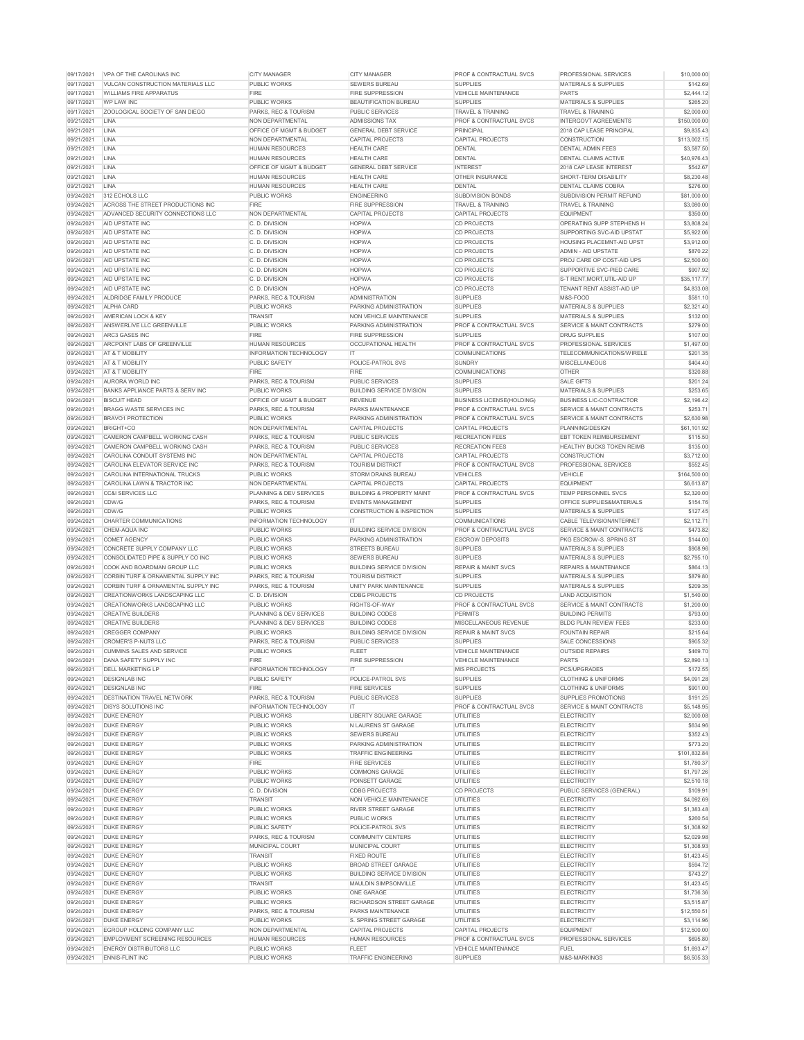| | | | | | | |
|---|---|---|---|---|---|---|
| 09/17/2021 | VPA OF THE CAROLINAS INC | CITY MANAGER | CITY MANAGER | PROF & CONTRACTUAL SVCS | PROFESSIONAL SERVICES | $10,000.00 |
| 09/17/2021 | VULCAN CONSTRUCTION MATERIALS LLC | PUBLIC WORKS | SEWERS BUREAU | SUPPLIES | MATERIALS & SUPPLIES | $142.69 |
| 09/17/2021 | WILLIAMS FIRE APPARATUS | FIRE | FIRE SUPPRESSION | VEHICLE MAINTENANCE | PARTS | $2,444.12 |
| 09/17/2021 | WP LAW INC | PUBLIC WORKS | BEAUTIFICATION BUREAU | SUPPLIES | MATERIALS & SUPPLIES | $265.20 |
| 09/17/2021 | ZOOLOGICAL SOCIETY OF SAN DIEGO | PARKS, REC & TOURISM | PUBLIC SERVICES | TRAVEL & TRAINING | TRAVEL & TRAINING | $2,000.00 |
| 09/21/2021 | LINA | NON DEPARTMENTAL | ADMISSIONS TAX | PROF & CONTRACTUAL SVCS | INTERGOVT AGREEMENTS | $150,000.00 |
| 09/21/2021 | LINA | OFFICE OF MGMT & BUDGET | GENERAL DEBT SERVICE | PRINCIPAL | 2018 CAP LEASE PRINCIPAL | $9,835.43 |
| 09/21/2021 | LINA | NON DEPARTMENTAL | CAPITAL PROJECTS | CAPITAL PROJECTS | CONSTRUCTION | $113,002.15 |
| 09/21/2021 | LINA | HUMAN RESOURCES | HEALTH CARE | DENTAL | DENTAL ADMIN FEES | $3,587.50 |
| 09/21/2021 | LINA | HUMAN RESOURCES | HEALTH CARE | DENTAL | DENTAL CLAIMS ACTIVE | $40,976.43 |
| 09/21/2021 | LINA | OFFICE OF MGMT & BUDGET | GENERAL DEBT SERVICE | INTEREST | 2018 CAP LEASE INTEREST | $542.67 |
| 09/21/2021 | LINA | HUMAN RESOURCES | HEALTH CARE | OTHER INSURANCE | SHORT-TERM DISABILITY | $8,230.48 |
| 09/21/2021 | LINA | HUMAN RESOURCES | HEALTH CARE | DENTAL | DENTAL CLAIMS COBRA | $276.00 |
| 09/24/2021 | 312 ECHOLS LLC | PUBLIC WORKS | ENGINEERING | SUBDIVISION BONDS | SUBDIVISION PERMIT REFUND | $81,000.00 |
| 09/24/2021 | ACROSS THE STREET PRODUCTIONS INC | FIRE | FIRE SUPPRESSION | TRAVEL & TRAINING | TRAVEL & TRAINING | $3,080.00 |
| 09/24/2021 | ADVANCED SECURITY CONNECTIONS LLC | NON DEPARTMENTAL | CAPITAL PROJECTS | CAPITAL PROJECTS | EQUIPMENT | $350.00 |
| 09/24/2021 | AID UPSTATE INC | C. D. DIVISION | HOPWA | CD PROJECTS | OPERATING SUPP STEPHENS H | $3,808.24 |
| 09/24/2021 | AID UPSTATE INC | C. D. DIVISION | HOPWA | CD PROJECTS | SUPPORTING SVC-AID UPSTAT | $5,922.06 |
| 09/24/2021 | AID UPSTATE INC | C. D. DIVISION | HOPWA | CD PROJECTS | HOUSING PLACEMNT-AID UPST | $3,912.00 |
| 09/24/2021 | AID UPSTATE INC | C. D. DIVISION | HOPWA | CD PROJECTS | ADMIN - AID UPSTATE | $870.22 |
| 09/24/2021 | AID UPSTATE INC | C. D. DIVISION | HOPWA | CD PROJECTS | PROJ CARE OP COST-AID UPS | $2,500.00 |
| 09/24/2021 | AID UPSTATE INC | C. D. DIVISION | HOPWA | CD PROJECTS | SUPPORTIVE SVC-PIED CARE | $907.92 |
| 09/24/2021 | AID UPSTATE INC | C. D. DIVISION | HOPWA | CD PROJECTS | S-T RENT,MORT,UTIL-AID UP | $35,117.77 |
| 09/24/2021 | AID UPSTATE INC | C. D. DIVISION | HOPWA | CD PROJECTS | TENANT RENT ASSIST-AID UP | $4,833.08 |
| 09/24/2021 | ALDRIDGE FAMILY PRODUCE | PARKS, REC & TOURISM | ADMINISTRATION | SUPPLIES | M&S-FOOD | $581.10 |
| 09/24/2021 | ALPHA CARD | PUBLIC WORKS | PARKING ADMINISTRATION | SUPPLIES | MATERIALS & SUPPLIES | $2,321.40 |
| 09/24/2021 | AMERICAN LOCK & KEY | TRANSIT | NON VEHICLE MAINTENANCE | SUPPLIES | MATERIALS & SUPPLIES | $132.00 |
| 09/24/2021 | ANSWERLIVE LLC GREENVILLE | PUBLIC WORKS | PARKING ADMINISTRATION | PROF & CONTRACTUAL SVCS | SERVICE & MAINT CONTRACTS | $279.00 |
| 09/24/2021 | ARC3 GASES INC | FIRE | FIRE SUPPRESSION | SUPPLIES | DRUG SUPPLIES | $107.00 |
| 09/24/2021 | ARCPOINT LABS OF GREENVILLE | HUMAN RESOURCES | OCCUPATIONAL HEALTH | PROF & CONTRACTUAL SVCS | PROFESSIONAL SERVICES | $1,497.00 |
| 09/24/2021 | AT & T MOBILITY | INFORMATION TECHNOLOGY | IT | COMMUNICATIONS | TELECOMMUNICATIONS/WIRELE | $201.35 |
| 09/24/2021 | AT & T MOBILITY | PUBLIC SAFETY | POLICE-PATROL SVS | SUNDRY | MISCELLANEOUS | $404.40 |
| 09/24/2021 | AT & T MOBILITY | FIRE | FIRE | COMMUNICATIONS | OTHER | $320.88 |
| 09/24/2021 | AURORA WORLD INC | PARKS, REC & TOURISM | PUBLIC SERVICES | SUPPLIES | SALE GIFTS | $201.24 |
| 09/24/2021 | BANKS APPLIANCE PARTS & SERV INC | PUBLIC WORKS | BUILDING SERVICE DIVISION | SUPPLIES | MATERIALS & SUPPLIES | $253.65 |
| 09/24/2021 | BISCUIT HEAD | OFFICE OF MGMT & BUDGET | REVENUE | BUSINESS LICENSE(HOLDING) | BUSINESS LIC-CONTRACTOR | $2,196.42 |
| 09/24/2021 | BRAGG WASTE SERVICES INC | PARKS, REC & TOURISM | PARKS MAINTENANCE | PROF & CONTRACTUAL SVCS | SERVICE & MAINT CONTRACTS | $253.71 |
| 09/24/2021 | BRAVO1 PROTECTION | PUBLIC WORKS | PARKING ADMINISTRATION | PROF & CONTRACTUAL SVCS | SERVICE & MAINT CONTRACTS | $2,630.98 |
| 09/24/2021 | BRIGHT+CO | NON DEPARTMENTAL | CAPITAL PROJECTS | CAPITAL PROJECTS | PLANNING/DESIGN | $61,101.92 |
| 09/24/2021 | CAMERON CAMPBELL WORKING CASH | PARKS, REC & TOURISM | PUBLIC SERVICES | RECREATION FEES | EBT TOKEN REIMBURSEMENT | $115.50 |
| 09/24/2021 | CAMERON CAMPBELL WORKING CASH | PARKS, REC & TOURISM | PUBLIC SERVICES | RECREATION FEES | HEALTHY BUCKS TOKEN REIMB | $135.00 |
| 09/24/2021 | CAROLINA CONDUIT SYSTEMS INC | NON DEPARTMENTAL | CAPITAL PROJECTS | CAPITAL PROJECTS | CONSTRUCTION | $3,712.00 |
| 09/24/2021 | CAROLINA ELEVATOR SERVICE INC | PARKS, REC & TOURISM | TOURISM DISTRICT | PROF & CONTRACTUAL SVCS | PROFESSIONAL SERVICES | $552.45 |
| 09/24/2021 | CAROLINA INTERNATIONAL TRUCKS | PUBLIC WORKS | STORM DRAINS BUREAU | VEHICLES | VEHICLE | $164,500.00 |
| 09/24/2021 | CAROLINA LAWN & TRACTOR INC | NON DEPARTMENTAL | CAPITAL PROJECTS | CAPITAL PROJECTS | EQUIPMENT | $6,613.87 |
| 09/24/2021 | CC&I SERVICES LLC | PLANNING & DEV SERVICES | BUILDING & PROPERTY MAINT | PROF & CONTRACTUAL SVCS | TEMP PERSONNEL SVCS | $2,320.00 |
| 09/24/2021 | CDW/G | PARKS, REC & TOURISM | EVENTS MANAGEMENT | SUPPLIES | OFFICE SUPPLIES&MATERIALS | $154.76 |
| 09/24/2021 | CDW/G | PUBLIC WORKS | CONSTRUCTION & INSPECTION | SUPPLIES | MATERIALS & SUPPLIES | $127.45 |
| 09/24/2021 | CHARTER COMMUNICATIONS | INFORMATION TECHNOLOGY | IT | COMMUNICATIONS | CABLE TELEVISION/INTERNET | $2,112.71 |
| 09/24/2021 | CHEM-AQUA INC | PUBLIC WORKS | BUILDING SERVICE DIVISION | PROF & CONTRACTUAL SVCS | SERVICE & MAINT CONTRACTS | $473.82 |
| 09/24/2021 | COMET AGENCY | PUBLIC WORKS | PARKING ADMINISTRATION | ESCROW DEPOSITS | PKG ESCROW-S. SPRING ST | $144.00 |
| 09/24/2021 | CONCRETE SUPPLY COMPANY LLC | PUBLIC WORKS | STREETS BUREAU | SUPPLIES | MATERIALS & SUPPLIES | $908.96 |
| 09/24/2021 | CONSOLIDATED PIPE & SUPPLY CO INC | PUBLIC WORKS | SEWERS BUREAU | SUPPLIES | MATERIALS & SUPPLIES | $2,795.10 |
| 09/24/2021 | COOK AND BOARDMAN GROUP LLC | PUBLIC WORKS | BUILDING SERVICE DIVISION | REPAIR & MAINT SVCS | REPAIRS & MAINTENANCE | $864.13 |
| 09/24/2021 | CORBIN TURF & ORNAMENTAL SUPPLY INC | PARKS, REC & TOURISM | TOURISM DISTRICT | SUPPLIES | MATERIALS & SUPPLIES | $879.80 |
| 09/24/2021 | CORBIN TURF & ORNAMENTAL SUPPLY INC | PARKS, REC & TOURISM | UNITY PARK MAINTENANCE | SUPPLIES | MATERIALS & SUPPLIES | $209.35 |
| 09/24/2021 | CREATIONWORKS LANDSCAPING LLC | C. D. DIVISION | CDBG PROJECTS | CD PROJECTS | LAND ACQUISITION | $1,540.00 |
| 09/24/2021 | CREATIONWORKS LANDSCAPING LLC | PUBLIC WORKS | RIGHTS-OF-WAY | PROF & CONTRACTUAL SVCS | SERVICE & MAINT CONTRACTS | $1,200.00 |
| 09/24/2021 | CREATIVE BUILDERS | PLANNING & DEV SERVICES | BUILDING CODES | PERMITS | BUILDING PERMITS | $793.00 |
| 09/24/2021 | CREATIVE BUILDERS | PLANNING & DEV SERVICES | BUILDING CODES | MISCELLANEOUS REVENUE | BLDG PLAN REVIEW FEES | $233.00 |
| 09/24/2021 | CREGGER COMPANY | PUBLIC WORKS | BUILDING SERVICE DIVISION | REPAIR & MAINT SVCS | FOUNTAIN REPAIR | $215.64 |
| 09/24/2021 | CROMER'S P-NUTS LLC | PARKS, REC & TOURISM | PUBLIC SERVICES | SUPPLIES | SALE CONCESSIONS | $905.32 |
| 09/24/2021 | CUMMINS SALES AND SERVICE | PUBLIC WORKS | FLEET | VEHICLE MAINTENANCE | OUTSIDE REPAIRS | $469.70 |
| 09/24/2021 | DANA SAFETY SUPPLY INC | FIRE | FIRE SUPPRESSION | VEHICLE MAINTENANCE | PARTS | $2,890.13 |
| 09/24/2021 | DELL MARKETING LP | INFORMATION TECHNOLOGY | IT | MIS PROJECTS | PCS/UPGRADES | $172.55 |
| 09/24/2021 | DESIGNLAB INC | PUBLIC SAFETY | POLICE-PATROL SVS | SUPPLIES | CLOTHING & UNIFORMS | $4,091.28 |
| 09/24/2021 | DESIGNLAB INC | FIRE | FIRE SERVICES | SUPPLIES | CLOTHING & UNIFORMS | $901.00 |
| 09/24/2021 | DESTINATION TRAVEL NETWORK | PARKS, REC & TOURISM | PUBLIC SERVICES | SUPPLIES | SUPPLIES PROMOTIONS | $191.25 |
| 09/24/2021 | DISYS SOLUTIONS INC | INFORMATION TECHNOLOGY | IT | PROF & CONTRACTUAL SVCS | SERVICE & MAINT CONTRACTS | $5,148.95 |
| 09/24/2021 | DUKE ENERGY | PUBLIC WORKS | LIBERTY SQUARE GARAGE | UTILITIES | ELECTRICITY | $2,000.08 |
| 09/24/2021 | DUKE ENERGY | PUBLIC WORKS | N LAURENS ST GARAGE | UTILITIES | ELECTRICITY | $634.96 |
| 09/24/2021 | DUKE ENERGY | PUBLIC WORKS | SEWERS BUREAU | UTILITIES | ELECTRICITY | $352.43 |
| 09/24/2021 | DUKE ENERGY | PUBLIC WORKS | PARKING ADMINISTRATION | UTILITIES | ELECTRICITY | $773.20 |
| 09/24/2021 | DUKE ENERGY | PUBLIC WORKS | TRAFFIC ENGINEERING | UTILITIES | ELECTRICITY | $101,832.84 |
| 09/24/2021 | DUKE ENERGY | FIRE | FIRE SERVICES | UTILITIES | ELECTRICITY | $1,780.37 |
| 09/24/2021 | DUKE ENERGY | PUBLIC WORKS | COMMONS GARAGE | UTILITIES | ELECTRICITY | $1,797.26 |
| 09/24/2021 | DUKE ENERGY | PUBLIC WORKS | POINSETT GARAGE | UTILITIES | ELECTRICITY | $2,510.18 |
| 09/24/2021 | DUKE ENERGY | C. D. DIVISION | CDBG PROJECTS | CD PROJECTS | PUBLIC SERVICES (GENERAL) | $109.91 |
| 09/24/2021 | DUKE ENERGY | TRANSIT | NON VEHICLE MAINTENANCE | UTILITIES | ELECTRICITY | $4,092.69 |
| 09/24/2021 | DUKE ENERGY | PUBLIC WORKS | RIVER STREET GARAGE | UTILITIES | ELECTRICITY | $1,383.48 |
| 09/24/2021 | DUKE ENERGY | PUBLIC WORKS | PUBLIC WORKS | UTILITIES | ELECTRICITY | $260.54 |
| 09/24/2021 | DUKE ENERGY | PUBLIC SAFETY | POLICE-PATROL SVS | UTILITIES | ELECTRICITY | $1,308.92 |
| 09/24/2021 | DUKE ENERGY | PARKS, REC & TOURISM | COMMUNITY CENTERS | UTILITIES | ELECTRICITY | $2,029.98 |
| 09/24/2021 | DUKE ENERGY | MUNICIPAL COURT | MUNICIPAL COURT | UTILITIES | ELECTRICITY | $1,308.93 |
| 09/24/2021 | DUKE ENERGY | TRANSIT | FIXED ROUTE | UTILITIES | ELECTRICITY | $1,423.45 |
| 09/24/2021 | DUKE ENERGY | PUBLIC WORKS | BROAD STREET GARAGE | UTILITIES | ELECTRICITY | $594.72 |
| 09/24/2021 | DUKE ENERGY | PUBLIC WORKS | BUILDING SERVICE DIVISION | UTILITIES | ELECTRICITY | $743.27 |
| 09/24/2021 | DUKE ENERGY | TRANSIT | MAULDIN SIMPSONVILLE | UTILITIES | ELECTRICITY | $1,423.45 |
| 09/24/2021 | DUKE ENERGY | PUBLIC WORKS | ONE GARAGE | UTILITIES | ELECTRICITY | $1,736.36 |
| 09/24/2021 | DUKE ENERGY | PUBLIC WORKS | RICHARDSON STREET GARAGE | UTILITIES | ELECTRICITY | $3,515.87 |
| 09/24/2021 | DUKE ENERGY | PARKS, REC & TOURISM | PARKS MAINTENANCE | UTILITIES | ELECTRICITY | $12,550.51 |
| 09/24/2021 | DUKE ENERGY | PUBLIC WORKS | S. SPRING STREET GARAGE | UTILITIES | ELECTRICITY | $3,114.96 |
| 09/24/2021 | EGROUP HOLDING COMPANY LLC | NON DEPARTMENTAL | CAPITAL PROJECTS | CAPITAL PROJECTS | EQUIPMENT | $12,500.00 |
| 09/24/2021 | EMPLOYMENT SCREENING RESOURCES | HUMAN RESOURCES | HUMAN RESOURCES | PROF & CONTRACTUAL SVCS | PROFESSIONAL SERVICES | $695.80 |
| 09/24/2021 | ENERGY DISTRIBUTORS LLC | PUBLIC WORKS | FLEET | VEHICLE MAINTENANCE | FUEL | $1,693.47 |
| 09/24/2021 | ENNIS-FLINT INC | PUBLIC WORKS | TRAFFIC ENGINEERING | SUPPLIES | M&S-MARKINGS | $6,505.33 |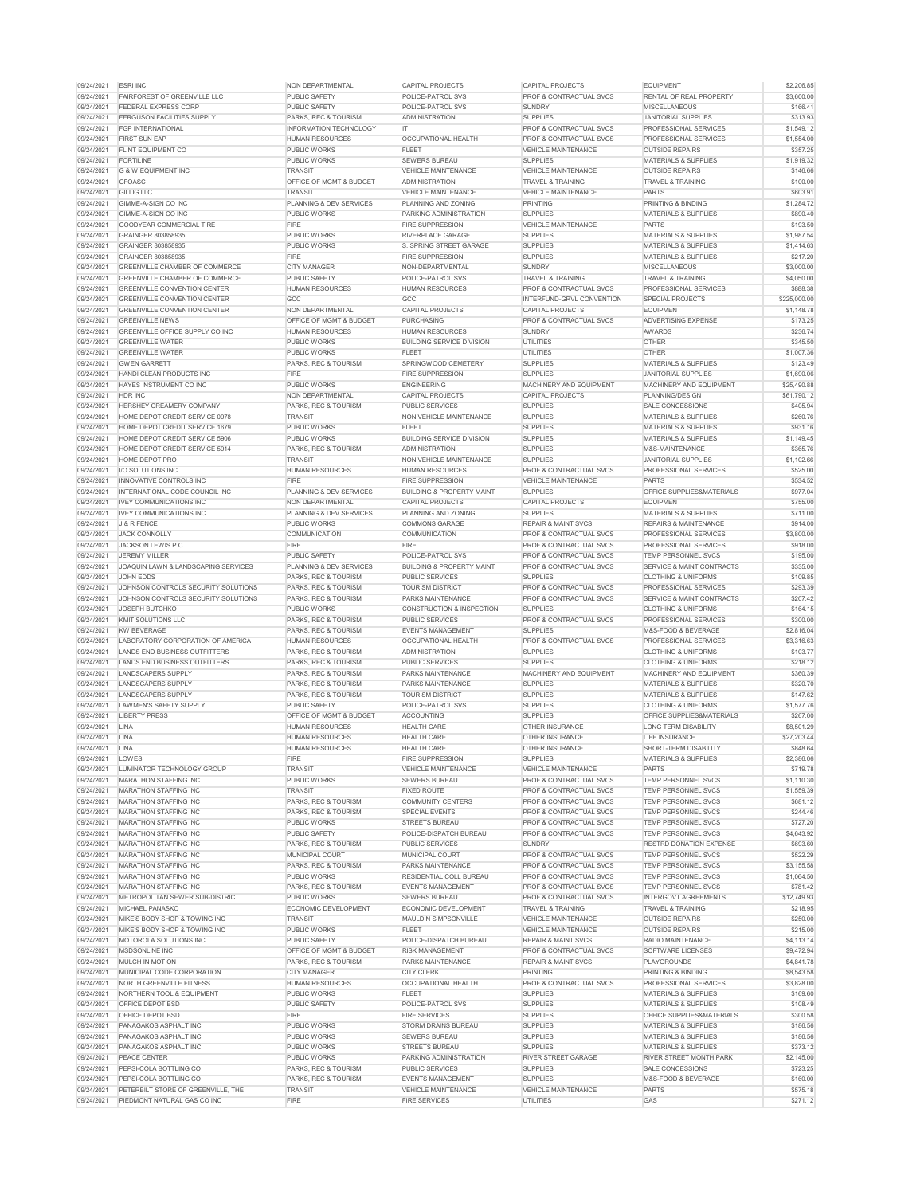| 09/24/2021 | ESRI INC | NON DEPARTMENTAL | CAPITAL PROJECTS | CAPITAL PROJECTS | EQUIPMENT | $2,206.85 |
|---|---|---|---|---|---|---|
| 09/24/2021 | FAIRFOREST OF GREENVILLE LLC | PUBLIC SAFETY | POLICE-PATROL SVS | PROF & CONTRACTUAL SVCS | RENTAL OF REAL PROPERTY | $3,600.00 |
| 09/24/2021 | FEDERAL EXPRESS CORP | PUBLIC SAFETY | POLICE-PATROL SVS | SUNDRY | MISCELLANEOUS | $166.41 |
| 09/24/2021 | FERGUSON FACILITIES SUPPLY | PARKS, REC & TOURISM | ADMINISTRATION | SUPPLIES | JANITORIAL SUPPLIES | $313.93 |
| 09/24/2021 | FGP INTERNATIONAL | INFORMATION TECHNOLOGY | IT | PROF & CONTRACTUAL SVCS | PROFESSIONAL SERVICES | $1,549.12 |
| 09/24/2021 | FIRST SUN EAP | HUMAN RESOURCES | OCCUPATIONAL HEALTH | PROF & CONTRACTUAL SVCS | PROFESSIONAL SERVICES | $1,554.00 |
| 09/24/2021 | FLINT EQUIPMENT CO | PUBLIC WORKS | FLEET | VEHICLE MAINTENANCE | OUTSIDE REPAIRS | $357.25 |
| 09/24/2021 | FORTILINE | PUBLIC WORKS | SEWERS BUREAU | SUPPLIES | MATERIALS & SUPPLIES | $1,919.32 |
| 09/24/2021 | G & W EQUIPMENT INC | TRANSIT | VEHICLE MAINTENANCE | VEHICLE MAINTENANCE | OUTSIDE REPAIRS | $146.66 |
| 09/24/2021 | GFOASC | OFFICE OF MGMT & BUDGET | ADMINISTRATION | TRAVEL & TRAINING | TRAVEL & TRAINING | $100.00 |
| 09/24/2021 | GILLIG LLC | TRANSIT | VEHICLE MAINTENANCE | VEHICLE MAINTENANCE | PARTS | $603.91 |
| 09/24/2021 | GIMME-A-SIGN CO INC | PLANNING & DEV SERVICES | PLANNING AND ZONING | PRINTING | PRINTING & BINDING | $1,284.72 |
| 09/24/2021 | GIMME-A-SIGN CO INC | PUBLIC WORKS | PARKING ADMINISTRATION | SUPPLIES | MATERIALS & SUPPLIES | $890.40 |
| 09/24/2021 | GOODYEAR COMMERCIAL TIRE | FIRE | FIRE SUPPRESSION | VEHICLE MAINTENANCE | PARTS | $193.50 |
| 09/24/2021 | GRAINGER 803858935 | PUBLIC WORKS | RIVERPLACE GARAGE | SUPPLIES | MATERIALS & SUPPLIES | $1,987.54 |
| 09/24/2021 | GRAINGER 803858935 | PUBLIC WORKS | S. SPRING STREET GARAGE | SUPPLIES | MATERIALS & SUPPLIES | $1,414.63 |
| 09/24/2021 | GRAINGER 803858935 | FIRE | FIRE SUPPRESSION | SUPPLIES | MATERIALS & SUPPLIES | $217.20 |
| 09/24/2021 | GREENVILLE CHAMBER OF COMMERCE | CITY MANAGER | NON-DEPARTMENTAL | SUNDRY | MISCELLANEOUS | $3,000.00 |
| 09/24/2021 | GREENVILLE CHAMBER OF COMMERCE | PUBLIC SAFETY | POLICE-PATROL SVS | TRAVEL & TRAINING | TRAVEL & TRAINING | $4,050.00 |
| 09/24/2021 | GREENVILLE CONVENTION CENTER | HUMAN RESOURCES | HUMAN RESOURCES | PROF & CONTRACTUAL SVCS | PROFESSIONAL SERVICES | $888.38 |
| 09/24/2021 | GREENVILLE CONVENTION CENTER | GCC | GCC | INTERFUND-GRVL CONVENTION | SPECIAL PROJECTS | $225,000.00 |
| 09/24/2021 | GREENVILLE CONVENTION CENTER | NON DEPARTMENTAL | CAPITAL PROJECTS | CAPITAL PROJECTS | EQUIPMENT | $1,148.78 |
| 09/24/2021 | GREENVILLE NEWS | OFFICE OF MGMT & BUDGET | PURCHASING | PROF & CONTRACTUAL SVCS | ADVERTISING EXPENSE | $173.25 |
| 09/24/2021 | GREENVILLE OFFICE SUPPLY CO INC | HUMAN RESOURCES | HUMAN RESOURCES | SUNDRY | AWARDS | $236.74 |
| 09/24/2021 | GREENVILLE WATER | PUBLIC WORKS | BUILDING SERVICE DIVISION | UTILITIES | OTHER | $345.50 |
| 09/24/2021 | GREENVILLE WATER | PUBLIC WORKS | FLEET | UTILITIES | OTHER | $1,007.36 |
| 09/24/2021 | GWEN GARRETT | PARKS, REC & TOURISM | SPRINGWOOD CEMETERY | SUPPLIES | MATERIALS & SUPPLIES | $123.49 |
| 09/24/2021 | HANDI CLEAN PRODUCTS INC | FIRE | FIRE SUPPRESSION | SUPPLIES | JANITORIAL SUPPLIES | $1,690.06 |
| 09/24/2021 | HAYES INSTRUMENT CO INC | PUBLIC WORKS | ENGINEERING | MACHINERY AND EQUIPMENT | MACHINERY AND EQUIPMENT | $25,490.88 |
| 09/24/2021 | HDR INC | NON DEPARTMENTAL | CAPITAL PROJECTS | CAPITAL PROJECTS | PLANNING/DESIGN | $61,790.12 |
| 09/24/2021 | HERSHEY CREAMERY COMPANY | PARKS, REC & TOURISM | PUBLIC SERVICES | SUPPLIES | SALE CONCESSIONS | $405.94 |
| 09/24/2021 | HOME DEPOT CREDIT SERVICE 0978 | TRANSIT | NON VEHICLE MAINTENANCE | SUPPLIES | MATERIALS & SUPPLIES | $260.76 |
| 09/24/2021 | HOME DEPOT CREDIT SERVICE 1679 | PUBLIC WORKS | FLEET | SUPPLIES | MATERIALS & SUPPLIES | $931.16 |
| 09/24/2021 | HOME DEPOT CREDIT SERVICE 5906 | PUBLIC WORKS | BUILDING SERVICE DIVISION | SUPPLIES | MATERIALS & SUPPLIES | $1,149.45 |
| 09/24/2021 | HOME DEPOT CREDIT SERVICE 5914 | PARKS, REC & TOURISM | ADMINISTRATION | SUPPLIES | M&S-MAINTENANCE | $365.76 |
| 09/24/2021 | HOME DEPOT PRO | TRANSIT | NON VEHICLE MAINTENANCE | SUPPLIES | JANITORIAL SUPPLIES | $1,102.66 |
| 09/24/2021 | I/O SOLUTIONS INC | HUMAN RESOURCES | HUMAN RESOURCES | PROF & CONTRACTUAL SVCS | PROFESSIONAL SERVICES | $525.00 |
| 09/24/2021 | INNOVATIVE CONTROLS INC | FIRE | FIRE SUPPRESSION | VEHICLE MAINTENANCE | PARTS | $534.52 |
| 09/24/2021 | INTERNATIONAL CODE COUNCIL INC | PLANNING & DEV SERVICES | BUILDING & PROPERTY MAINT | SUPPLIES | OFFICE SUPPLIES&MATERIALS | $977.04 |
| 09/24/2021 | IVEY COMMUNICATIONS INC | NON DEPARTMENTAL | CAPITAL PROJECTS | CAPITAL PROJECTS | EQUIPMENT | $755.00 |
| 09/24/2021 | IVEY COMMUNICATIONS INC | PLANNING & DEV SERVICES | PLANNING AND ZONING | SUPPLIES | MATERIALS & SUPPLIES | $711.00 |
| 09/24/2021 | J & R FENCE | PUBLIC WORKS | COMMONS GARAGE | REPAIR & MAINT SVCS | REPAIRS & MAINTENANCE | $914.00 |
| 09/24/2021 | JACK CONNOLLY | COMMUNICATION | COMMUNICATION | PROF & CONTRACTUAL SVCS | PROFESSIONAL SERVICES | $3,800.00 |
| 09/24/2021 | JACKSON LEWIS P.C. | FIRE | FIRE | PROF & CONTRACTUAL SVCS | PROFESSIONAL SERVICES | $918.00 |
| 09/24/2021 | JEREMY MILLER | PUBLIC SAFETY | POLICE-PATROL SVS | PROF & CONTRACTUAL SVCS | TEMP PERSONNEL SVCS | $195.00 |
| 09/24/2021 | JOAQUIN LAWN & LANDSCAPING SERVICES | PLANNING & DEV SERVICES | BUILDING & PROPERTY MAINT | PROF & CONTRACTUAL SVCS | SERVICE & MAINT CONTRACTS | $335.00 |
| 09/24/2021 | JOHN EDDS | PARKS, REC & TOURISM | PUBLIC SERVICES | SUPPLIES | CLOTHING & UNIFORMS | $109.85 |
| 09/24/2021 | JOHNSON CONTROLS SECURITY SOLUTIONS | PARKS, REC & TOURISM | TOURISM DISTRICT | PROF & CONTRACTUAL SVCS | PROFESSIONAL SERVICES | $293.39 |
| 09/24/2021 | JOHNSON CONTROLS SECURITY SOLUTIONS | PARKS, REC & TOURISM | PARKS MAINTENANCE | PROF & CONTRACTUAL SVCS | SERVICE & MAINT CONTRACTS | $207.42 |
| 09/24/2021 | JOSEPH BUTCHKO | PUBLIC WORKS | CONSTRUCTION & INSPECTION | SUPPLIES | CLOTHING & UNIFORMS | $164.15 |
| 09/24/2021 | KMIT SOLUTIONS LLC | PARKS, REC & TOURISM | PUBLIC SERVICES | PROF & CONTRACTUAL SVCS | PROFESSIONAL SERVICES | $300.00 |
| 09/24/2021 | KW BEVERAGE | PARKS, REC & TOURISM | EVENTS MANAGEMENT | SUPPLIES | M&S-FOOD & BEVERAGE | $2,816.04 |
| 09/24/2021 | LABORATORY CORPORATION OF AMERICA | HUMAN RESOURCES | OCCUPATIONAL HEALTH | PROF & CONTRACTUAL SVCS | PROFESSIONAL SERVICES | $3,316.63 |
| 09/24/2021 | LANDS END BUSINESS OUTFITTERS | PARKS, REC & TOURISM | ADMINISTRATION | SUPPLIES | CLOTHING & UNIFORMS | $103.77 |
| 09/24/2021 | LANDS END BUSINESS OUTFITTERS | PARKS, REC & TOURISM | PUBLIC SERVICES | SUPPLIES | CLOTHING & UNIFORMS | $218.12 |
| 09/24/2021 | LANDSCAPERS SUPPLY | PARKS, REC & TOURISM | PARKS MAINTENANCE | MACHINERY AND EQUIPMENT | MACHINERY AND EQUIPMENT | $360.39 |
| 09/24/2021 | LANDSCAPERS SUPPLY | PARKS, REC & TOURISM | PARKS MAINTENANCE | SUPPLIES | MATERIALS & SUPPLIES | $320.70 |
| 09/24/2021 | LANDSCAPERS SUPPLY | PARKS, REC & TOURISM | TOURISM DISTRICT | SUPPLIES | MATERIALS & SUPPLIES | $147.62 |
| 09/24/2021 | LAWMEN'S SAFETY SUPPLY | PUBLIC SAFETY | POLICE-PATROL SVS | SUPPLIES | CLOTHING & UNIFORMS | $1,577.76 |
| 09/24/2021 | LIBERTY PRESS | OFFICE OF MGMT & BUDGET | ACCOUNTING | SUPPLIES | OFFICE SUPPLIES&MATERIALS | $267.00 |
| 09/24/2021 | LINA | HUMAN RESOURCES | HEALTH CARE | OTHER INSURANCE | LONG TERM DISABILITY | $8,501.29 |
| 09/24/2021 | LINA | HUMAN RESOURCES | HEALTH CARE | OTHER INSURANCE | LIFE INSURANCE | $27,203.44 |
| 09/24/2021 | LINA | HUMAN RESOURCES | HEALTH CARE | OTHER INSURANCE | SHORT-TERM DISABILITY | $848.64 |
| 09/24/2021 | LOWES | FIRE | FIRE SUPPRESSION | SUPPLIES | MATERIALS & SUPPLIES | $2,386.06 |
| 09/24/2021 | LUMINATOR TECHNOLOGY GROUP | TRANSIT | VEHICLE MAINTENANCE | VEHICLE MAINTENANCE | PARTS | $719.78 |
| 09/24/2021 | MARATHON STAFFING INC | PUBLIC WORKS | SEWERS BUREAU | PROF & CONTRACTUAL SVCS | TEMP PERSONNEL SVCS | $1,110.30 |
| 09/24/2021 | MARATHON STAFFING INC | TRANSIT | FIXED ROUTE | PROF & CONTRACTUAL SVCS | TEMP PERSONNEL SVCS | $1,559.39 |
| 09/24/2021 | MARATHON STAFFING INC | PARKS, REC & TOURISM | COMMUNITY CENTERS | PROF & CONTRACTUAL SVCS | TEMP PERSONNEL SVCS | $681.12 |
| 09/24/2021 | MARATHON STAFFING INC | PARKS, REC & TOURISM | SPECIAL EVENTS | PROF & CONTRACTUAL SVCS | TEMP PERSONNEL SVCS | $244.46 |
| 09/24/2021 | MARATHON STAFFING INC | PUBLIC WORKS | STREETS BUREAU | PROF & CONTRACTUAL SVCS | TEMP PERSONNEL SVCS | $727.20 |
| 09/24/2021 | MARATHON STAFFING INC | PUBLIC SAFETY | POLICE-DISPATCH BUREAU | PROF & CONTRACTUAL SVCS | TEMP PERSONNEL SVCS | $4,643.92 |
| 09/24/2021 | MARATHON STAFFING INC | PARKS, REC & TOURISM | PUBLIC SERVICES | SUNDRY | RESTRD DONATION EXPENSE | $693.60 |
| 09/24/2021 | MARATHON STAFFING INC | MUNICIPAL COURT | MUNICIPAL COURT | PROF & CONTRACTUAL SVCS | TEMP PERSONNEL SVCS | $522.29 |
| 09/24/2021 | MARATHON STAFFING INC | PARKS, REC & TOURISM | PARKS MAINTENANCE | PROF & CONTRACTUAL SVCS | TEMP PERSONNEL SVCS | $3,155.58 |
| 09/24/2021 | MARATHON STAFFING INC | PUBLIC WORKS | RESIDENTIAL COLL BUREAU | PROF & CONTRACTUAL SVCS | TEMP PERSONNEL SVCS | $1,064.50 |
| 09/24/2021 | MARATHON STAFFING INC | PARKS, REC & TOURISM | EVENTS MANAGEMENT | PROF & CONTRACTUAL SVCS | TEMP PERSONNEL SVCS | $781.42 |
| 09/24/2021 | METROPOLITAN SEWER SUB-DISTRIC | PUBLIC WORKS | SEWERS BUREAU | PROF & CONTRACTUAL SVCS | INTERGOVT AGREEMENTS | $12,749.93 |
| 09/24/2021 | MICHAEL PANASKO | ECONOMIC DEVELOPMENT | ECONOMIC DEVELOPMENT | TRAVEL & TRAINING | TRAVEL & TRAINING | $218.95 |
| 09/24/2021 | MIKE'S BODY SHOP & TOWING INC | TRANSIT | MAULDIN SIMPSONVILLE | VEHICLE MAINTENANCE | OUTSIDE REPAIRS | $250.00 |
| 09/24/2021 | MIKE'S BODY SHOP & TOWING INC | PUBLIC WORKS | FLEET | VEHICLE MAINTENANCE | OUTSIDE REPAIRS | $215.00 |
| 09/24/2021 | MOTOROLA SOLUTIONS INC | PUBLIC SAFETY | POLICE-DISPATCH BUREAU | REPAIR & MAINT SVCS | RADIO MAINTENANCE | $4,113.14 |
| 09/24/2021 | MSDSONLINE INC | OFFICE OF MGMT & BUDGET | RISK MANAGEMENT | PROF & CONTRACTUAL SVCS | SOFTWARE LICENSES | $9,472.94 |
| 09/24/2021 | MULCH IN MOTION | PARKS, REC & TOURISM | PARKS MAINTENANCE | REPAIR & MAINT SVCS | PLAYGROUNDS | $4,841.78 |
| 09/24/2021 | MUNICIPAL CODE CORPORATION | CITY MANAGER | CITY CLERK | PRINTING | PRINTING & BINDING | $8,543.58 |
| 09/24/2021 | NORTH GREENVILLE FITNESS | HUMAN RESOURCES | OCCUPATIONAL HEALTH | PROF & CONTRACTUAL SVCS | PROFESSIONAL SERVICES | $3,828.00 |
| 09/24/2021 | NORTHERN TOOL & EQUIPMENT | PUBLIC WORKS | FLEET | SUPPLIES | MATERIALS & SUPPLIES | $169.60 |
| 09/24/2021 | OFFICE DEPOT BSD | PUBLIC SAFETY | POLICE-PATROL SVS | SUPPLIES | MATERIALS & SUPPLIES | $108.49 |
| 09/24/2021 | OFFICE DEPOT BSD | FIRE | FIRE SERVICES | SUPPLIES | OFFICE SUPPLIES&MATERIALS | $300.58 |
| 09/24/2021 | PANAGAKOS ASPHALT INC | PUBLIC WORKS | STORM DRAINS BUREAU | SUPPLIES | MATERIALS & SUPPLIES | $186.56 |
| 09/24/2021 | PANAGAKOS ASPHALT INC | PUBLIC WORKS | SEWERS BUREAU | SUPPLIES | MATERIALS & SUPPLIES | $186.56 |
| 09/24/2021 | PANAGAKOS ASPHALT INC | PUBLIC WORKS | STREETS BUREAU | SUPPLIES | MATERIALS & SUPPLIES | $373.12 |
| 09/24/2021 | PEACE CENTER | PUBLIC WORKS | PARKING ADMINISTRATION | RIVER STREET GARAGE | RIVER STREET MONTH PARK | $2,145.00 |
| 09/24/2021 | PEPSI-COLA BOTTLING CO | PARKS, REC & TOURISM | PUBLIC SERVICES | SUPPLIES | SALE CONCESSIONS | $723.25 |
| 09/24/2021 | PEPSI-COLA BOTTLING CO | PARKS, REC & TOURISM | EVENTS MANAGEMENT | SUPPLIES | M&S-FOOD & BEVERAGE | $160.00 |
| 09/24/2021 | PETERBILT STORE OF GREENVILLE, THE | TRANSIT | VEHICLE MAINTENANCE | VEHICLE MAINTENANCE | PARTS | $575.18 |
| 09/24/2021 | PIEDMONT NATURAL GAS CO INC | FIRE | FIRE SERVICES | UTILITIES | GAS | $271.12 |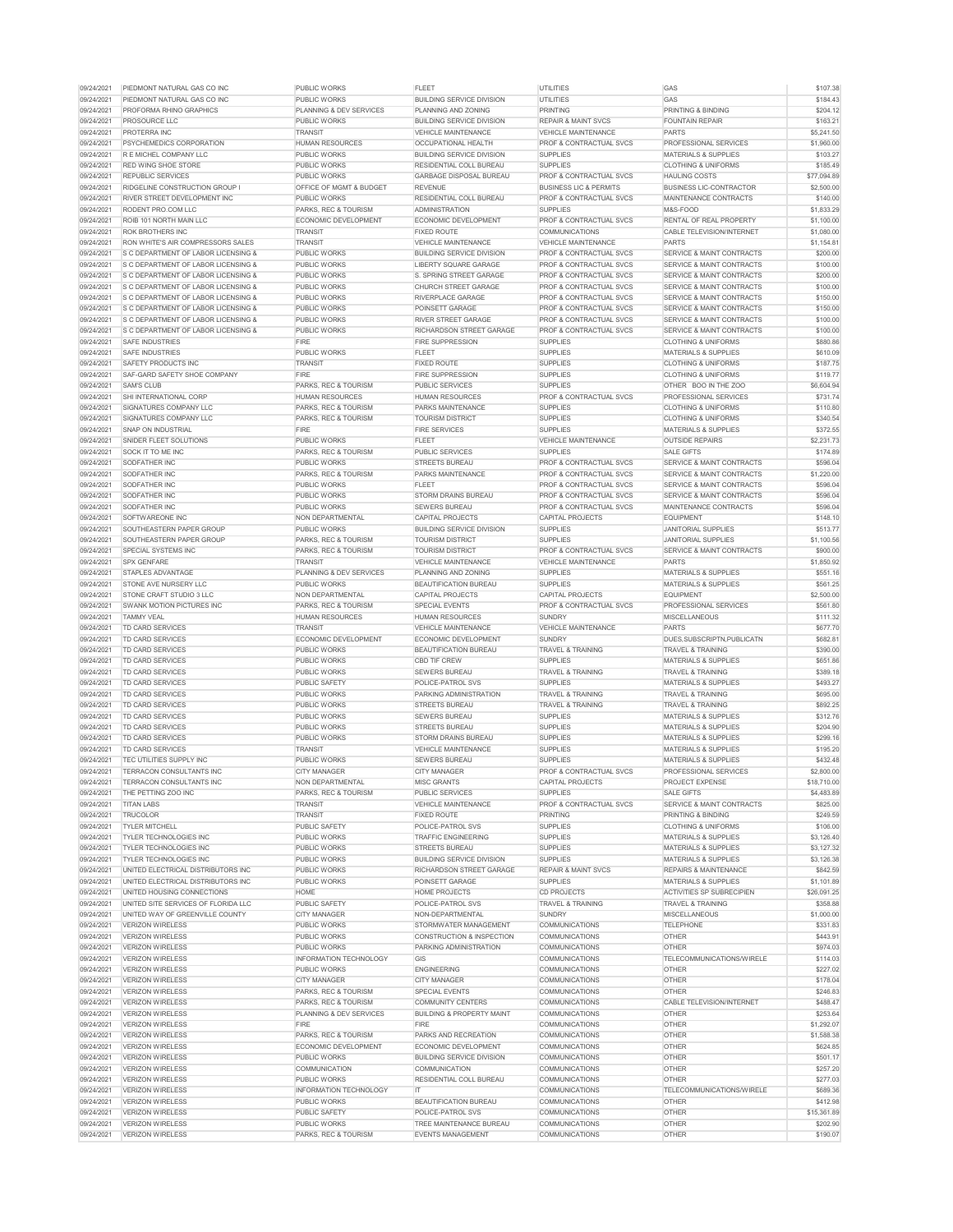| | | | | | | |
|---|---|---|---|---|---|---|
| 09/24/2021 | PIEDMONT NATURAL GAS CO INC | PUBLIC WORKS | FLEET | UTILITIES | GAS | $107.38 |
| 09/24/2021 | PIEDMONT NATURAL GAS CO INC | PUBLIC WORKS | BUILDING SERVICE DIVISION | UTILITIES | GAS | $184.43 |
| 09/24/2021 | PROFORMA RHINO GRAPHICS | PLANNING & DEV SERVICES | PLANNING AND ZONING | PRINTING | PRINTING & BINDING | $204.12 |
| 09/24/2021 | PROSOURCE LLC | PUBLIC WORKS | BUILDING SERVICE DIVISION | REPAIR & MAINT SVCS | FOUNTAIN REPAIR | $163.21 |
| 09/24/2021 | PROTERRA INC | TRANSIT | VEHICLE MAINTENANCE | VEHICLE MAINTENANCE | PARTS | $5,241.50 |
| 09/24/2021 | PSYCHEMEDICS CORPORATION | HUMAN RESOURCES | OCCUPATIONAL HEALTH | PROF & CONTRACTUAL SVCS | PROFESSIONAL SERVICES | $1,960.00 |
| 09/24/2021 | R E MICHEL COMPANY LLC | PUBLIC WORKS | BUILDING SERVICE DIVISION | SUPPLIES | MATERIALS & SUPPLIES | $103.27 |
| 09/24/2021 | RED WING SHOE STORE | PUBLIC WORKS | RESIDENTIAL COLL BUREAU | SUPPLIES | CLOTHING & UNIFORMS | $185.49 |
| 09/24/2021 | REPUBLIC SERVICES | PUBLIC WORKS | GARBAGE DISPOSAL BUREAU | PROF & CONTRACTUAL SVCS | HAULING COSTS | $77,094.89 |
| 09/24/2021 | RIDGELINE CONSTRUCTION GROUP I | OFFICE OF MGMT & BUDGET | REVENUE | BUSINESS LIC & PERMITS | BUSINESS LIC-CONTRACTOR | $2,500.00 |
| 09/24/2021 | RIVER STREET DEVELOPMENT INC | PUBLIC WORKS | RESIDENTIAL COLL BUREAU | PROF & CONTRACTUAL SVCS | MAINTENANCE CONTRACTS | $140.00 |
| 09/24/2021 | RODENT PRO.COM LLC | PARKS, REC & TOURISM | ADMINISTRATION | SUPPLIES | M&S-FOOD | $1,833.29 |
| 09/24/2021 | ROIB 101 NORTH MAIN LLC | ECONOMIC DEVELOPMENT | ECONOMIC DEVELOPMENT | PROF & CONTRACTUAL SVCS | RENTAL OF REAL PROPERTY | $1,100.00 |
| 09/24/2021 | ROK BROTHERS INC | TRANSIT | FIXED ROUTE | COMMUNICATIONS | CABLE TELEVISION/INTERNET | $1,080.00 |
| 09/24/2021 | RON WHITE'S AIR COMPRESSORS SALES | TRANSIT | VEHICLE MAINTENANCE | VEHICLE MAINTENANCE | PARTS | $1,154.81 |
| 09/24/2021 | S C DEPARTMENT OF LABOR LICENSING & | PUBLIC WORKS | BUILDING SERVICE DIVISION | PROF & CONTRACTUAL SVCS | SERVICE & MAINT CONTRACTS | $200.00 |
| 09/24/2021 | S C DEPARTMENT OF LABOR LICENSING & | PUBLIC WORKS | LIBERTY SQUARE GARAGE | PROF & CONTRACTUAL SVCS | SERVICE & MAINT CONTRACTS | $100.00 |
| 09/24/2021 | S C DEPARTMENT OF LABOR LICENSING & | PUBLIC WORKS | S. SPRING STREET GARAGE | PROF & CONTRACTUAL SVCS | SERVICE & MAINT CONTRACTS | $200.00 |
| 09/24/2021 | S C DEPARTMENT OF LABOR LICENSING & | PUBLIC WORKS | CHURCH STREET GARAGE | PROF & CONTRACTUAL SVCS | SERVICE & MAINT CONTRACTS | $100.00 |
| 09/24/2021 | S C DEPARTMENT OF LABOR LICENSING & | PUBLIC WORKS | RIVERPLACE GARAGE | PROF & CONTRACTUAL SVCS | SERVICE & MAINT CONTRACTS | $150.00 |
| 09/24/2021 | S C DEPARTMENT OF LABOR LICENSING & | PUBLIC WORKS | POINSETT GARAGE | PROF & CONTRACTUAL SVCS | SERVICE & MAINT CONTRACTS | $150.00 |
| 09/24/2021 | S C DEPARTMENT OF LABOR LICENSING & | PUBLIC WORKS | RIVER STREET GARAGE | PROF & CONTRACTUAL SVCS | SERVICE & MAINT CONTRACTS | $100.00 |
| 09/24/2021 | S C DEPARTMENT OF LABOR LICENSING & | PUBLIC WORKS | RICHARDSON STREET GARAGE | PROF & CONTRACTUAL SVCS | SERVICE & MAINT CONTRACTS | $100.00 |
| 09/24/2021 | SAFE INDUSTRIES | FIRE | FIRE SUPPRESSION | SUPPLIES | CLOTHING & UNIFORMS | $880.86 |
| 09/24/2021 | SAFE INDUSTRIES | PUBLIC WORKS | FLEET | SUPPLIES | MATERIALS & SUPPLIES | $610.09 |
| 09/24/2021 | SAFETY PRODUCTS INC | TRANSIT | FIXED ROUTE | SUPPLIES | CLOTHING & UNIFORMS | $187.75 |
| 09/24/2021 | SAF-GARD SAFETY SHOE COMPANY | FIRE | FIRE SUPPRESSION | SUPPLIES | CLOTHING & UNIFORMS | $119.77 |
| 09/24/2021 | SAM'S CLUB | PARKS, REC & TOURISM | PUBLIC SERVICES | SUPPLIES | OTHER BOO IN THE ZOO | $6,604.94 |
| 09/24/2021 | SHI INTERNATIONAL CORP | HUMAN RESOURCES | HUMAN RESOURCES | PROF & CONTRACTUAL SVCS | PROFESSIONAL SERVICES | $731.74 |
| 09/24/2021 | SIGNATURES COMPANY LLC | PARKS, REC & TOURISM | PARKS MAINTENANCE | SUPPLIES | CLOTHING & UNIFORMS | $110.80 |
| 09/24/2021 | SIGNATURES COMPANY LLC | PARKS, REC & TOURISM | TOURISM DISTRICT | SUPPLIES | CLOTHING & UNIFORMS | $340.54 |
| 09/24/2021 | SNAP ON INDUSTRIAL | FIRE | FIRE SERVICES | SUPPLIES | MATERIALS & SUPPLIES | $372.55 |
| 09/24/2021 | SNIDER FLEET SOLUTIONS | PUBLIC WORKS | FLEET | VEHICLE MAINTENANCE | OUTSIDE REPAIRS | $2,231.73 |
| 09/24/2021 | SOCK IT TO ME INC | PARKS, REC & TOURISM | PUBLIC SERVICES | SUPPLIES | SALE GIFTS | $174.89 |
| 09/24/2021 | SODFATHER INC | PUBLIC WORKS | STREETS BUREAU | PROF & CONTRACTUAL SVCS | SERVICE & MAINT CONTRACTS | $596.04 |
| 09/24/2021 | SODFATHER INC | PARKS, REC & TOURISM | PARKS MAINTENANCE | PROF & CONTRACTUAL SVCS | SERVICE & MAINT CONTRACTS | $1,220.00 |
| 09/24/2021 | SODFATHER INC | PUBLIC WORKS | FLEET | PROF & CONTRACTUAL SVCS | SERVICE & MAINT CONTRACTS | $596.04 |
| 09/24/2021 | SODFATHER INC | PUBLIC WORKS | STORM DRAINS BUREAU | PROF & CONTRACTUAL SVCS | SERVICE & MAINT CONTRACTS | $596.04 |
| 09/24/2021 | SODFATHER INC | PUBLIC WORKS | SEWERS BUREAU | PROF & CONTRACTUAL SVCS | MAINTENANCE CONTRACTS | $596.04 |
| 09/24/2021 | SOFTWAREONE INC | NON DEPARTMENTAL | CAPITAL PROJECTS | CAPITAL PROJECTS | EQUIPMENT | $148.10 |
| 09/24/2021 | SOUTHEASTERN PAPER GROUP | PUBLIC WORKS | BUILDING SERVICE DIVISION | SUPPLIES | JANITORIAL SUPPLIES | $513.77 |
| 09/24/2021 | SOUTHEASTERN PAPER GROUP | PARKS, REC & TOURISM | TOURISM DISTRICT | SUPPLIES | JANITORIAL SUPPLIES | $1,100.56 |
| 09/24/2021 | SPECIAL SYSTEMS INC | PARKS, REC & TOURISM | TOURISM DISTRICT | PROF & CONTRACTUAL SVCS | SERVICE & MAINT CONTRACTS | $900.00 |
| 09/24/2021 | SPX GENFARE | TRANSIT | VEHICLE MAINTENANCE | VEHICLE MAINTENANCE | PARTS | $1,850.92 |
| 09/24/2021 | STAPLES ADVANTAGE | PLANNING & DEV SERVICES | PLANNING AND ZONING | SUPPLIES | MATERIALS & SUPPLIES | $551.16 |
| 09/24/2021 | STONE AVE NURSERY LLC | PUBLIC WORKS | BEAUTIFICATION BUREAU | SUPPLIES | MATERIALS & SUPPLIES | $561.25 |
| 09/24/2021 | STONE CRAFT STUDIO 3 LLC | NON DEPARTMENTAL | CAPITAL PROJECTS | CAPITAL PROJECTS | EQUIPMENT | $2,500.00 |
| 09/24/2021 | SWANK MOTION PICTURES INC | PARKS, REC & TOURISM | SPECIAL EVENTS | PROF & CONTRACTUAL SVCS | PROFESSIONAL SERVICES | $561.80 |
| 09/24/2021 | TAMMY VEAL | HUMAN RESOURCES | HUMAN RESOURCES | SUNDRY | MISCELLANEOUS | $111.32 |
| 09/24/2021 | TD CARD SERVICES | TRANSIT | VEHICLE MAINTENANCE | VEHICLE MAINTENANCE | PARTS | $677.70 |
| 09/24/2021 | TD CARD SERVICES | ECONOMIC DEVELOPMENT | ECONOMIC DEVELOPMENT | SUNDRY | DUES,SUBSCRIPTN,PUBLICATN | $682.81 |
| 09/24/2021 | TD CARD SERVICES | PUBLIC WORKS | BEAUTIFICATION BUREAU | TRAVEL & TRAINING | TRAVEL & TRAINING | $390.00 |
| 09/24/2021 | TD CARD SERVICES | PUBLIC WORKS | CBD TIF CREW | SUPPLIES | MATERIALS & SUPPLIES | $651.86 |
| 09/24/2021 | TD CARD SERVICES | PUBLIC WORKS | SEWERS BUREAU | TRAVEL & TRAINING | TRAVEL & TRAINING | $389.18 |
| 09/24/2021 | TD CARD SERVICES | PUBLIC SAFETY | POLICE-PATROL SVS | SUPPLIES | MATERIALS & SUPPLIES | $493.27 |
| 09/24/2021 | TD CARD SERVICES | PUBLIC WORKS | PARKING ADMINISTRATION | TRAVEL & TRAINING | TRAVEL & TRAINING | $695.00 |
| 09/24/2021 | TD CARD SERVICES | PUBLIC WORKS | STREETS BUREAU | TRAVEL & TRAINING | TRAVEL & TRAINING | $892.25 |
| 09/24/2021 | TD CARD SERVICES | PUBLIC WORKS | SEWERS BUREAU | SUPPLIES | MATERIALS & SUPPLIES | $312.76 |
| 09/24/2021 | TD CARD SERVICES | PUBLIC WORKS | STREETS BUREAU | SUPPLIES | MATERIALS & SUPPLIES | $204.90 |
| 09/24/2021 | TD CARD SERVICES | PUBLIC WORKS | STORM DRAINS BUREAU | SUPPLIES | MATERIALS & SUPPLIES | $299.16 |
| 09/24/2021 | TD CARD SERVICES | TRANSIT | VEHICLE MAINTENANCE | SUPPLIES | MATERIALS & SUPPLIES | $195.20 |
| 09/24/2021 | TEC UTILITIES SUPPLY INC | PUBLIC WORKS | SEWERS BUREAU | SUPPLIES | MATERIALS & SUPPLIES | $432.48 |
| 09/24/2021 | TERRACON CONSULTANTS INC | CITY MANAGER | CITY MANAGER | PROF & CONTRACTUAL SVCS | PROFESSIONAL SERVICES | $2,800.00 |
| 09/24/2021 | TERRACON CONSULTANTS INC | NON DEPARTMENTAL | MISC GRANTS | CAPITAL PROJECTS | PROJECT EXPENSE | $18,710.00 |
| 09/24/2021 | THE PETTING ZOO INC | PARKS, REC & TOURISM | PUBLIC SERVICES | SUPPLIES | SALE GIFTS | $4,483.89 |
| 09/24/2021 | TITAN LABS | TRANSIT | VEHICLE MAINTENANCE | PROF & CONTRACTUAL SVCS | SERVICE & MAINT CONTRACTS | $825.00 |
| 09/24/2021 | TRUCOLOR | TRANSIT | FIXED ROUTE | PRINTING | PRINTING & BINDING | $249.59 |
| 09/24/2021 | TYLER MITCHELL | PUBLIC SAFETY | POLICE-PATROL SVS | SUPPLIES | CLOTHING & UNIFORMS | $106.00 |
| 09/24/2021 | TYLER TECHNOLOGIES INC | PUBLIC WORKS | TRAFFIC ENGINEERING | SUPPLIES | MATERIALS & SUPPLIES | $3,126.40 |
| 09/24/2021 | TYLER TECHNOLOGIES INC | PUBLIC WORKS | STREETS BUREAU | SUPPLIES | MATERIALS & SUPPLIES | $3,127.32 |
| 09/24/2021 | TYLER TECHNOLOGIES INC | PUBLIC WORKS | BUILDING SERVICE DIVISION | SUPPLIES | MATERIALS & SUPPLIES | $3,126.38 |
| 09/24/2021 | UNITED ELECTRICAL DISTRIBUTORS INC | PUBLIC WORKS | RICHARDSON STREET GARAGE | REPAIR & MAINT SVCS | REPAIRS & MAINTENANCE | $842.59 |
| 09/24/2021 | UNITED ELECTRICAL DISTRIBUTORS INC | PUBLIC WORKS | POINSETT GARAGE | SUPPLIES | MATERIALS & SUPPLIES | $1,101.89 |
| 09/24/2021 | UNITED HOUSING CONNECTIONS | HOME | HOME PROJECTS | CD PROJECTS | ACTIVITIES SP SUBRECIPIEN | $26,091.25 |
| 09/24/2021 | UNITED SITE SERVICES OF FLORIDA LLC | PUBLIC SAFETY | POLICE-PATROL SVS | TRAVEL & TRAINING | TRAVEL & TRAINING | $358.88 |
| 09/24/2021 | UNITED WAY OF GREENVILLE COUNTY | CITY MANAGER | NON-DEPARTMENTAL | SUNDRY | MISCELLANEOUS | $1,000.00 |
| 09/24/2021 | VERIZON WIRELESS | PUBLIC WORKS | STORMWATER MANAGEMENT | COMMUNICATIONS | TELEPHONE | $331.83 |
| 09/24/2021 | VERIZON WIRELESS | PUBLIC WORKS | CONSTRUCTION & INSPECTION | COMMUNICATIONS | OTHER | $443.91 |
| 09/24/2021 | VERIZON WIRELESS | PUBLIC WORKS | PARKING ADMINISTRATION | COMMUNICATIONS | OTHER | $974.03 |
| 09/24/2021 | VERIZON WIRELESS | INFORMATION TECHNOLOGY | GIS | COMMUNICATIONS | TELECOMMUNICATIONS/WIRELE | $114.03 |
| 09/24/2021 | VERIZON WIRELESS | PUBLIC WORKS | ENGINEERING | COMMUNICATIONS | OTHER | $227.02 |
| 09/24/2021 | VERIZON WIRELESS | CITY MANAGER | CITY MANAGER | COMMUNICATIONS | OTHER | $178.04 |
| 09/24/2021 | VERIZON WIRELESS | PARKS, REC & TOURISM | SPECIAL EVENTS | COMMUNICATIONS | OTHER | $246.83 |
| 09/24/2021 | VERIZON WIRELESS | PARKS, REC & TOURISM | COMMUNITY CENTERS | COMMUNICATIONS | CABLE TELEVISION/INTERNET | $488.47 |
| 09/24/2021 | VERIZON WIRELESS | PLANNING & DEV SERVICES | BUILDING & PROPERTY MAINT | COMMUNICATIONS | OTHER | $253.64 |
| 09/24/2021 | VERIZON WIRELESS | FIRE | FIRE | COMMUNICATIONS | OTHER | $1,292.07 |
| 09/24/2021 | VERIZON WIRELESS | PARKS, REC & TOURISM | PARKS AND RECREATION | COMMUNICATIONS | OTHER | $1,588.38 |
| 09/24/2021 | VERIZON WIRELESS | ECONOMIC DEVELOPMENT | ECONOMIC DEVELOPMENT | COMMUNICATIONS | OTHER | $624.85 |
| 09/24/2021 | VERIZON WIRELESS | PUBLIC WORKS | BUILDING SERVICE DIVISION | COMMUNICATIONS | OTHER | $501.17 |
| 09/24/2021 | VERIZON WIRELESS | COMMUNICATION | COMMUNICATION | COMMUNICATIONS | OTHER | $257.20 |
| 09/24/2021 | VERIZON WIRELESS | PUBLIC WORKS | RESIDENTIAL COLL BUREAU | COMMUNICATIONS | OTHER | $277.03 |
| 09/24/2021 | VERIZON WIRELESS | INFORMATION TECHNOLOGY | IT | COMMUNICATIONS | TELECOMMUNICATIONS/WIRELE | $689.36 |
| 09/24/2021 | VERIZON WIRELESS | PUBLIC WORKS | BEAUTIFICATION BUREAU | COMMUNICATIONS | OTHER | $412.98 |
| 09/24/2021 | VERIZON WIRELESS | PUBLIC SAFETY | POLICE-PATROL SVS | COMMUNICATIONS | OTHER | $15,361.89 |
| 09/24/2021 | VERIZON WIRELESS | PUBLIC WORKS | TREE MAINTENANCE BUREAU | COMMUNICATIONS | OTHER | $202.90 |
| 09/24/2021 | VERIZON WIRELESS | PARKS, REC & TOURISM | EVENTS MANAGEMENT | COMMUNICATIONS | OTHER | $190.07 |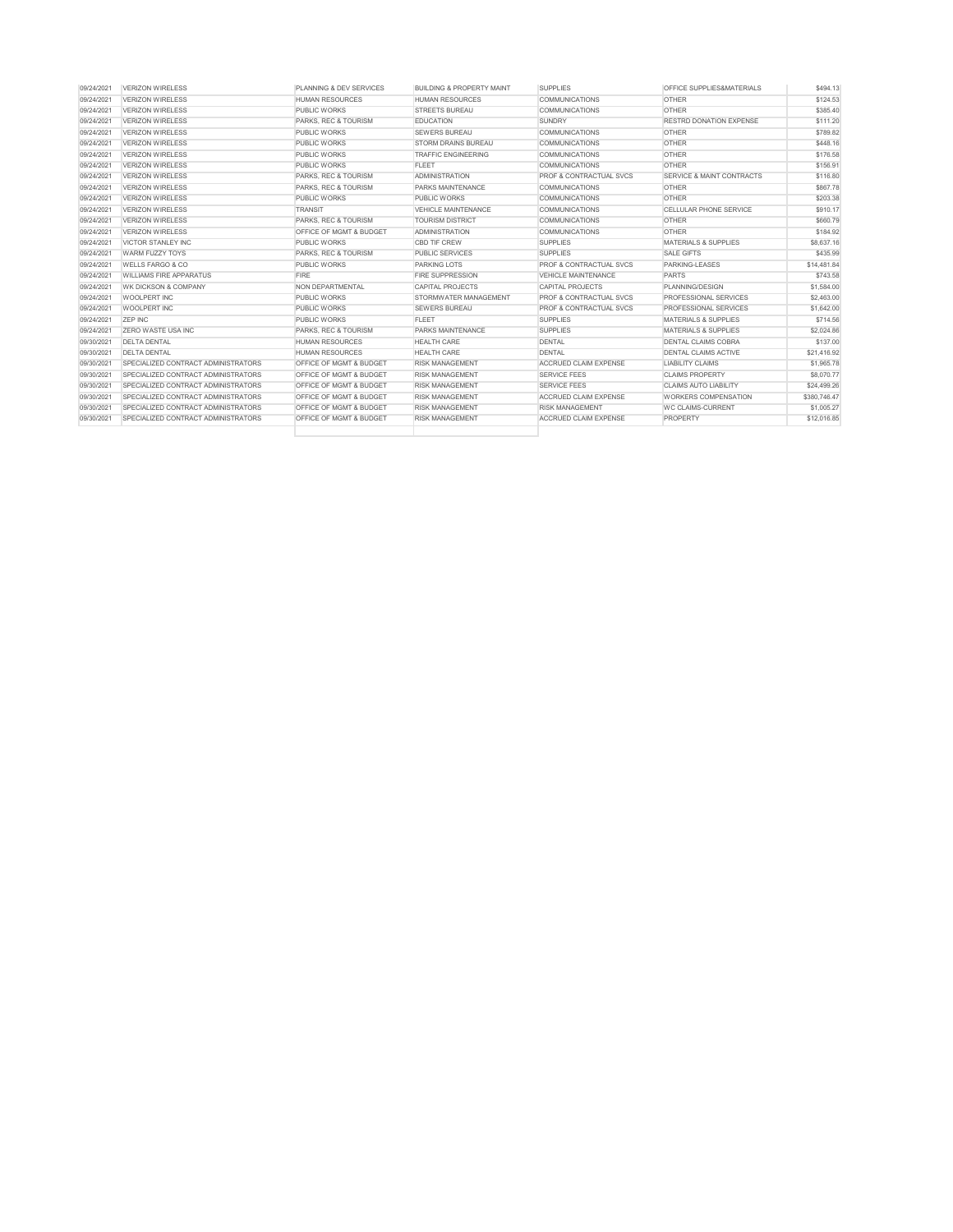| | | | | | | |
|---|---|---|---|---|---|---|
| 09/24/2021 | VERIZON WIRELESS | PLANNING & DEV SERVICES | BUILDING & PROPERTY MAINT | SUPPLIES | OFFICE SUPPLIES&MATERIALS | $494.13 |
| 09/24/2021 | VERIZON WIRELESS | HUMAN RESOURCES | HUMAN RESOURCES | COMMUNICATIONS | OTHER | $124.53 |
| 09/24/2021 | VERIZON WIRELESS | PUBLIC WORKS | STREETS BUREAU | COMMUNICATIONS | OTHER | $385.40 |
| 09/24/2021 | VERIZON WIRELESS | PARKS, REC & TOURISM | EDUCATION | SUNDRY | RESTRD DONATION EXPENSE | $111.20 |
| 09/24/2021 | VERIZON WIRELESS | PUBLIC WORKS | SEWERS BUREAU | COMMUNICATIONS | OTHER | $789.82 |
| 09/24/2021 | VERIZON WIRELESS | PUBLIC WORKS | STORM DRAINS BUREAU | COMMUNICATIONS | OTHER | $448.16 |
| 09/24/2021 | VERIZON WIRELESS | PUBLIC WORKS | TRAFFIC ENGINEERING | COMMUNICATIONS | OTHER | $176.58 |
| 09/24/2021 | VERIZON WIRELESS | PUBLIC WORKS | FLEET | COMMUNICATIONS | OTHER | $156.91 |
| 09/24/2021 | VERIZON WIRELESS | PARKS, REC & TOURISM | ADMINISTRATION | PROF & CONTRACTUAL SVCS | SERVICE & MAINT CONTRACTS | $116.80 |
| 09/24/2021 | VERIZON WIRELESS | PARKS, REC & TOURISM | PARKS MAINTENANCE | COMMUNICATIONS | OTHER | $867.78 |
| 09/24/2021 | VERIZON WIRELESS | PUBLIC WORKS | PUBLIC WORKS | COMMUNICATIONS | OTHER | $203.38 |
| 09/24/2021 | VERIZON WIRELESS | TRANSIT | VEHICLE MAINTENANCE | COMMUNICATIONS | CELLULAR PHONE SERVICE | $910.17 |
| 09/24/2021 | VERIZON WIRELESS | PARKS, REC & TOURISM | TOURISM DISTRICT | COMMUNICATIONS | OTHER | $660.79 |
| 09/24/2021 | VERIZON WIRELESS | OFFICE OF MGMT & BUDGET | ADMINISTRATION | COMMUNICATIONS | OTHER | $184.92 |
| 09/24/2021 | VICTOR STANLEY INC | PUBLIC WORKS | CBD TIF CREW | SUPPLIES | MATERIALS & SUPPLIES | $8,637.16 |
| 09/24/2021 | WARM FUZZY TOYS | PARKS, REC & TOURISM | PUBLIC SERVICES | SUPPLIES | SALE GIFTS | $435.99 |
| 09/24/2021 | WELLS FARGO & CO | PUBLIC WORKS | PARKING LOTS | PROF & CONTRACTUAL SVCS | PARKING-LEASES | $14,481.84 |
| 09/24/2021 | WILLIAMS FIRE APPARATUS | FIRE | FIRE SUPPRESSION | VEHICLE MAINTENANCE | PARTS | $743.58 |
| 09/24/2021 | WK DICKSON & COMPANY | NON DEPARTMENTAL | CAPITAL PROJECTS | CAPITAL PROJECTS | PLANNING/DESIGN | $1,584.00 |
| 09/24/2021 | WOOLPERT INC | PUBLIC WORKS | STORMWATER MANAGEMENT | PROF & CONTRACTUAL SVCS | PROFESSIONAL SERVICES | $2,463.00 |
| 09/24/2021 | WOOLPERT INC | PUBLIC WORKS | SEWERS BUREAU | PROF & CONTRACTUAL SVCS | PROFESSIONAL SERVICES | $1,642.00 |
| 09/24/2021 | ZEP INC | PUBLIC WORKS | FLEET | SUPPLIES | MATERIALS & SUPPLIES | $714.56 |
| 09/24/2021 | ZERO WASTE USA INC | PARKS, REC & TOURISM | PARKS MAINTENANCE | SUPPLIES | MATERIALS & SUPPLIES | $2,024.86 |
| 09/30/2021 | DELTA DENTAL | HUMAN RESOURCES | HEALTH CARE | DENTAL | DENTAL CLAIMS COBRA | $137.00 |
| 09/30/2021 | DELTA DENTAL | HUMAN RESOURCES | HEALTH CARE | DENTAL | DENTAL CLAIMS ACTIVE | $21,416.92 |
| 09/30/2021 | SPECIALIZED CONTRACT ADMINISTRATORS | OFFICE OF MGMT & BUDGET | RISK MANAGEMENT | ACCRUED CLAIM EXPENSE | LIABILITY CLAIMS | $1,965.78 |
| 09/30/2021 | SPECIALIZED CONTRACT ADMINISTRATORS | OFFICE OF MGMT & BUDGET | RISK MANAGEMENT | SERVICE FEES | CLAIMS PROPERTY | $8,070.77 |
| 09/30/2021 | SPECIALIZED CONTRACT ADMINISTRATORS | OFFICE OF MGMT & BUDGET | RISK MANAGEMENT | SERVICE FEES | CLAIMS AUTO LIABILITY | $24,499.26 |
| 09/30/2021 | SPECIALIZED CONTRACT ADMINISTRATORS | OFFICE OF MGMT & BUDGET | RISK MANAGEMENT | ACCRUED CLAIM EXPENSE | WORKERS COMPENSATION | $380,746.47 |
| 09/30/2021 | SPECIALIZED CONTRACT ADMINISTRATORS | OFFICE OF MGMT & BUDGET | RISK MANAGEMENT | RISK MANAGEMENT | WC CLAIMS-CURRENT | $1,005.27 |
| 09/30/2021 | SPECIALIZED CONTRACT ADMINISTRATORS | OFFICE OF MGMT & BUDGET | RISK MANAGEMENT | ACCRUED CLAIM EXPENSE | PROPERTY | $12,016.85 |